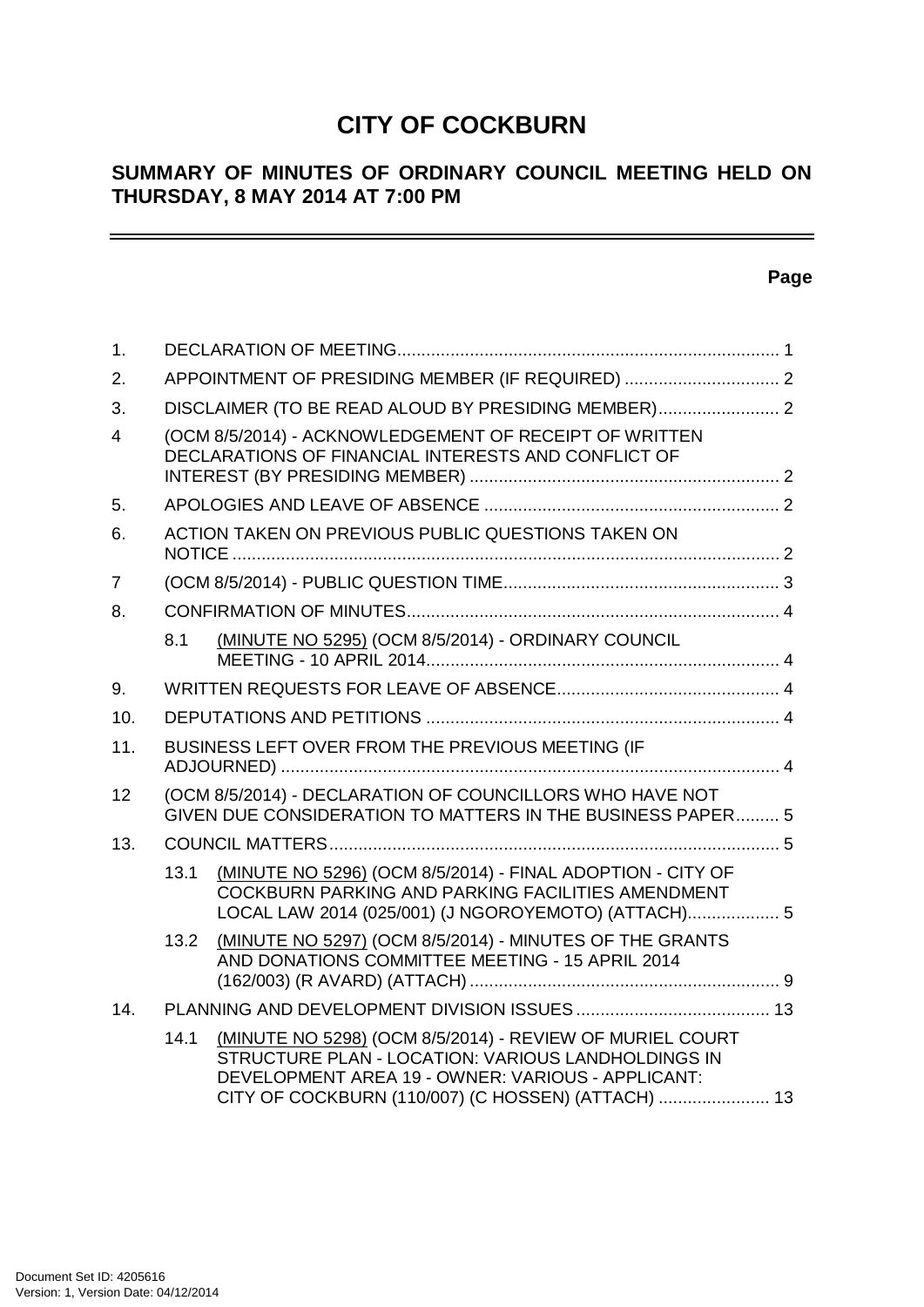# CITY OF COCKBURN

## SUMMARY OF MINUTES OF ORDINARY COUNCIL MEETING HELD ON THURSDAY, 8 MAY 2014 AT 7:00 PM

---

**Page**

| | | Page |
|---|---|---|
| 1. | DECLARATION OF MEETING | 1 |
| 2. | APPOINTMENT OF PRESIDING MEMBER (IF REQUIRED) | 2 |
| 3. | DISCLAIMER (TO BE READ ALOUD BY PRESIDING MEMBER) | 2 |
| 4 | (OCM 8/5/2014) - ACKNOWLEDGEMENT OF RECEIPT OF WRITTEN DECLARATIONS OF FINANCIAL INTERESTS AND CONFLICT OF INTEREST (BY PRESIDING MEMBER) | 2 |
| 5. | APOLOGIES AND LEAVE OF ABSENCE | 2 |
| 6. | ACTION TAKEN ON PREVIOUS PUBLIC QUESTIONS TAKEN ON NOTICE | 2 |
| 7 | (OCM 8/5/2014) - PUBLIC QUESTION TIME | 3 |
| 8. | CONFIRMATION OF MINUTES | 4 |
| 8.1 | (MINUTE NO 5295) (OCM 8/5/2014) - ORDINARY COUNCIL MEETING - 10 APRIL 2014 | 4 |
| 9. | WRITTEN REQUESTS FOR LEAVE OF ABSENCE | 4 |
| 10. | DEPUTATIONS AND PETITIONS | 4 |
| 11. | BUSINESS LEFT OVER FROM THE PREVIOUS MEETING (IF ADJOURNED) | 4 |
| 12 | (OCM 8/5/2014) - DECLARATION OF COUNCILLORS WHO HAVE NOT GIVEN DUE CONSIDERATION TO MATTERS IN THE BUSINESS PAPER | 5 |
| 13. | COUNCIL MATTERS | 5 |
| 13.1 | (MINUTE NO 5296) (OCM 8/5/2014) - FINAL ADOPTION - CITY OF COCKBURN PARKING AND PARKING FACILITIES AMENDMENT LOCAL LAW 2014 (025/001) (J NGOROYEMOTO) (ATTACH) | 5 |
| 13.2 | (MINUTE NO 5297) (OCM 8/5/2014) - MINUTES OF THE GRANTS AND DONATIONS COMMITTEE MEETING - 15 APRIL 2014 (162/003) (R AVARD) (ATTACH) | 9 |
| 14. | PLANNING AND DEVELOPMENT DIVISION ISSUES | 13 |
| 14.1 | (MINUTE NO 5298) (OCM 8/5/2014) - REVIEW OF MURIEL COURT STRUCTURE PLAN - LOCATION: VARIOUS LANDHOLDINGS IN DEVELOPMENT AREA 19 - OWNER: VARIOUS - APPLICANT: CITY OF COCKBURN (110/007) (C HOSSEN) (ATTACH) | 13 |

Document Set ID: 4205616
Version: 1, Version Date: 04/12/2014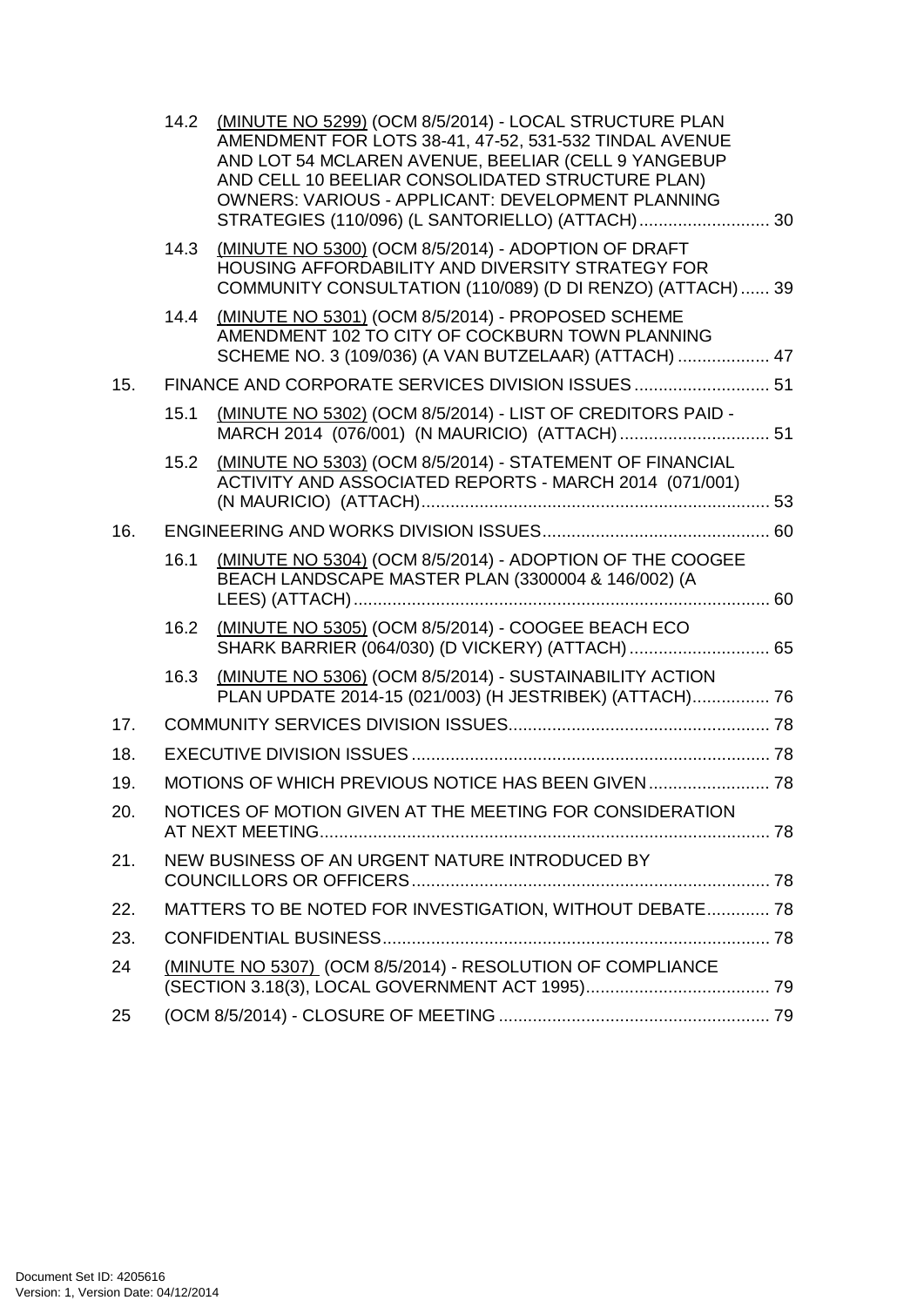| | | | |
|---|---|---|---|
| | 14.2 | (MINUTE NO 5299) (OCM 8/5/2014) - LOCAL STRUCTURE PLAN AMENDMENT FOR LOTS 38-41, 47-52, 531-532 TINDAL AVENUE AND LOT 54 MCLAREN AVENUE, BEELIAR (CELL 9 YANGEBUP AND CELL 10 BEELIAR CONSOLIDATED STRUCTURE PLAN) OWNERS: VARIOUS - APPLICANT: DEVELOPMENT PLANNING STRATEGIES (110/096) (L SANTORIELLO) (ATTACH) | 30 |
| | 14.3 | (MINUTE NO 5300) (OCM 8/5/2014) - ADOPTION OF DRAFT HOUSING AFFORDABILITY AND DIVERSITY STRATEGY FOR COMMUNITY CONSULTATION (110/089) (D DI RENZO) (ATTACH) | 39 |
| | 14.4 | (MINUTE NO 5301) (OCM 8/5/2014) - PROPOSED SCHEME AMENDMENT 102 TO CITY OF COCKBURN TOWN PLANNING SCHEME NO. 3 (109/036) (A VAN BUTZELAAR) (ATTACH) | 47 |
| 15. | FINANCE AND CORPORATE SERVICES DIVISION ISSUES | | 51 |
| | 15.1 | (MINUTE NO 5302) (OCM 8/5/2014) - LIST OF CREDITORS PAID - MARCH 2014 (076/001) (N MAURICIO) (ATTACH) | 51 |
| | 15.2 | (MINUTE NO 5303) (OCM 8/5/2014) - STATEMENT OF FINANCIAL ACTIVITY AND ASSOCIATED REPORTS - MARCH 2014 (071/001) (N MAURICIO) (ATTACH) | 53 |
| 16. | ENGINEERING AND WORKS DIVISION ISSUES | | 60 |
| | 16.1 | (MINUTE NO 5304) (OCM 8/5/2014) - ADOPTION OF THE COOGEE BEACH LANDSCAPE MASTER PLAN (3300004 & 146/002) (A LEES) (ATTACH) | 60 |
| | 16.2 | (MINUTE NO 5305) (OCM 8/5/2014) - COOGEE BEACH ECO SHARK BARRIER (064/030) (D VICKERY) (ATTACH) | 65 |
| | 16.3 | (MINUTE NO 5306) (OCM 8/5/2014) - SUSTAINABILITY ACTION PLAN UPDATE 2014-15 (021/003) (H JESTRIBEK) (ATTACH) | 76 |
| 17. | COMMUNITY SERVICES DIVISION ISSUES | | 78 |
| 18. | EXECUTIVE DIVISION ISSUES | | 78 |
| 19. | MOTIONS OF WHICH PREVIOUS NOTICE HAS BEEN GIVEN | | 78 |
| 20. | NOTICES OF MOTION GIVEN AT THE MEETING FOR CONSIDERATION AT NEXT MEETING | | 78 |
| 21. | NEW BUSINESS OF AN URGENT NATURE INTRODUCED BY COUNCILLORS OR OFFICERS | | 78 |
| 22. | MATTERS TO BE NOTED FOR INVESTIGATION, WITHOUT DEBATE | | 78 |
| 23. | CONFIDENTIAL BUSINESS | | 78 |
| 24 | (MINUTE NO 5307) (OCM 8/5/2014) - RESOLUTION OF COMPLIANCE (SECTION 3.18(3), LOCAL GOVERNMENT ACT 1995) | | 79 |
| 25 | (OCM 8/5/2014) - CLOSURE OF MEETING | | 79 |

Document Set ID: 4205616
Version: 1, Version Date: 04/12/2014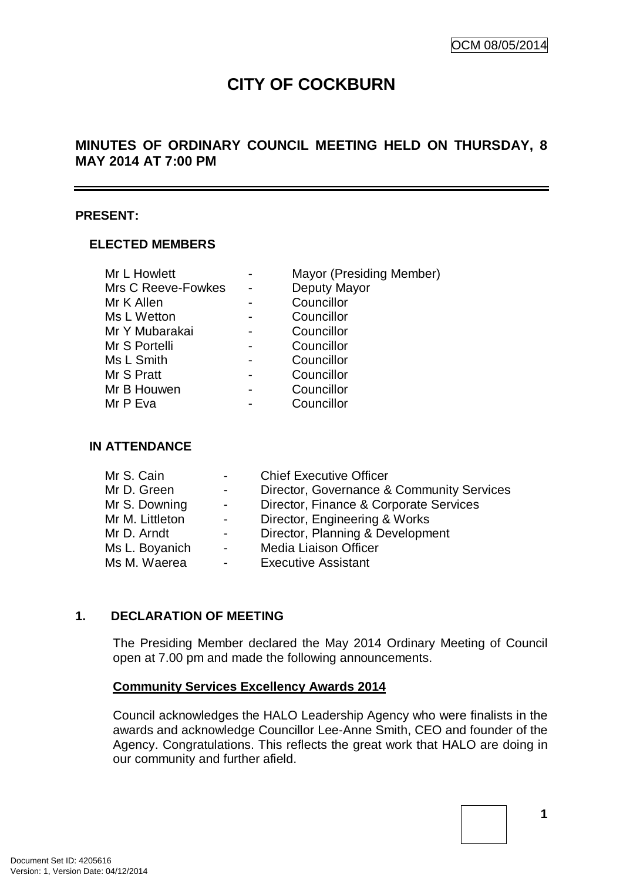OCM 08/05/2014

# CITY OF COCKBURN

## MINUTES OF ORDINARY COUNCIL MEETING HELD ON THURSDAY, 8 MAY 2014 AT 7:00 PM

**PRESENT:**

**ELECTED MEMBERS**

| | | |
|---|---|---|
| Mr L Howlett | - | Mayor (Presiding Member) |
| Mrs C Reeve-Fowkes | - | Deputy Mayor |
| Mr K Allen | - | Councillor |
| Ms L Wetton | - | Councillor |
| Mr Y Mubarakai | - | Councillor |
| Mr S Portelli | - | Councillor |
| Ms L Smith | - | Councillor |
| Mr S Pratt | - | Councillor |
| Mr B Houwen | - | Councillor |
| Mr P Eva | - | Councillor |

**IN ATTENDANCE**

| | | |
|---|---|---|
| Mr S. Cain | - | Chief Executive Officer |
| Mr D. Green | - | Director, Governance & Community Services |
| Mr S. Downing | - | Director, Finance & Corporate Services |
| Mr M. Littleton | - | Director, Engineering & Works |
| Mr D. Arndt | - | Director, Planning & Development |
| Ms L. Boyanich | - | Media Liaison Officer |
| Ms M. Waerea | - | Executive Assistant |

**1. DECLARATION OF MEETING**

The Presiding Member declared the May 2014 Ordinary Meeting of Council open at 7.00 pm and made the following announcements.

**<u>Community Services Excellency Awards 2014</u>**

Council acknowledges the HALO Leadership Agency who were finalists in the awards and acknowledge Councillor Lee-Anne Smith, CEO and founder of the Agency. Congratulations. This reflects the great work that HALO are doing in our community and further afield.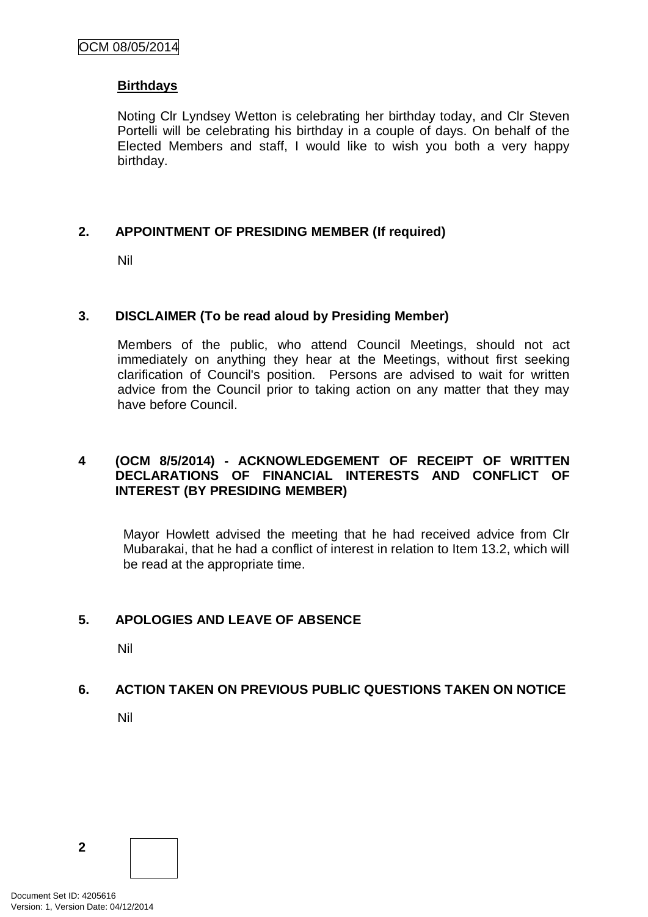**Birthdays**

Noting Clr Lyndsey Wetton is celebrating her birthday today, and Clr Steven Portelli will be celebrating his birthday in a couple of days. On behalf of the Elected Members and staff, I would like to wish you both a very happy birthday.

## 2. APPOINTMENT OF PRESIDING MEMBER (If required)

Nil

## 3. DISCLAIMER (To be read aloud by Presiding Member)

Members of the public, who attend Council Meetings, should not act immediately on anything they hear at the Meetings, without first seeking clarification of Council's position. Persons are advised to wait for written advice from the Council prior to taking action on any matter that they may have before Council.

## 4 (OCM 8/5/2014) - ACKNOWLEDGEMENT OF RECEIPT OF WRITTEN DECLARATIONS OF FINANCIAL INTERESTS AND CONFLICT OF INTEREST (BY PRESIDING MEMBER)

Mayor Howlett advised the meeting that he had received advice from Clr Mubarakai, that he had a conflict of interest in relation to Item 13.2, which will be read at the appropriate time.

## 5. APOLOGIES AND LEAVE OF ABSENCE

Nil

## 6. ACTION TAKEN ON PREVIOUS PUBLIC QUESTIONS TAKEN ON NOTICE

Nil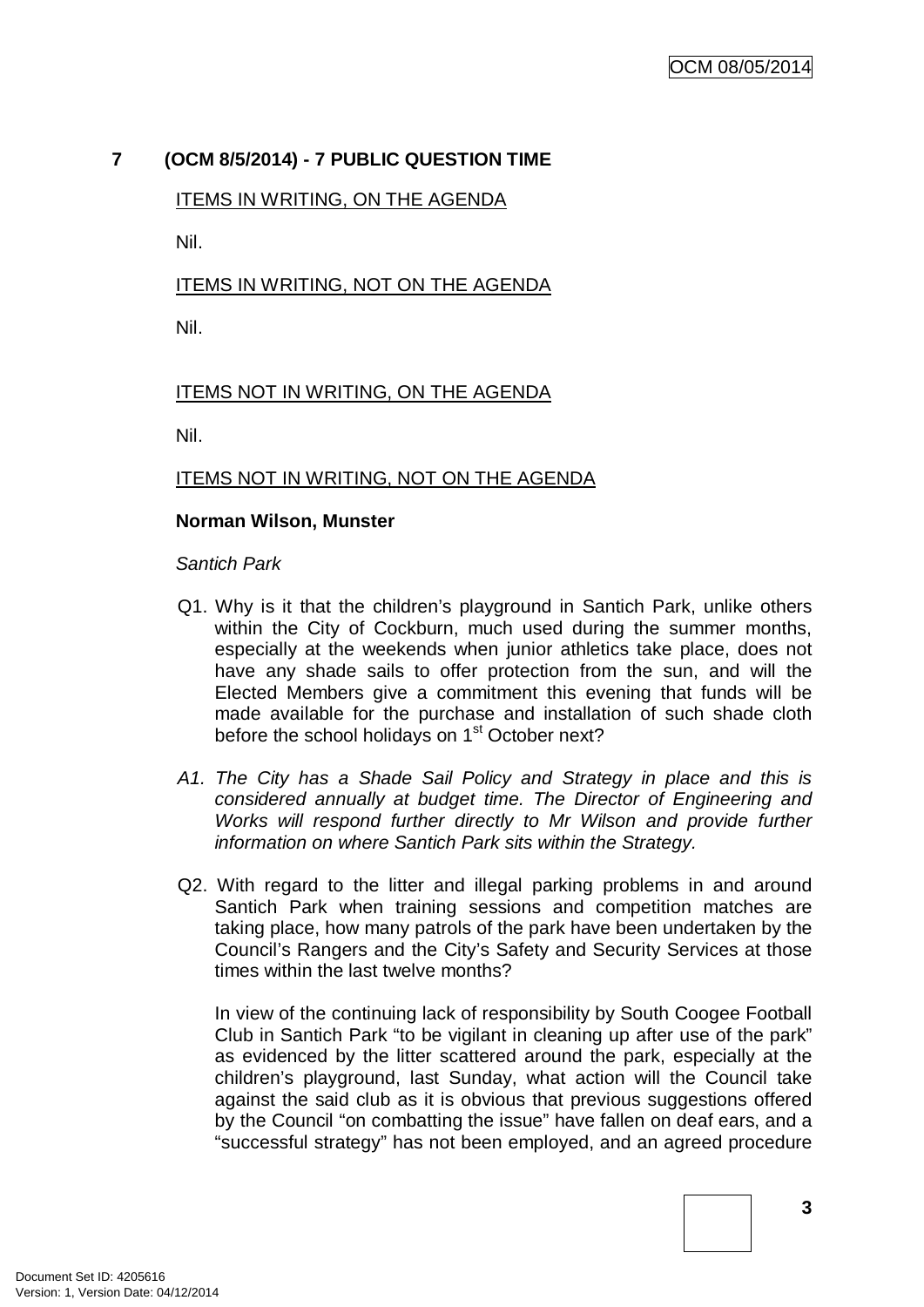## 7 (OCM 8/5/2014) - 7 PUBLIC QUESTION TIME

ITEMS IN WRITING, ON THE AGENDA

Nil.

ITEMS IN WRITING, NOT ON THE AGENDA

Nil.

ITEMS NOT IN WRITING, ON THE AGENDA

Nil.

ITEMS NOT IN WRITING, NOT ON THE AGENDA

**Norman Wilson, Munster**

*Santich Park*

Q1. Why is it that the children's playground in Santich Park, unlike others within the City of Cockburn, much used during the summer months, especially at the weekends when junior athletics take place, does not have any shade sails to offer protection from the sun, and will the Elected Members give a commitment this evening that funds will be made available for the purchase and installation of such shade cloth before the school holidays on 1st October next?

*A1. The City has a Shade Sail Policy and Strategy in place and this is considered annually at budget time. The Director of Engineering and Works will respond further directly to Mr Wilson and provide further information on where Santich Park sits within the Strategy.*

Q2. With regard to the litter and illegal parking problems in and around Santich Park when training sessions and competition matches are taking place, how many patrols of the park have been undertaken by the Council's Rangers and the City's Safety and Security Services at those times within the last twelve months?

In view of the continuing lack of responsibility by South Coogee Football Club in Santich Park "to be vigilant in cleaning up after use of the park" as evidenced by the litter scattered around the park, especially at the children's playground, last Sunday, what action will the Council take against the said club as it is obvious that previous suggestions offered by the Council "on combatting the issue" have fallen on deaf ears, and a "successful strategy" has not been employed, and an agreed procedure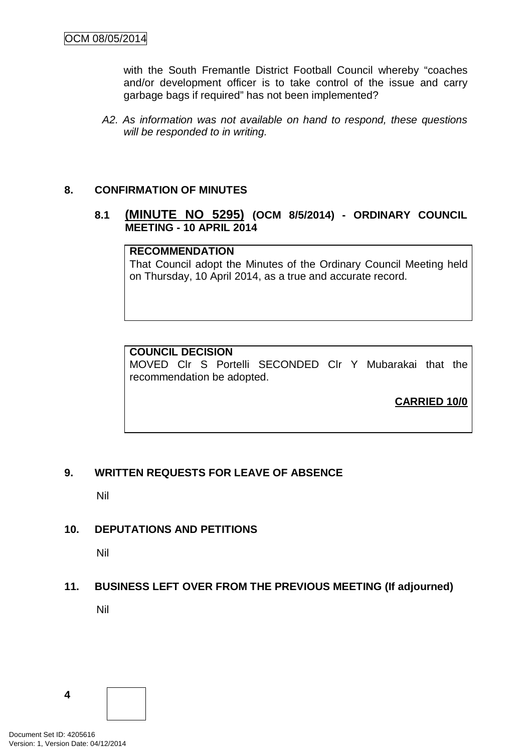with the South Fremantle District Football Council whereby "coaches and/or development officer is to take control of the issue and carry garbage bags if required" has not been implemented?

*A2. As information was not available on hand to respond, these questions will be responded to in writing.*

## 8. CONFIRMATION OF MINUTES

### 8.1 (MINUTE NO 5295) (OCM 8/5/2014) - ORDINARY COUNCIL MEETING - 10 APRIL 2014

**RECOMMENDATION**

That Council adopt the Minutes of the Ordinary Council Meeting held on Thursday, 10 April 2014, as a true and accurate record.

**COUNCIL DECISION**

MOVED Clr S Portelli SECONDED Clr Y Mubarakai that the recommendation be adopted.

**CARRIED 10/0**

## 9. WRITTEN REQUESTS FOR LEAVE OF ABSENCE

Nil

## 10. DEPUTATIONS AND PETITIONS

Nil

## 11. BUSINESS LEFT OVER FROM THE PREVIOUS MEETING (If adjourned)

Nil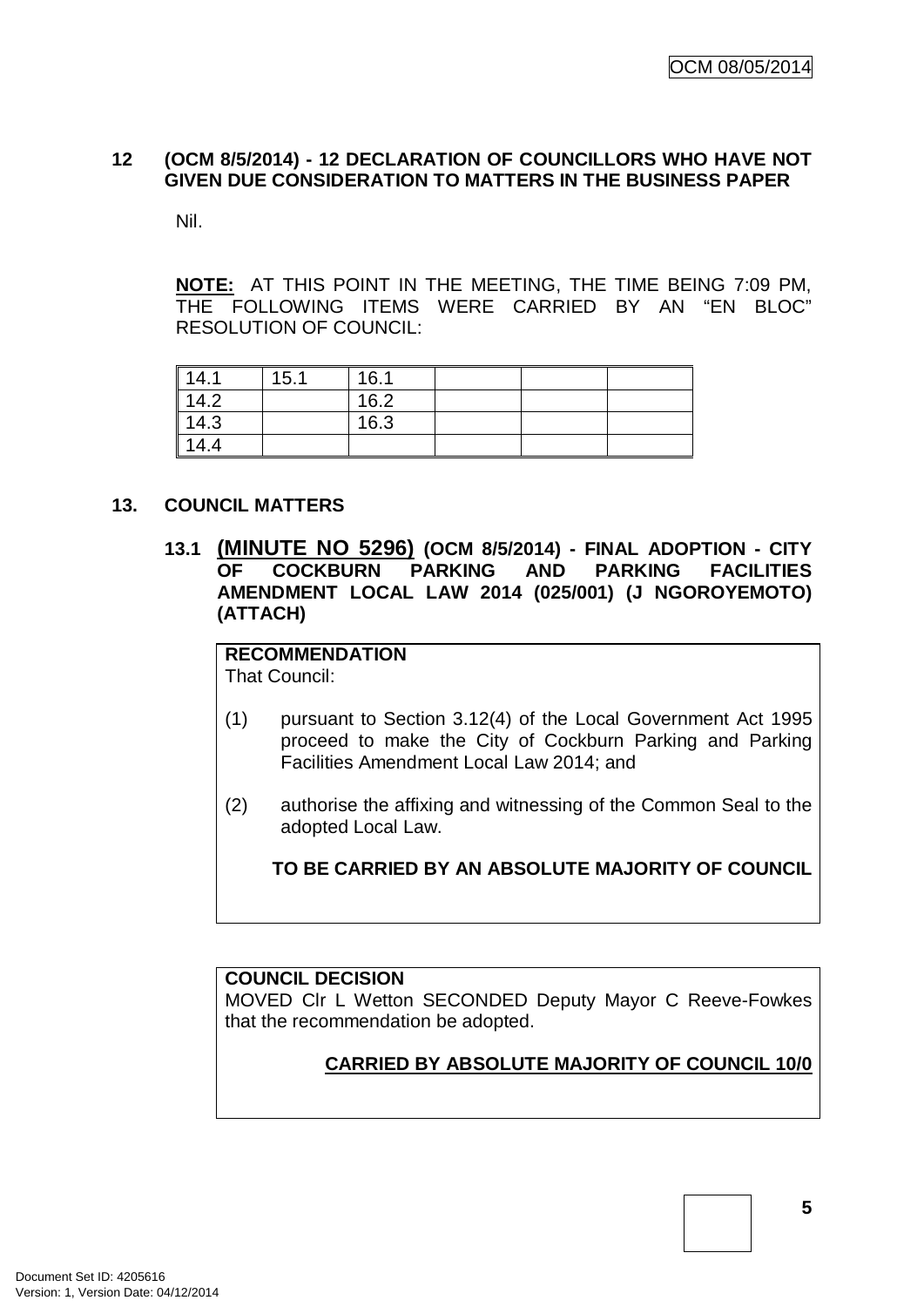## 12 (OCM 8/5/2014) - 12 DECLARATION OF COUNCILLORS WHO HAVE NOT GIVEN DUE CONSIDERATION TO MATTERS IN THE BUSINESS PAPER

Nil.

**NOTE:** AT THIS POINT IN THE MEETING, THE TIME BEING 7:09 PM, THE FOLLOWING ITEMS WERE CARRIED BY AN "EN BLOC" RESOLUTION OF COUNCIL:

| | | | | | |
|---|---|---|---|---|---|
| 14.1 | 15.1 | 16.1 | | | |
| 14.2 | | 16.2 | | | |
| 14.3 | | 16.3 | | | |
| 14.4 | | | | | |

## 13. COUNCIL MATTERS

### 13.1 (MINUTE NO 5296) (OCM 8/5/2014) - FINAL ADOPTION - CITY OF COCKBURN PARKING AND PARKING FACILITIES AMENDMENT LOCAL LAW 2014 (025/001) (J NGOROYEMOTO) (ATTACH)

**RECOMMENDATION**
That Council:

(1) pursuant to Section 3.12(4) of the Local Government Act 1995 proceed to make the City of Cockburn Parking and Parking Facilities Amendment Local Law 2014; and

(2) authorise the affixing and witnessing of the Common Seal to the adopted Local Law.

**TO BE CARRIED BY AN ABSOLUTE MAJORITY OF COUNCIL**

**COUNCIL DECISION**
MOVED Clr L Wetton SECONDED Deputy Mayor C Reeve-Fowkes that the recommendation be adopted.

**CARRIED BY ABSOLUTE MAJORITY OF COUNCIL 10/0**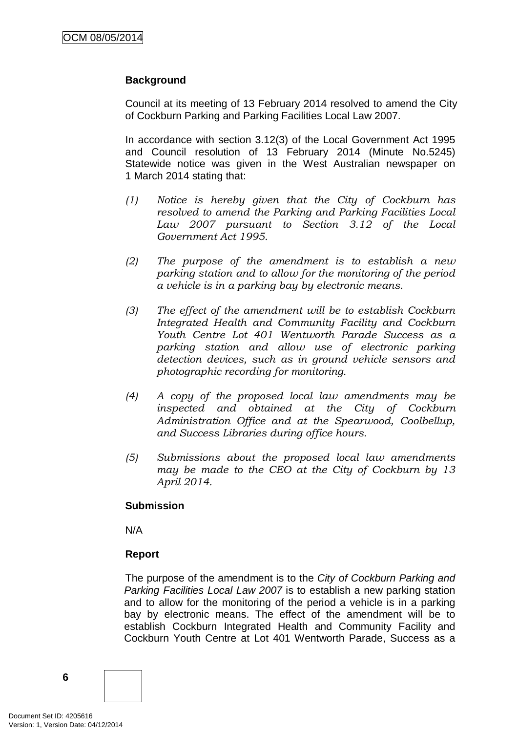**Background**

Council at its meeting of 13 February 2014 resolved to amend the City of Cockburn Parking and Parking Facilities Local Law 2007.

In accordance with section 3.12(3) of the Local Government Act 1995 and Council resolution of 13 February 2014 (Minute No.5245) Statewide notice was given in the West Australian newspaper on 1 March 2014 stating that:

(1) *Notice is hereby given that the City of Cockburn has resolved to amend the Parking and Parking Facilities Local Law 2007 pursuant to Section 3.12 of the Local Government Act 1995.*

(2) *The purpose of the amendment is to establish a new parking station and to allow for the monitoring of the period a vehicle is in a parking bay by electronic means.*

(3) *The effect of the amendment will be to establish Cockburn Integrated Health and Community Facility and Cockburn Youth Centre Lot 401 Wentworth Parade Success as a parking station and allow use of electronic parking detection devices, such as in ground vehicle sensors and photographic recording for monitoring.*

(4) *A copy of the proposed local law amendments may be inspected and obtained at the City of Cockburn Administration Office and at the Spearwood, Coolbellup, and Success Libraries during office hours.*

(5) *Submissions about the proposed local law amendments may be made to the CEO at the City of Cockburn by 13 April 2014.*

**Submission**

N/A

**Report**

The purpose of the amendment is to the *City of Cockburn Parking and Parking Facilities Local Law 2007* is to establish a new parking station and to allow for the monitoring of the period a vehicle is in a parking bay by electronic means. The effect of the amendment will be to establish Cockburn Integrated Health and Community Facility and Cockburn Youth Centre at Lot 401 Wentworth Parade, Success as a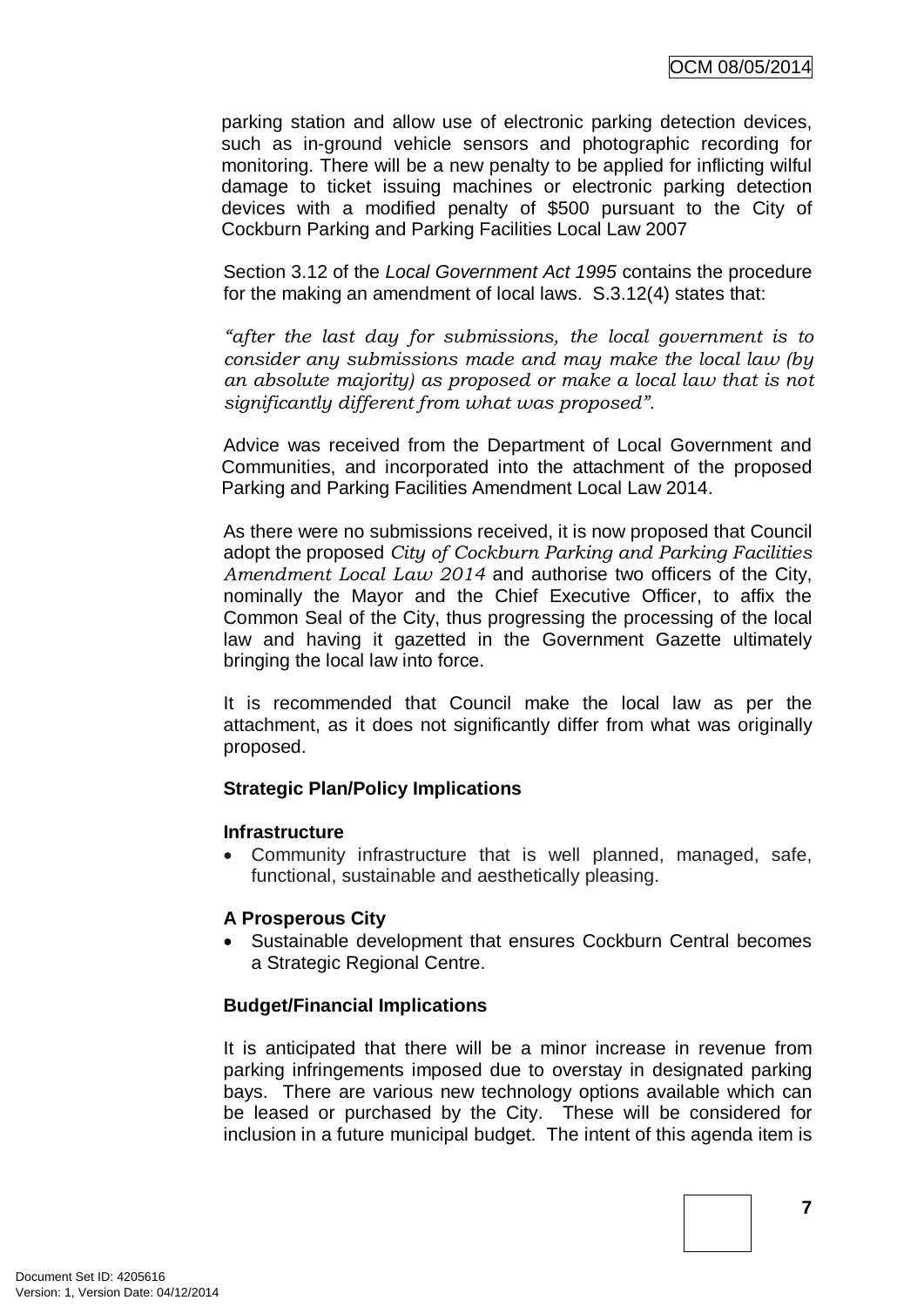parking station and allow use of electronic parking detection devices, such as in-ground vehicle sensors and photographic recording for monitoring. There will be a new penalty to be applied for inflicting wilful damage to ticket issuing machines or electronic parking detection devices with a modified penalty of $500 pursuant to the City of Cockburn Parking and Parking Facilities Local Law 2007

Section 3.12 of the *Local Government Act 1995* contains the procedure for the making an amendment of local laws. S.3.12(4) states that:

*"after the last day for submissions, the local government is to consider any submissions made and may make the local law (by an absolute majority) as proposed or make a local law that is not significantly different from what was proposed".*

Advice was received from the Department of Local Government and Communities, and incorporated into the attachment of the proposed Parking and Parking Facilities Amendment Local Law 2014.

As there were no submissions received, it is now proposed that Council adopt the proposed *City of Cockburn Parking and Parking Facilities Amendment Local Law 2014* and authorise two officers of the City, nominally the Mayor and the Chief Executive Officer, to affix the Common Seal of the City, thus progressing the processing of the local law and having it gazetted in the Government Gazette ultimately bringing the local law into force.

It is recommended that Council make the local law as per the attachment, as it does not significantly differ from what was originally proposed.

**Strategic Plan/Policy Implications**

**Infrastructure**

- Community infrastructure that is well planned, managed, safe, functional, sustainable and aesthetically pleasing.

**A Prosperous City**

- Sustainable development that ensures Cockburn Central becomes a Strategic Regional Centre.

**Budget/Financial Implications**

It is anticipated that there will be a minor increase in revenue from parking infringements imposed due to overstay in designated parking bays. There are various new technology options available which can be leased or purchased by the City. These will be considered for inclusion in a future municipal budget. The intent of this agenda item is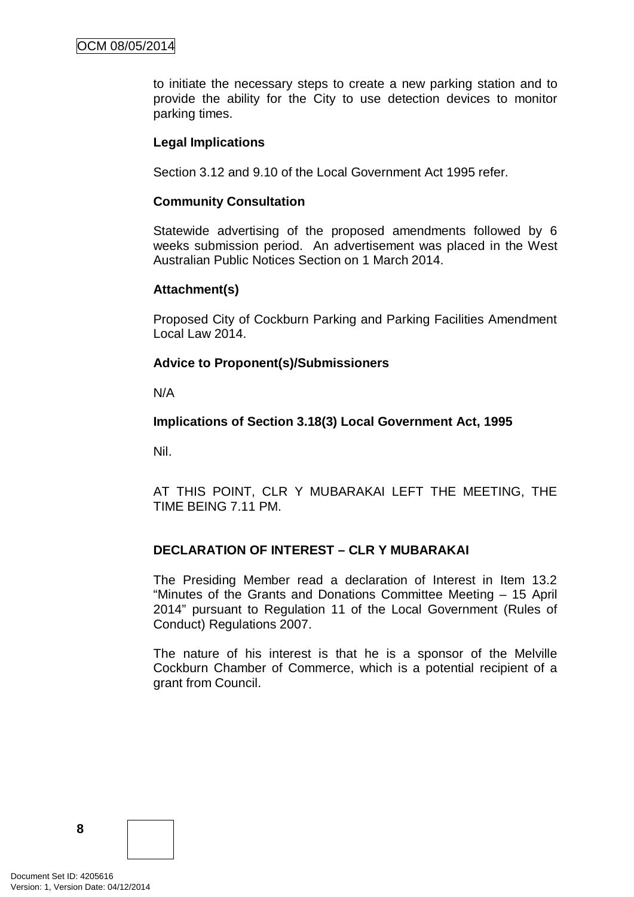to initiate the necessary steps to create a new parking station and to provide the ability for the City to use detection devices to monitor parking times.

**Legal Implications**

Section 3.12 and 9.10 of the Local Government Act 1995 refer.

**Community Consultation**

Statewide advertising of the proposed amendments followed by 6 weeks submission period. An advertisement was placed in the West Australian Public Notices Section on 1 March 2014.

**Attachment(s)**

Proposed City of Cockburn Parking and Parking Facilities Amendment Local Law 2014.

**Advice to Proponent(s)/Submissioners**

N/A

**Implications of Section 3.18(3) Local Government Act, 1995**

Nil.

AT THIS POINT, CLR Y MUBARAKAI LEFT THE MEETING, THE TIME BEING 7.11 PM.

**DECLARATION OF INTEREST – CLR Y MUBARAKAI**

The Presiding Member read a declaration of Interest in Item 13.2 "Minutes of the Grants and Donations Committee Meeting – 15 April 2014" pursuant to Regulation 11 of the Local Government (Rules of Conduct) Regulations 2007.

The nature of his interest is that he is a sponsor of the Melville Cockburn Chamber of Commerce, which is a potential recipient of a grant from Council.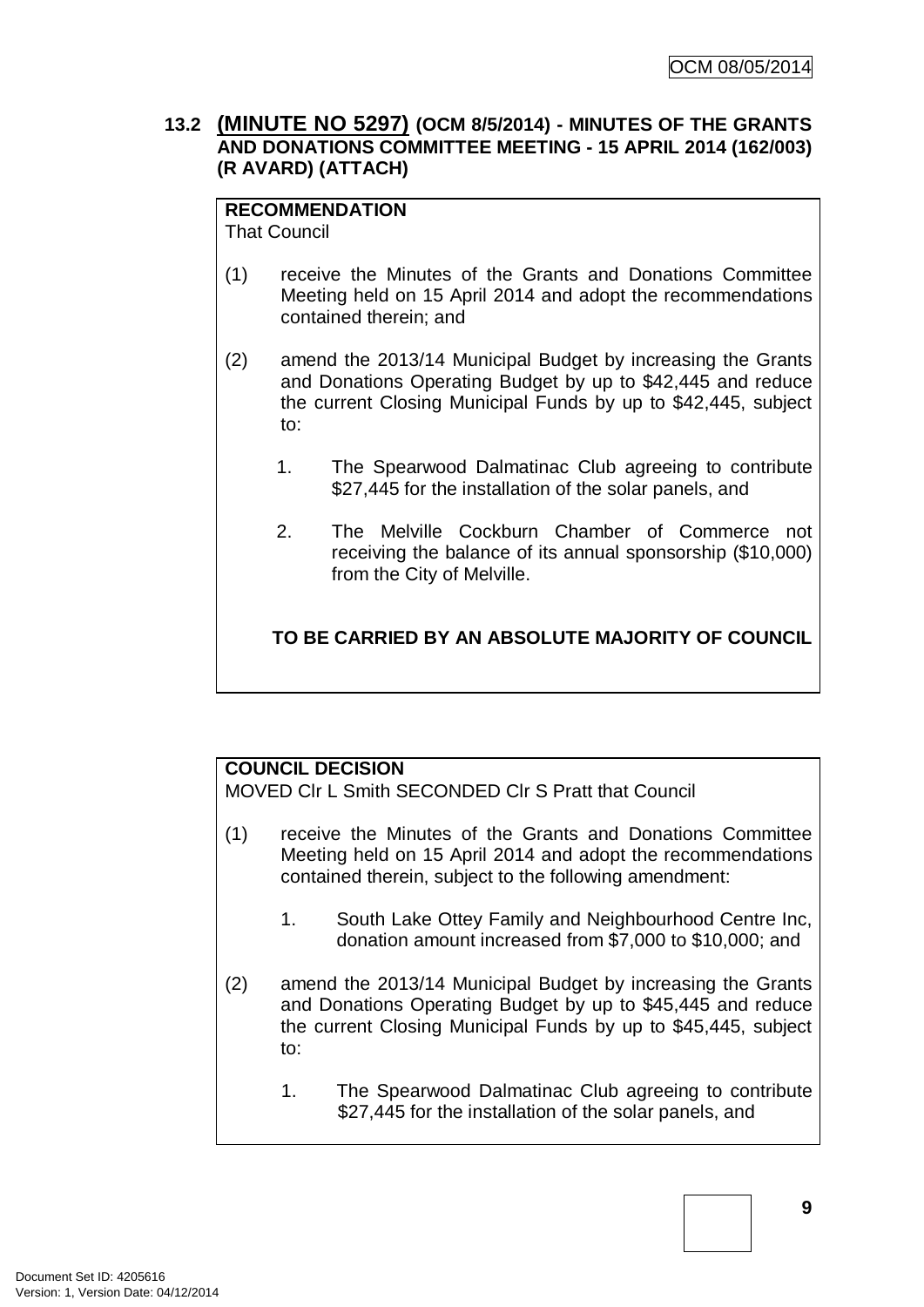### 13.2 (MINUTE NO 5297) (OCM 8/5/2014) - MINUTES OF THE GRANTS AND DONATIONS COMMITTEE MEETING - 15 APRIL 2014 (162/003) (R AVARD) (ATTACH)

**RECOMMENDATION**
That Council

(1) receive the Minutes of the Grants and Donations Committee Meeting held on 15 April 2014 and adopt the recommendations contained therein; and

(2) amend the 2013/14 Municipal Budget by increasing the Grants and Donations Operating Budget by up to $42,445 and reduce the current Closing Municipal Funds by up to $42,445, subject to:

   1. The Spearwood Dalmatinac Club agreeing to contribute $27,445 for the installation of the solar panels, and

   2. The Melville Cockburn Chamber of Commerce not receiving the balance of its annual sponsorship ($10,000) from the City of Melville.

**TO BE CARRIED BY AN ABSOLUTE MAJORITY OF COUNCIL**

**COUNCIL DECISION**
MOVED Clr L Smith SECONDED Clr S Pratt that Council

(1) receive the Minutes of the Grants and Donations Committee Meeting held on 15 April 2014 and adopt the recommendations contained therein, subject to the following amendment:

   1. South Lake Ottey Family and Neighbourhood Centre Inc, donation amount increased from $7,000 to $10,000; and

(2) amend the 2013/14 Municipal Budget by increasing the Grants and Donations Operating Budget by up to $45,445 and reduce the current Closing Municipal Funds by up to $45,445, subject to:

   1. The Spearwood Dalmatinac Club agreeing to contribute $27,445 for the installation of the solar panels, and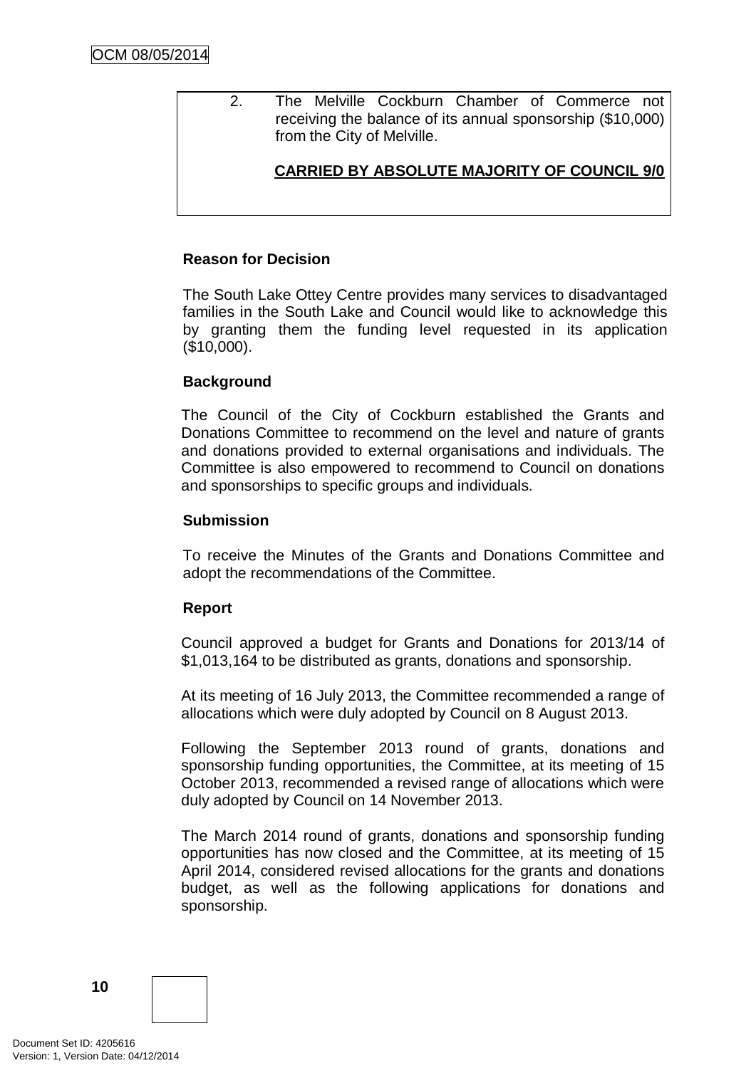2. The Melville Cockburn Chamber of Commerce not receiving the balance of its annual sponsorship ($10,000) from the City of Melville.

**CARRIED BY ABSOLUTE MAJORITY OF COUNCIL 9/0**

**Reason for Decision**

The South Lake Ottey Centre provides many services to disadvantaged families in the South Lake and Council would like to acknowledge this by granting them the funding level requested in its application ($10,000).

**Background**

The Council of the City of Cockburn established the Grants and Donations Committee to recommend on the level and nature of grants and donations provided to external organisations and individuals. The Committee is also empowered to recommend to Council on donations and sponsorships to specific groups and individuals.

**Submission**

To receive the Minutes of the Grants and Donations Committee and adopt the recommendations of the Committee.

**Report**

Council approved a budget for Grants and Donations for 2013/14 of $1,013,164 to be distributed as grants, donations and sponsorship.

At its meeting of 16 July 2013, the Committee recommended a range of allocations which were duly adopted by Council on 8 August 2013.

Following the September 2013 round of grants, donations and sponsorship funding opportunities, the Committee, at its meeting of 15 October 2013, recommended a revised range of allocations which were duly adopted by Council on 14 November 2013.

The March 2014 round of grants, donations and sponsorship funding opportunities has now closed and the Committee, at its meeting of 15 April 2014, considered revised allocations for the grants and donations budget, as well as the following applications for donations and sponsorship.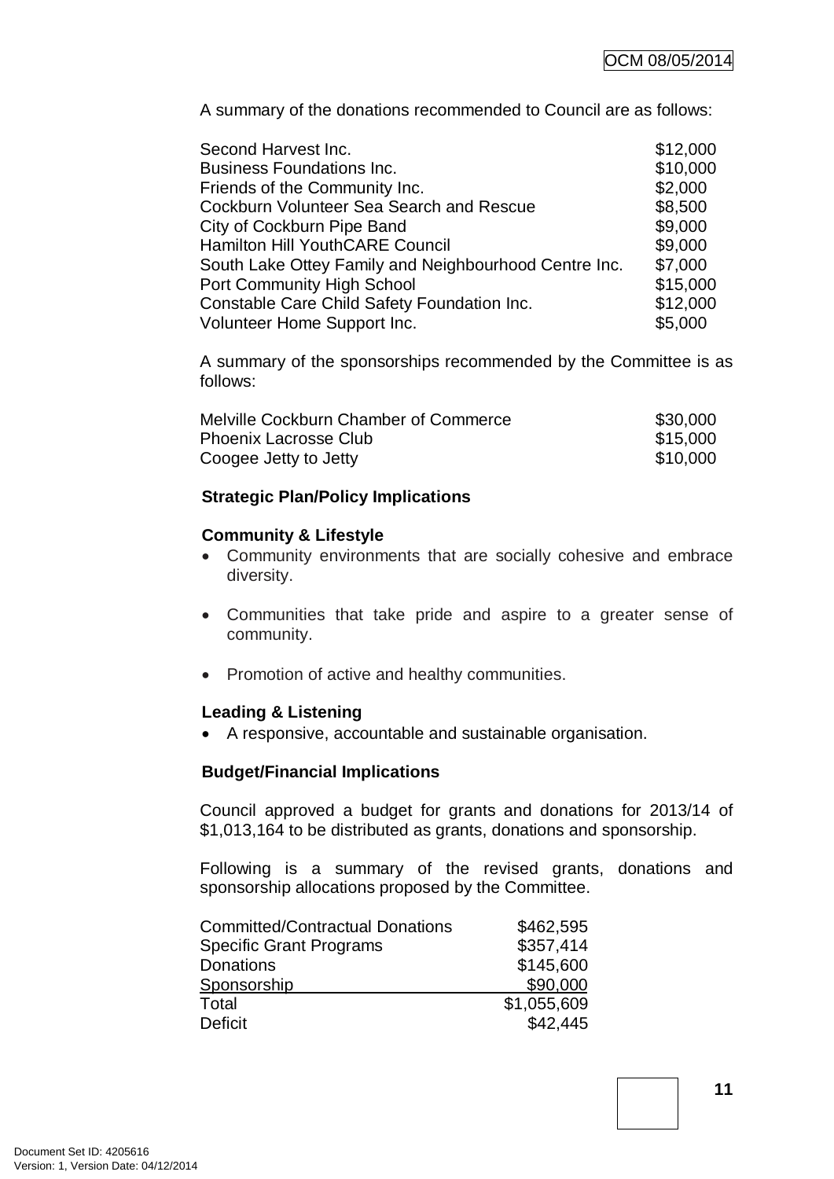A summary of the donations recommended to Council are as follows:

| | |
|---|---|
| Second Harvest Inc. | $12,000 |
| Business Foundations Inc. | $10,000 |
| Friends of the Community Inc. | $2,000 |
| Cockburn Volunteer Sea Search and Rescue | $8,500 |
| City of Cockburn Pipe Band | $9,000 |
| Hamilton Hill YouthCARE Council | $9,000 |
| South Lake Ottey Family and Neighbourhood Centre Inc. | $7,000 |
| Port Community High School | $15,000 |
| Constable Care Child Safety Foundation Inc. | $12,000 |
| Volunteer Home Support Inc. | $5,000 |

A summary of the sponsorships recommended by the Committee is as follows:

| | |
|---|---|
| Melville Cockburn Chamber of Commerce | $30,000 |
| Phoenix Lacrosse Club | $15,000 |
| Coogee Jetty to Jetty | $10,000 |

**Strategic Plan/Policy Implications**

**Community & Lifestyle**

- Community environments that are socially cohesive and embrace diversity.
- Communities that take pride and aspire to a greater sense of community.
- Promotion of active and healthy communities.

**Leading & Listening**

- A responsive, accountable and sustainable organisation.

**Budget/Financial Implications**

Council approved a budget for grants and donations for 2013/14 of $1,013,164 to be distributed as grants, donations and sponsorship.

Following is a summary of the revised grants, donations and sponsorship allocations proposed by the Committee.

| | |
|---|---|
| Committed/Contractual Donations | $462,595 |
| Specific Grant Programs | $357,414 |
| Donations | $145,600 |
| Sponsorship | $90,000 |
| Total | $1,055,609 |
| Deficit | $42,445 |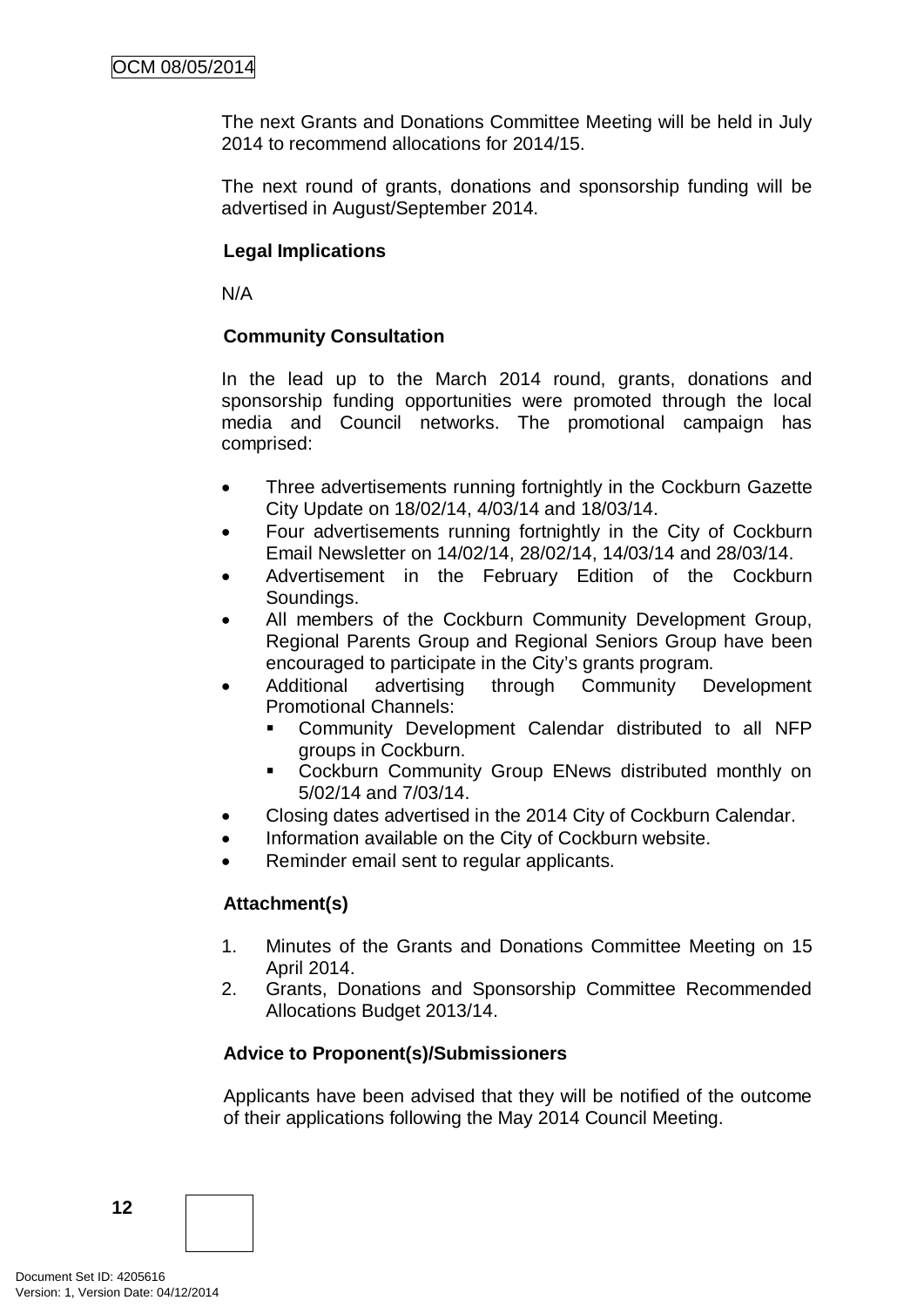The next Grants and Donations Committee Meeting will be held in July 2014 to recommend allocations for 2014/15.

The next round of grants, donations and sponsorship funding will be advertised in August/September 2014.

**Legal Implications**

N/A

**Community Consultation**

In the lead up to the March 2014 round, grants, donations and sponsorship funding opportunities were promoted through the local media and Council networks. The promotional campaign has comprised:

- Three advertisements running fortnightly in the Cockburn Gazette City Update on 18/02/14, 4/03/14 and 18/03/14.
- Four advertisements running fortnightly in the City of Cockburn Email Newsletter on 14/02/14, 28/02/14, 14/03/14 and 28/03/14.
- Advertisement in the February Edition of the Cockburn Soundings.
- All members of the Cockburn Community Development Group, Regional Parents Group and Regional Seniors Group have been encouraged to participate in the City's grants program.
- Additional advertising through Community Development Promotional Channels:
  - Community Development Calendar distributed to all NFP groups in Cockburn.
  - Cockburn Community Group ENews distributed monthly on 5/02/14 and 7/03/14.
- Closing dates advertised in the 2014 City of Cockburn Calendar.
- Information available on the City of Cockburn website.
- Reminder email sent to regular applicants.

**Attachment(s)**

1. Minutes of the Grants and Donations Committee Meeting on 15 April 2014.
2. Grants, Donations and Sponsorship Committee Recommended Allocations Budget 2013/14.

**Advice to Proponent(s)/Submissioners**

Applicants have been advised that they will be notified of the outcome of their applications following the May 2014 Council Meeting.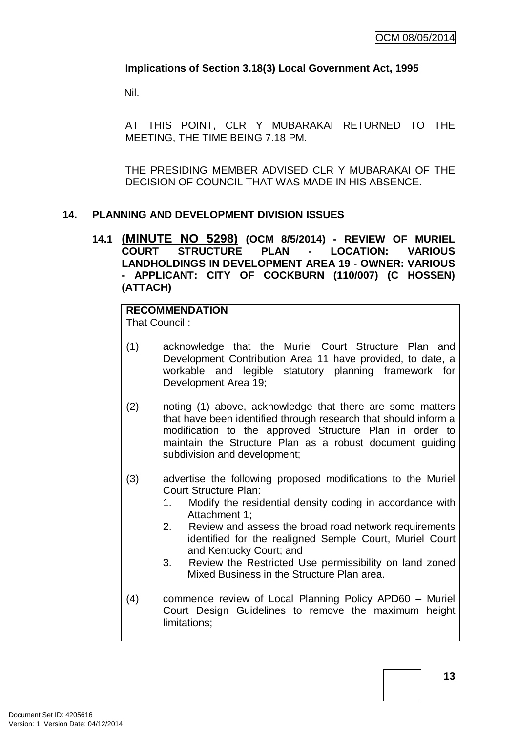**Implications of Section 3.18(3) Local Government Act, 1995**

Nil.

AT THIS POINT, CLR Y MUBARAKAI RETURNED TO THE MEETING, THE TIME BEING 7.18 PM.

THE PRESIDING MEMBER ADVISED CLR Y MUBARAKAI OF THE DECISION OF COUNCIL THAT WAS MADE IN HIS ABSENCE.

## 14. PLANNING AND DEVELOPMENT DIVISION ISSUES

### 14.1 (MINUTE NO 5298) (OCM 8/5/2014) - REVIEW OF MURIEL COURT STRUCTURE PLAN - LOCATION: VARIOUS LANDHOLDINGS IN DEVELOPMENT AREA 19 - OWNER: VARIOUS - APPLICANT: CITY OF COCKBURN (110/007) (C HOSSEN) (ATTACH)

**RECOMMENDATION**

That Council :

(1) acknowledge that the Muriel Court Structure Plan and Development Contribution Area 11 have provided, to date, a workable and legible statutory planning framework for Development Area 19;

(2) noting (1) above, acknowledge that there are some matters that have been identified through research that should inform a modification to the approved Structure Plan in order to maintain the Structure Plan as a robust document guiding subdivision and development;

(3) advertise the following proposed modifications to the Muriel Court Structure Plan:
   1. Modify the residential density coding in accordance with Attachment 1;
   2. Review and assess the broad road network requirements identified for the realigned Semple Court, Muriel Court and Kentucky Court; and
   3. Review the Restricted Use permissibility on land zoned Mixed Business in the Structure Plan area.

(4) commence review of Local Planning Policy APD60 – Muriel Court Design Guidelines to remove the maximum height limitations;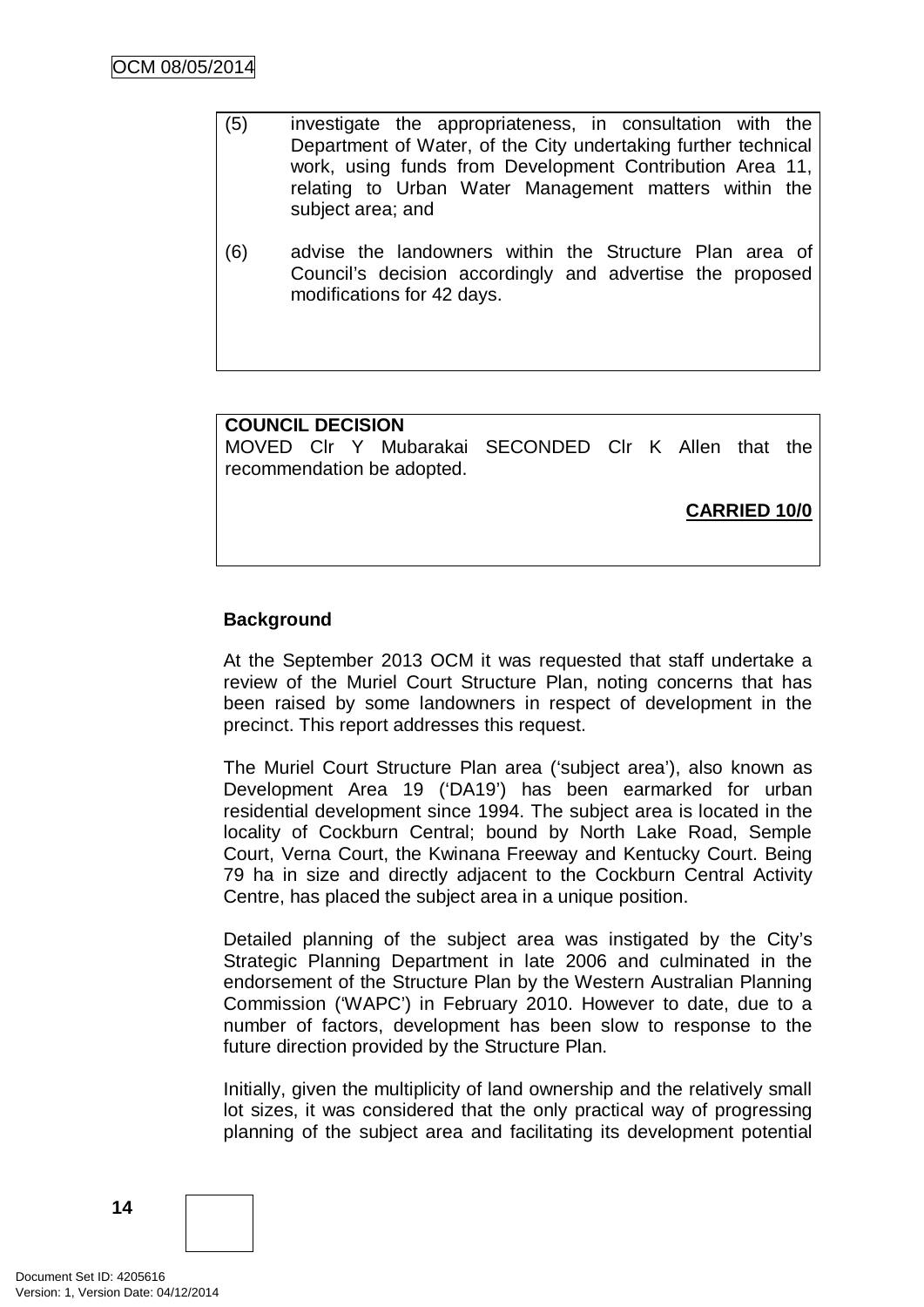(5) investigate the appropriateness, in consultation with the Department of Water, of the City undertaking further technical work, using funds from Development Contribution Area 11, relating to Urban Water Management matters within the subject area; and

(6) advise the landowners within the Structure Plan area of Council's decision accordingly and advertise the proposed modifications for 42 days.

**COUNCIL DECISION**

MOVED Clr Y Mubarakai SECONDED Clr K Allen that the recommendation be adopted.

**CARRIED 10/0**

**Background**

At the September 2013 OCM it was requested that staff undertake a review of the Muriel Court Structure Plan, noting concerns that has been raised by some landowners in respect of development in the precinct. This report addresses this request.

The Muriel Court Structure Plan area ('subject area'), also known as Development Area 19 ('DA19') has been earmarked for urban residential development since 1994. The subject area is located in the locality of Cockburn Central; bound by North Lake Road, Semple Court, Verna Court, the Kwinana Freeway and Kentucky Court. Being 79 ha in size and directly adjacent to the Cockburn Central Activity Centre, has placed the subject area in a unique position.

Detailed planning of the subject area was instigated by the City's Strategic Planning Department in late 2006 and culminated in the endorsement of the Structure Plan by the Western Australian Planning Commission ('WAPC') in February 2010. However to date, due to a number of factors, development has been slow to response to the future direction provided by the Structure Plan.

Initially, given the multiplicity of land ownership and the relatively small lot sizes, it was considered that the only practical way of progressing planning of the subject area and facilitating its development potential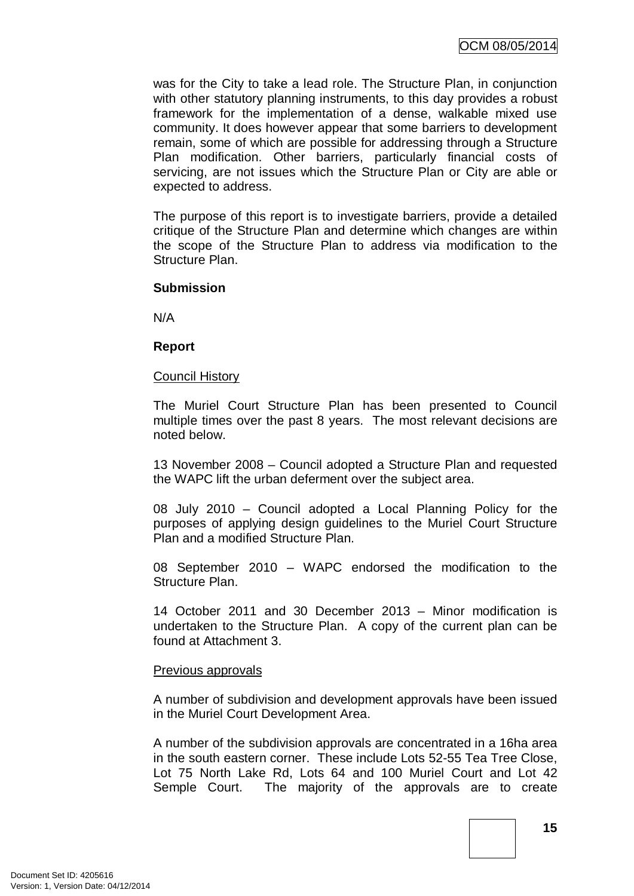was for the City to take a lead role. The Structure Plan, in conjunction with other statutory planning instruments, to this day provides a robust framework for the implementation of a dense, walkable mixed use community. It does however appear that some barriers to development remain, some of which are possible for addressing through a Structure Plan modification. Other barriers, particularly financial costs of servicing, are not issues which the Structure Plan or City are able or expected to address.

The purpose of this report is to investigate barriers, provide a detailed critique of the Structure Plan and determine which changes are within the scope of the Structure Plan to address via modification to the Structure Plan.

**Submission**

N/A

**Report**

Council History

The Muriel Court Structure Plan has been presented to Council multiple times over the past 8 years. The most relevant decisions are noted below.

13 November 2008 – Council adopted a Structure Plan and requested the WAPC lift the urban deferment over the subject area.

08 July 2010 – Council adopted a Local Planning Policy for the purposes of applying design guidelines to the Muriel Court Structure Plan and a modified Structure Plan.

08 September 2010 – WAPC endorsed the modification to the Structure Plan.

14 October 2011 and 30 December 2013 – Minor modification is undertaken to the Structure Plan. A copy of the current plan can be found at Attachment 3.

Previous approvals

A number of subdivision and development approvals have been issued in the Muriel Court Development Area.

A number of the subdivision approvals are concentrated in a 16ha area in the south eastern corner. These include Lots 52-55 Tea Tree Close, Lot 75 North Lake Rd, Lots 64 and 100 Muriel Court and Lot 42 Semple Court. The majority of the approvals are to create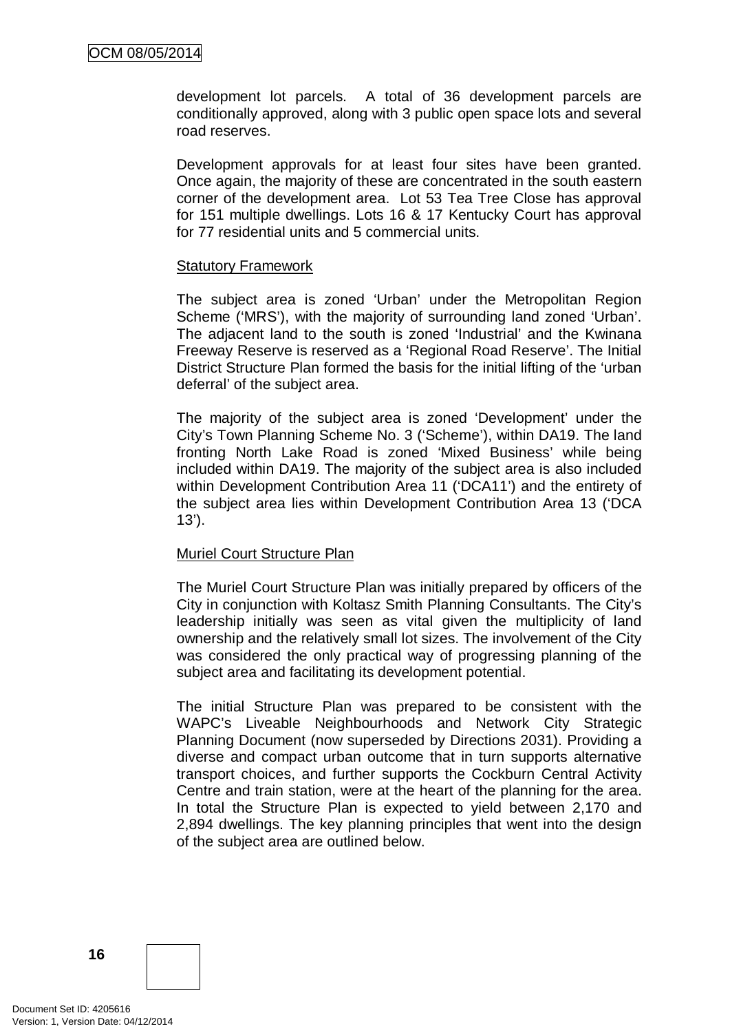development lot parcels. A total of 36 development parcels are conditionally approved, along with 3 public open space lots and several road reserves.

Development approvals for at least four sites have been granted. Once again, the majority of these are concentrated in the south eastern corner of the development area. Lot 53 Tea Tree Close has approval for 151 multiple dwellings. Lots 16 & 17 Kentucky Court has approval for 77 residential units and 5 commercial units.

## Statutory Framework

The subject area is zoned 'Urban' under the Metropolitan Region Scheme ('MRS'), with the majority of surrounding land zoned 'Urban'. The adjacent land to the south is zoned 'Industrial' and the Kwinana Freeway Reserve is reserved as a 'Regional Road Reserve'. The Initial District Structure Plan formed the basis for the initial lifting of the 'urban deferral' of the subject area.

The majority of the subject area is zoned 'Development' under the City's Town Planning Scheme No. 3 ('Scheme'), within DA19. The land fronting North Lake Road is zoned 'Mixed Business' while being included within DA19. The majority of the subject area is also included within Development Contribution Area 11 ('DCA11') and the entirety of the subject area lies within Development Contribution Area 13 ('DCA 13').

## Muriel Court Structure Plan

The Muriel Court Structure Plan was initially prepared by officers of the City in conjunction with Koltasz Smith Planning Consultants. The City's leadership initially was seen as vital given the multiplicity of land ownership and the relatively small lot sizes. The involvement of the City was considered the only practical way of progressing planning of the subject area and facilitating its development potential.

The initial Structure Plan was prepared to be consistent with the WAPC's Liveable Neighbourhoods and Network City Strategic Planning Document (now superseded by Directions 2031). Providing a diverse and compact urban outcome that in turn supports alternative transport choices, and further supports the Cockburn Central Activity Centre and train station, were at the heart of the planning for the area. In total the Structure Plan is expected to yield between 2,170 and 2,894 dwellings. The key planning principles that went into the design of the subject area are outlined below.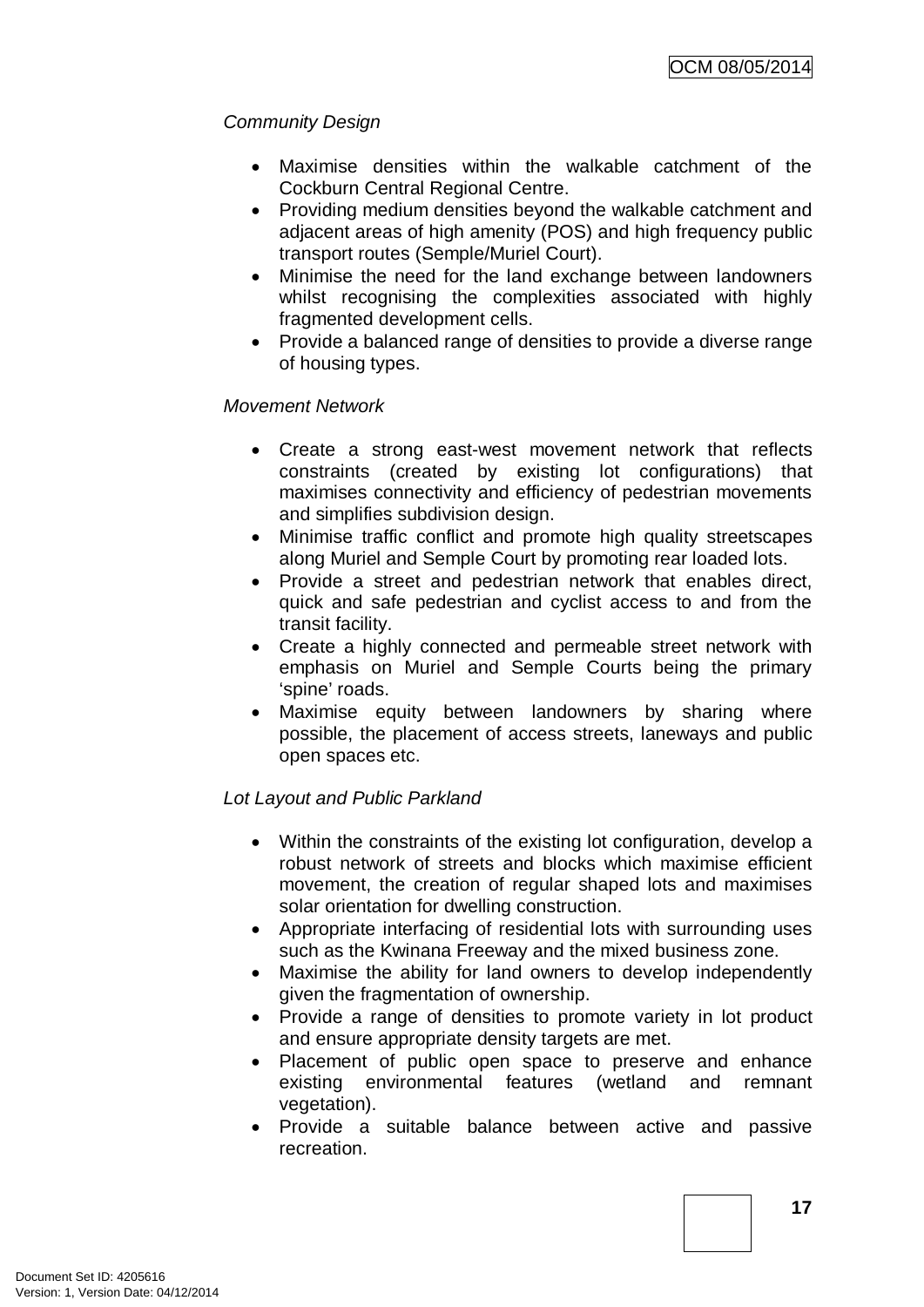*Community Design*

- Maximise densities within the walkable catchment of the Cockburn Central Regional Centre.
- Providing medium densities beyond the walkable catchment and adjacent areas of high amenity (POS) and high frequency public transport routes (Semple/Muriel Court).
- Minimise the need for the land exchange between landowners whilst recognising the complexities associated with highly fragmented development cells.
- Provide a balanced range of densities to provide a diverse range of housing types.

*Movement Network*

- Create a strong east-west movement network that reflects constraints (created by existing lot configurations) that maximises connectivity and efficiency of pedestrian movements and simplifies subdivision design.
- Minimise traffic conflict and promote high quality streetscapes along Muriel and Semple Court by promoting rear loaded lots.
- Provide a street and pedestrian network that enables direct, quick and safe pedestrian and cyclist access to and from the transit facility.
- Create a highly connected and permeable street network with emphasis on Muriel and Semple Courts being the primary 'spine' roads.
- Maximise equity between landowners by sharing where possible, the placement of access streets, laneways and public open spaces etc.

*Lot Layout and Public Parkland*

- Within the constraints of the existing lot configuration, develop a robust network of streets and blocks which maximise efficient movement, the creation of regular shaped lots and maximises solar orientation for dwelling construction.
- Appropriate interfacing of residential lots with surrounding uses such as the Kwinana Freeway and the mixed business zone.
- Maximise the ability for land owners to develop independently given the fragmentation of ownership.
- Provide a range of densities to promote variety in lot product and ensure appropriate density targets are met.
- Placement of public open space to preserve and enhance existing environmental features (wetland and remnant vegetation).
- Provide a suitable balance between active and passive recreation.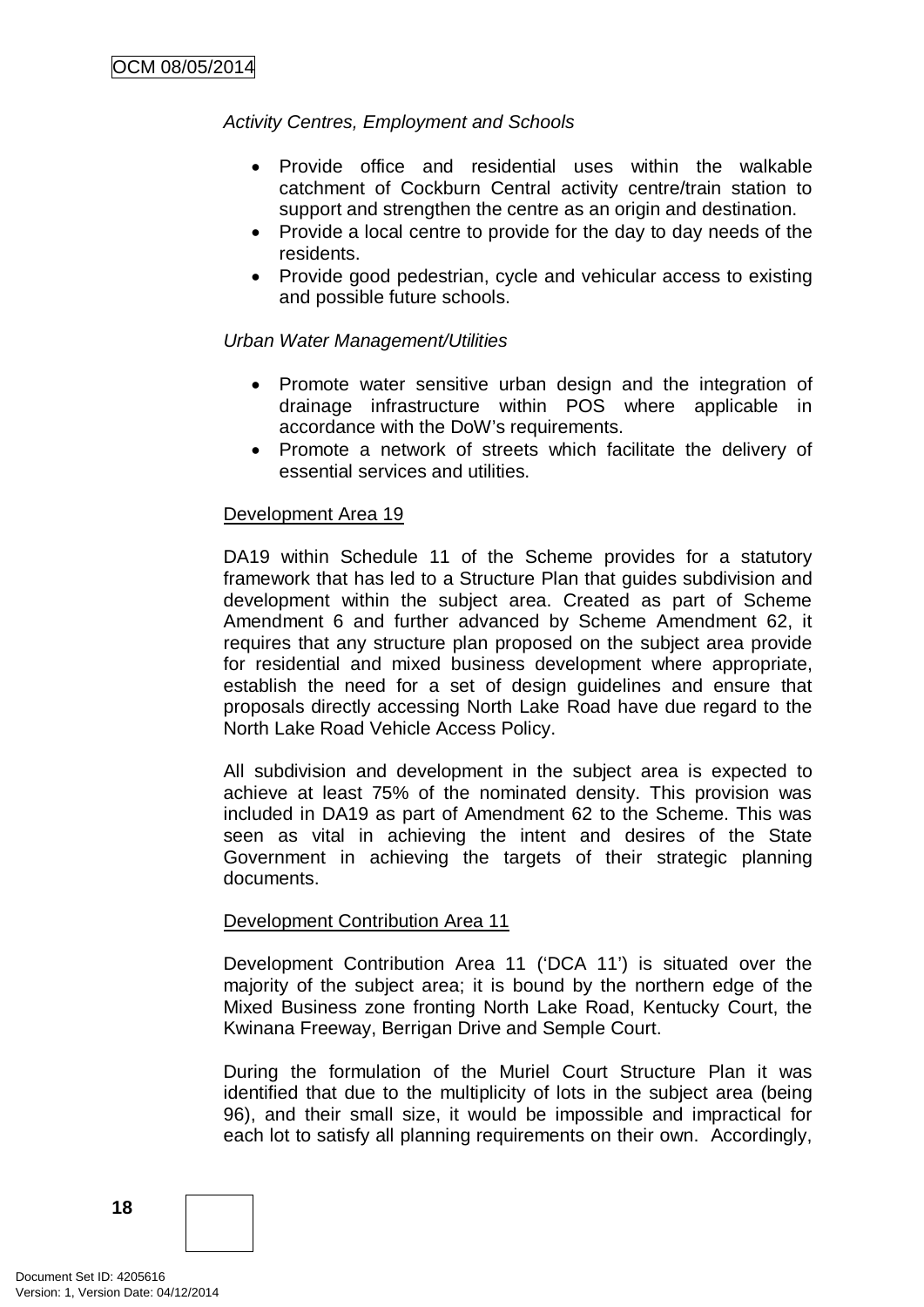*Activity Centres, Employment and Schools*

- Provide office and residential uses within the walkable catchment of Cockburn Central activity centre/train station to support and strengthen the centre as an origin and destination.
- Provide a local centre to provide for the day to day needs of the residents.
- Provide good pedestrian, cycle and vehicular access to existing and possible future schools.

*Urban Water Management/Utilities*

- Promote water sensitive urban design and the integration of drainage infrastructure within POS where applicable in accordance with the DoW's requirements.
- Promote a network of streets which facilitate the delivery of essential services and utilities.

Development Area 19

DA19 within Schedule 11 of the Scheme provides for a statutory framework that has led to a Structure Plan that guides subdivision and development within the subject area. Created as part of Scheme Amendment 6 and further advanced by Scheme Amendment 62, it requires that any structure plan proposed on the subject area provide for residential and mixed business development where appropriate, establish the need for a set of design guidelines and ensure that proposals directly accessing North Lake Road have due regard to the North Lake Road Vehicle Access Policy.

All subdivision and development in the subject area is expected to achieve at least 75% of the nominated density. This provision was included in DA19 as part of Amendment 62 to the Scheme. This was seen as vital in achieving the intent and desires of the State Government in achieving the targets of their strategic planning documents.

Development Contribution Area 11

Development Contribution Area 11 ('DCA 11') is situated over the majority of the subject area; it is bound by the northern edge of the Mixed Business zone fronting North Lake Road, Kentucky Court, the Kwinana Freeway, Berrigan Drive and Semple Court.

During the formulation of the Muriel Court Structure Plan it was identified that due to the multiplicity of lots in the subject area (being 96), and their small size, it would be impossible and impractical for each lot to satisfy all planning requirements on their own. Accordingly,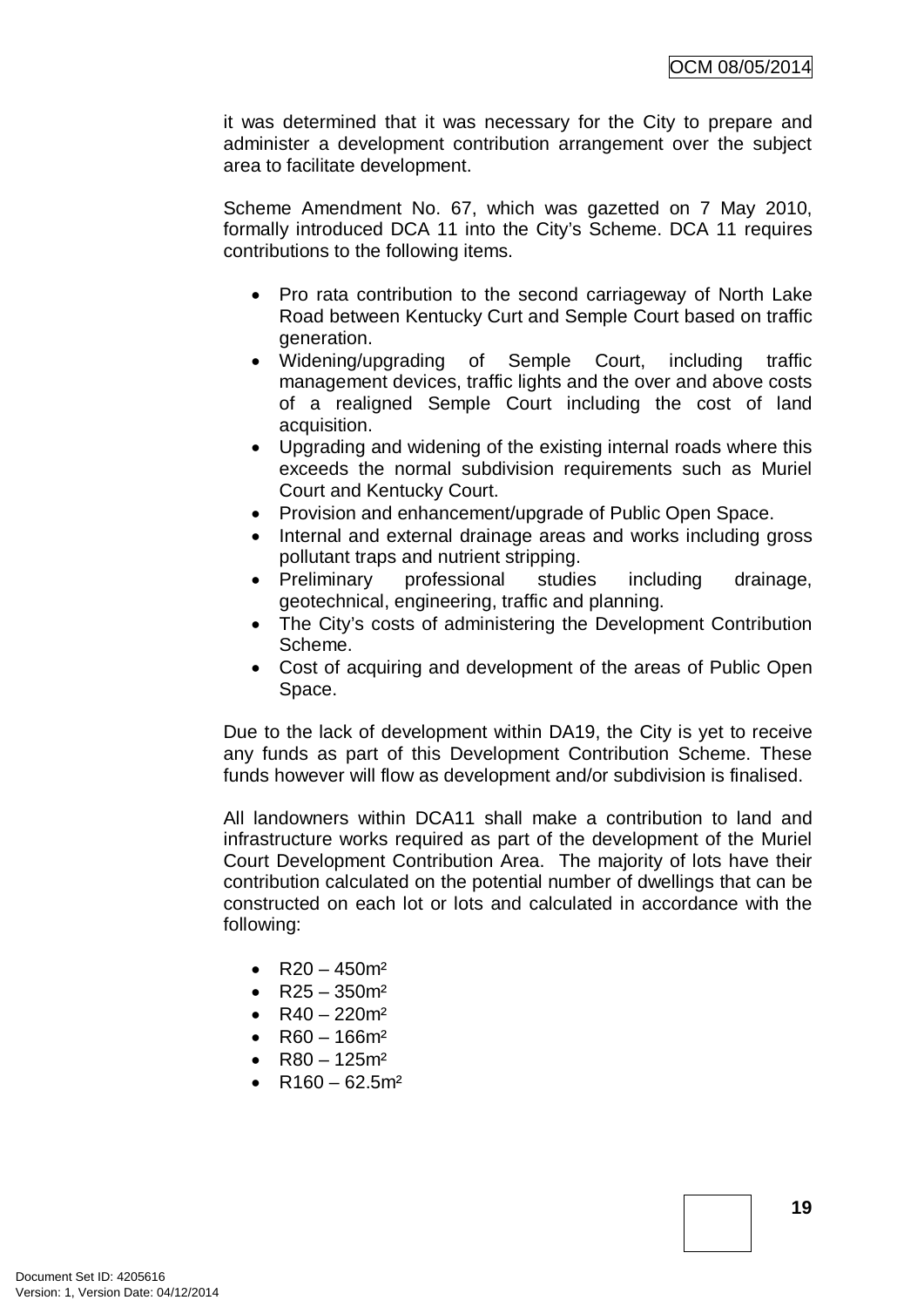it was determined that it was necessary for the City to prepare and administer a development contribution arrangement over the subject area to facilitate development.

Scheme Amendment No. 67, which was gazetted on 7 May 2010, formally introduced DCA 11 into the City's Scheme. DCA 11 requires contributions to the following items.

- Pro rata contribution to the second carriageway of North Lake Road between Kentucky Curt and Semple Court based on traffic generation.
- Widening/upgrading of Semple Court, including traffic management devices, traffic lights and the over and above costs of a realigned Semple Court including the cost of land acquisition.
- Upgrading and widening of the existing internal roads where this exceeds the normal subdivision requirements such as Muriel Court and Kentucky Court.
- Provision and enhancement/upgrade of Public Open Space.
- Internal and external drainage areas and works including gross pollutant traps and nutrient stripping.
- Preliminary professional studies including drainage, geotechnical, engineering, traffic and planning.
- The City's costs of administering the Development Contribution Scheme.
- Cost of acquiring and development of the areas of Public Open Space.

Due to the lack of development within DA19, the City is yet to receive any funds as part of this Development Contribution Scheme. These funds however will flow as development and/or subdivision is finalised.

All landowners within DCA11 shall make a contribution to land and infrastructure works required as part of the development of the Muriel Court Development Contribution Area. The majority of lots have their contribution calculated on the potential number of dwellings that can be constructed on each lot or lots and calculated in accordance with the following:

- R20 – 450m²
- R25 – 350m²
- R40 – 220m²
- R60 – 166m²
- R80 – 125m²
- R160 – 62.5m²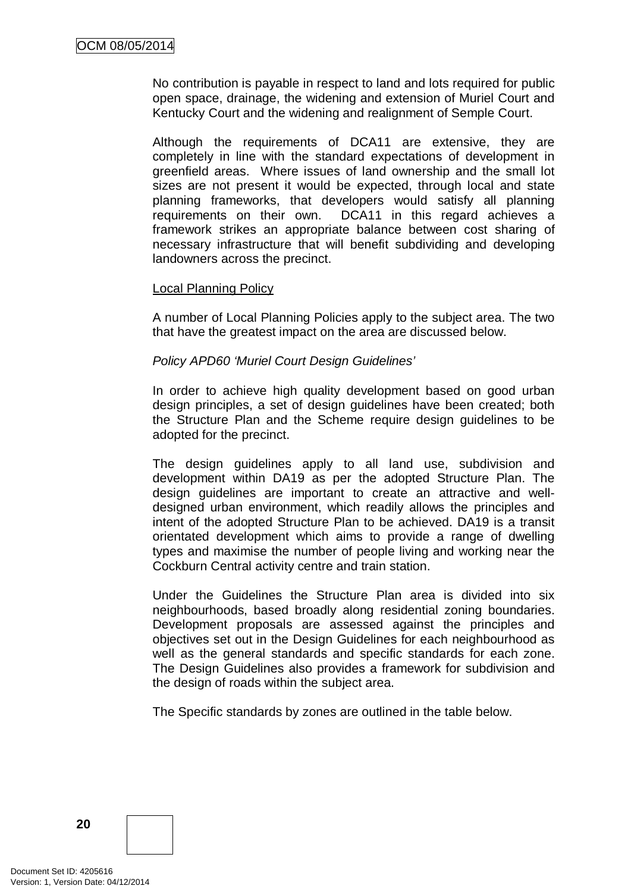No contribution is payable in respect to land and lots required for public open space, drainage, the widening and extension of Muriel Court and Kentucky Court and the widening and realignment of Semple Court.

Although the requirements of DCA11 are extensive, they are completely in line with the standard expectations of development in greenfield areas. Where issues of land ownership and the small lot sizes are not present it would be expected, through local and state planning frameworks, that developers would satisfy all planning requirements on their own. DCA11 in this regard achieves a framework strikes an appropriate balance between cost sharing of necessary infrastructure that will benefit subdividing and developing landowners across the precinct.

Local Planning Policy

A number of Local Planning Policies apply to the subject area. The two that have the greatest impact on the area are discussed below.

*Policy APD60 'Muriel Court Design Guidelines'*

In order to achieve high quality development based on good urban design principles, a set of design guidelines have been created; both the Structure Plan and the Scheme require design guidelines to be adopted for the precinct.

The design guidelines apply to all land use, subdivision and development within DA19 as per the adopted Structure Plan. The design guidelines are important to create an attractive and well-designed urban environment, which readily allows the principles and intent of the adopted Structure Plan to be achieved. DA19 is a transit orientated development which aims to provide a range of dwelling types and maximise the number of people living and working near the Cockburn Central activity centre and train station.

Under the Guidelines the Structure Plan area is divided into six neighbourhoods, based broadly along residential zoning boundaries. Development proposals are assessed against the principles and objectives set out in the Design Guidelines for each neighbourhood as well as the general standards and specific standards for each zone. The Design Guidelines also provides a framework for subdivision and the design of roads within the subject area.

The Specific standards by zones are outlined in the table below.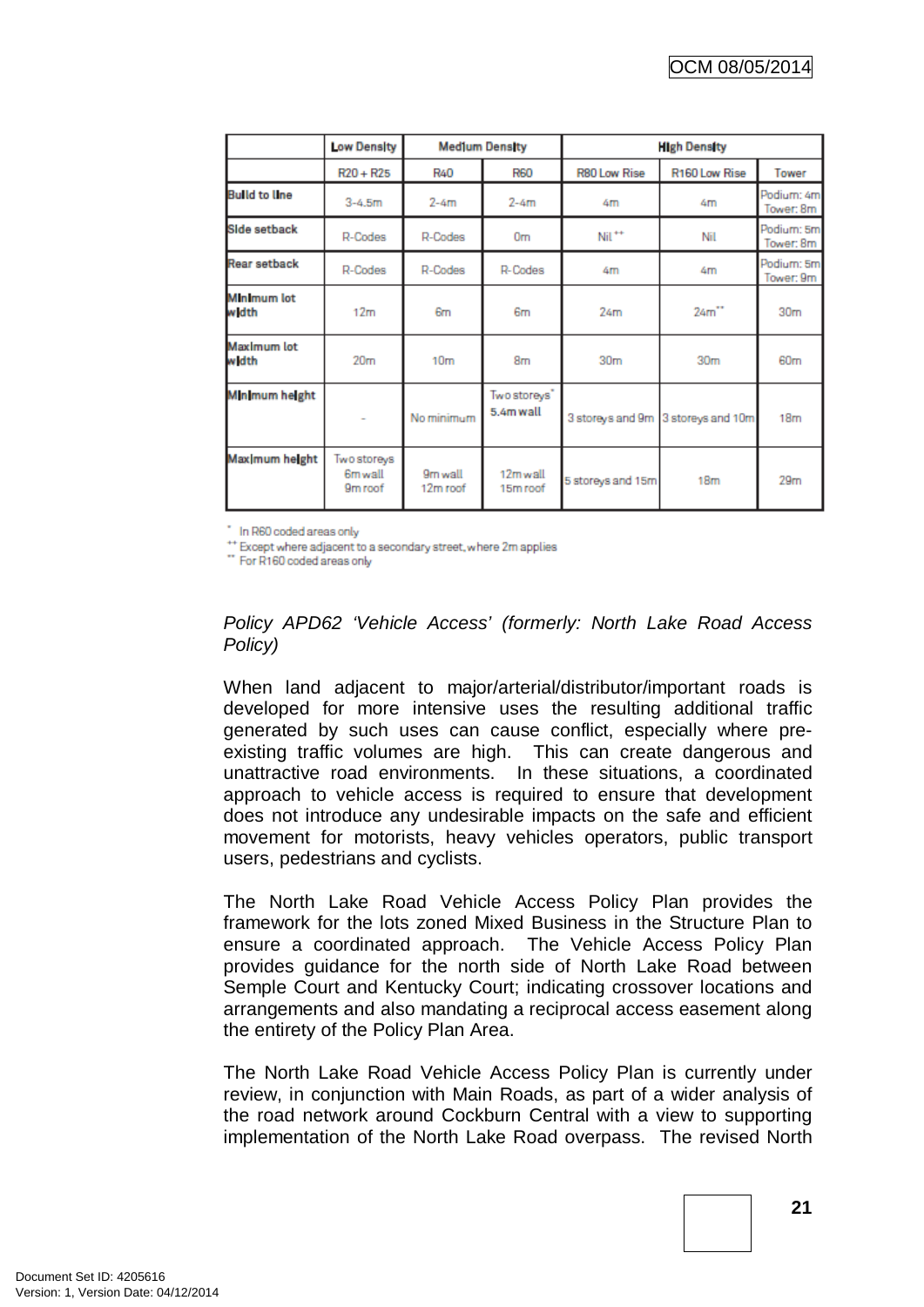| | Low Density | Medium Density | | High Density | | |
|---|---|---|---|---|---|---|
| | R20 + R25 | R40 | R60 | R80 Low Rise | R160 Low Rise | Tower |
| **Build to line** | 3-4.5m | 2-4m | 2-4m | 4m | 4m | Podium: 4m Tower: 8m |
| **Side setback** | R-Codes | R-Codes | 0m | Nil ++ | Nil | Podium: 5m Tower: 8m |
| **Rear setback** | R-Codes | R-Codes | R-Codes | 4m | 4m | Podium: 5m Tower: 9m |
| **Minimum lot width** | 12m | 6m | 6m | 24m | 24m ** | 30m |
| **Maximum lot width** | 20m | 10m | 8m | 30m | 30m | 60m |
| **Minimum height** | - | No minimum | Two storeys * 5.4m wall | 3 storeys and 9m | 3 storeys and 10m | 18m |
| **Maximum height** | Two storeys 6m wall 9m roof | 9m wall 12m roof | 12m wall 15m roof | 5 storeys and 15m | 18m | 29m |

\* In R60 coded areas only
++ Except where adjacent to a secondary street, where 2m applies
** For R160 coded areas only

*Policy APD62 'Vehicle Access' (formerly: North Lake Road Access Policy)*

When land adjacent to major/arterial/distributor/important roads is developed for more intensive uses the resulting additional traffic generated by such uses can cause conflict, especially where pre-existing traffic volumes are high. This can create dangerous and unattractive road environments. In these situations, a coordinated approach to vehicle access is required to ensure that development does not introduce any undesirable impacts on the safe and efficient movement for motorists, heavy vehicles operators, public transport users, pedestrians and cyclists.

The North Lake Road Vehicle Access Policy Plan provides the framework for the lots zoned Mixed Business in the Structure Plan to ensure a coordinated approach. The Vehicle Access Policy Plan provides guidance for the north side of North Lake Road between Semple Court and Kentucky Court; indicating crossover locations and arrangements and also mandating a reciprocal access easement along the entirety of the Policy Plan Area.

The North Lake Road Vehicle Access Policy Plan is currently under review, in conjunction with Main Roads, as part of a wider analysis of the road network around Cockburn Central with a view to supporting implementation of the North Lake Road overpass. The revised North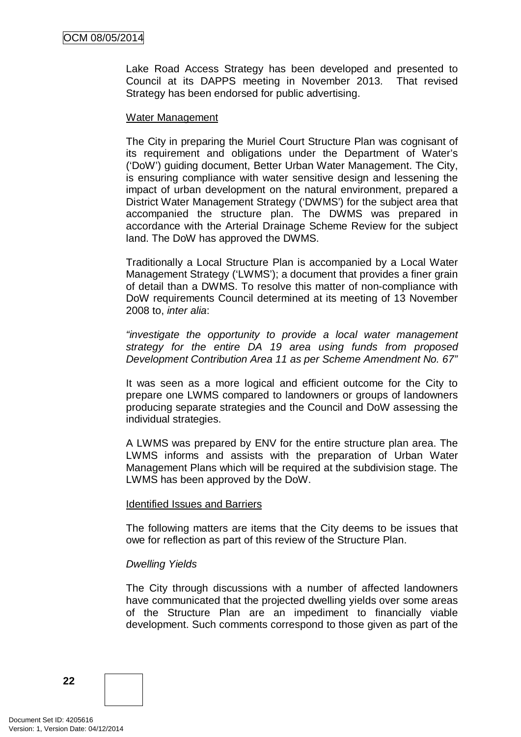Lake Road Access Strategy has been developed and presented to Council at its DAPPS meeting in November 2013. That revised Strategy has been endorsed for public advertising.

Water Management

The City in preparing the Muriel Court Structure Plan was cognisant of its requirement and obligations under the Department of Water's ('DoW') guiding document, Better Urban Water Management. The City, is ensuring compliance with water sensitive design and lessening the impact of urban development on the natural environment, prepared a District Water Management Strategy ('DWMS') for the subject area that accompanied the structure plan. The DWMS was prepared in accordance with the Arterial Drainage Scheme Review for the subject land. The DoW has approved the DWMS.

Traditionally a Local Structure Plan is accompanied by a Local Water Management Strategy ('LWMS'); a document that provides a finer grain of detail than a DWMS. To resolve this matter of non-compliance with DoW requirements Council determined at its meeting of 13 November 2008 to, *inter alia*:

*"investigate the opportunity to provide a local water management strategy for the entire DA 19 area using funds from proposed Development Contribution Area 11 as per Scheme Amendment No. 67"*

It was seen as a more logical and efficient outcome for the City to prepare one LWMS compared to landowners or groups of landowners producing separate strategies and the Council and DoW assessing the individual strategies.

A LWMS was prepared by ENV for the entire structure plan area. The LWMS informs and assists with the preparation of Urban Water Management Plans which will be required at the subdivision stage. The LWMS has been approved by the DoW.

Identified Issues and Barriers

The following matters are items that the City deems to be issues that owe for reflection as part of this review of the Structure Plan.

*Dwelling Yields*

The City through discussions with a number of affected landowners have communicated that the projected dwelling yields over some areas of the Structure Plan are an impediment to financially viable development. Such comments correspond to those given as part of the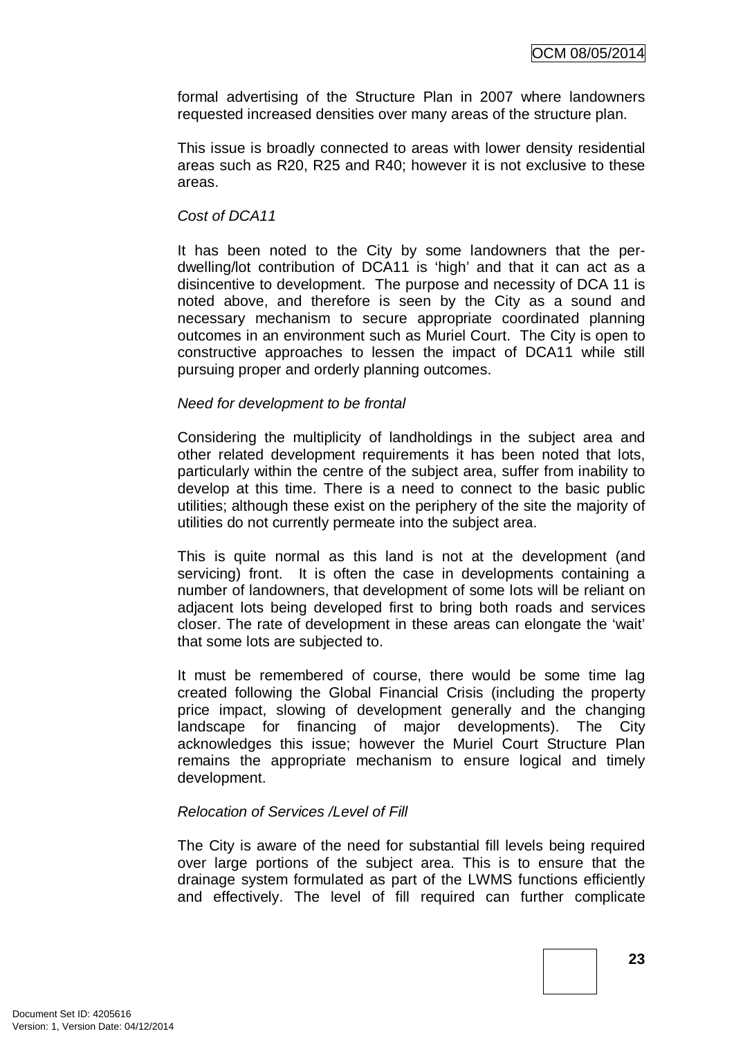formal advertising of the Structure Plan in 2007 where landowners requested increased densities over many areas of the structure plan.

This issue is broadly connected to areas with lower density residential areas such as R20, R25 and R40; however it is not exclusive to these areas.

*Cost of DCA11*

It has been noted to the City by some landowners that the per-dwelling/lot contribution of DCA11 is 'high' and that it can act as a disincentive to development. The purpose and necessity of DCA 11 is noted above, and therefore is seen by the City as a sound and necessary mechanism to secure appropriate coordinated planning outcomes in an environment such as Muriel Court. The City is open to constructive approaches to lessen the impact of DCA11 while still pursuing proper and orderly planning outcomes.

*Need for development to be frontal*

Considering the multiplicity of landholdings in the subject area and other related development requirements it has been noted that lots, particularly within the centre of the subject area, suffer from inability to develop at this time. There is a need to connect to the basic public utilities; although these exist on the periphery of the site the majority of utilities do not currently permeate into the subject area.

This is quite normal as this land is not at the development (and servicing) front. It is often the case in developments containing a number of landowners, that development of some lots will be reliant on adjacent lots being developed first to bring both roads and services closer. The rate of development in these areas can elongate the 'wait' that some lots are subjected to.

It must be remembered of course, there would be some time lag created following the Global Financial Crisis (including the property price impact, slowing of development generally and the changing landscape for financing of major developments). The City acknowledges this issue; however the Muriel Court Structure Plan remains the appropriate mechanism to ensure logical and timely development.

*Relocation of Services /Level of Fill*

The City is aware of the need for substantial fill levels being required over large portions of the subject area. This is to ensure that the drainage system formulated as part of the LWMS functions efficiently and effectively. The level of fill required can further complicate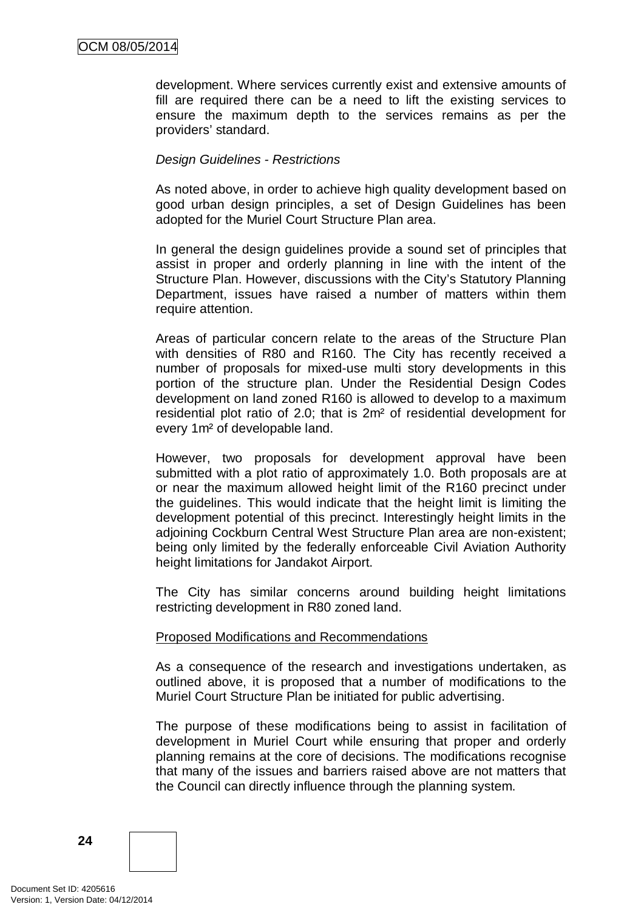development. Where services currently exist and extensive amounts of fill are required there can be a need to lift the existing services to ensure the maximum depth to the services remains as per the providers' standard.

*Design Guidelines - Restrictions*

As noted above, in order to achieve high quality development based on good urban design principles, a set of Design Guidelines has been adopted for the Muriel Court Structure Plan area.

In general the design guidelines provide a sound set of principles that assist in proper and orderly planning in line with the intent of the Structure Plan. However, discussions with the City's Statutory Planning Department, issues have raised a number of matters within them require attention.

Areas of particular concern relate to the areas of the Structure Plan with densities of R80 and R160. The City has recently received a number of proposals for mixed-use multi story developments in this portion of the structure plan. Under the Residential Design Codes development on land zoned R160 is allowed to develop to a maximum residential plot ratio of 2.0; that is 2m² of residential development for every 1m² of developable land.

However, two proposals for development approval have been submitted with a plot ratio of approximately 1.0. Both proposals are at or near the maximum allowed height limit of the R160 precinct under the guidelines. This would indicate that the height limit is limiting the development potential of this precinct. Interestingly height limits in the adjoining Cockburn Central West Structure Plan area are non-existent; being only limited by the federally enforceable Civil Aviation Authority height limitations for Jandakot Airport.

The City has similar concerns around building height limitations restricting development in R80 zoned land.

<u>Proposed Modifications and Recommendations</u>

As a consequence of the research and investigations undertaken, as outlined above, it is proposed that a number of modifications to the Muriel Court Structure Plan be initiated for public advertising.

The purpose of these modifications being to assist in facilitation of development in Muriel Court while ensuring that proper and orderly planning remains at the core of decisions. The modifications recognise that many of the issues and barriers raised above are not matters that the Council can directly influence through the planning system.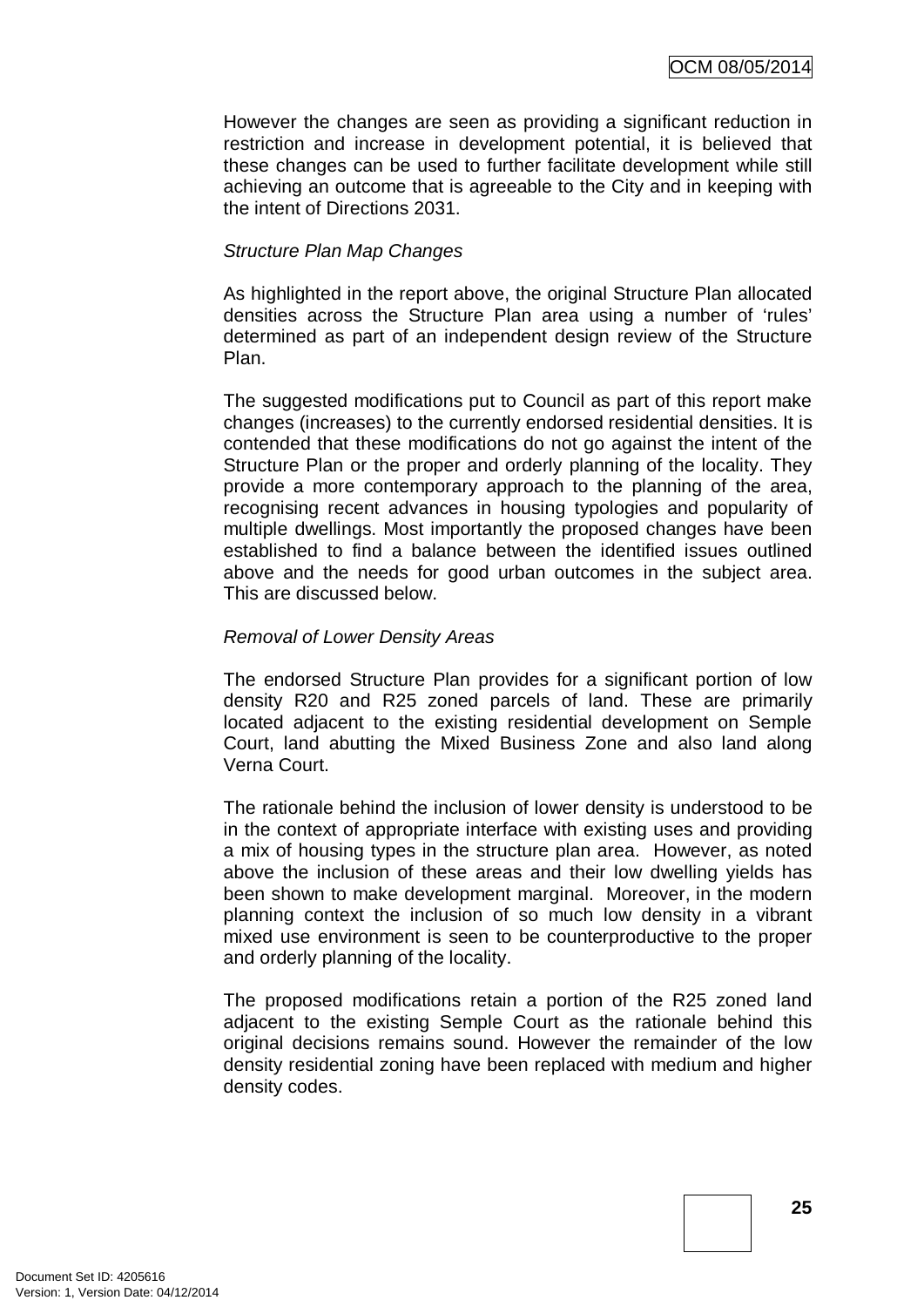However the changes are seen as providing a significant reduction in restriction and increase in development potential, it is believed that these changes can be used to further facilitate development while still achieving an outcome that is agreeable to the City and in keeping with the intent of Directions 2031.

*Structure Plan Map Changes*

As highlighted in the report above, the original Structure Plan allocated densities across the Structure Plan area using a number of 'rules' determined as part of an independent design review of the Structure Plan.

The suggested modifications put to Council as part of this report make changes (increases) to the currently endorsed residential densities. It is contended that these modifications do not go against the intent of the Structure Plan or the proper and orderly planning of the locality. They provide a more contemporary approach to the planning of the area, recognising recent advances in housing typologies and popularity of multiple dwellings. Most importantly the proposed changes have been established to find a balance between the identified issues outlined above and the needs for good urban outcomes in the subject area. This are discussed below.

*Removal of Lower Density Areas*

The endorsed Structure Plan provides for a significant portion of low density R20 and R25 zoned parcels of land. These are primarily located adjacent to the existing residential development on Semple Court, land abutting the Mixed Business Zone and also land along Verna Court.

The rationale behind the inclusion of lower density is understood to be in the context of appropriate interface with existing uses and providing a mix of housing types in the structure plan area. However, as noted above the inclusion of these areas and their low dwelling yields has been shown to make development marginal. Moreover, in the modern planning context the inclusion of so much low density in a vibrant mixed use environment is seen to be counterproductive to the proper and orderly planning of the locality.

The proposed modifications retain a portion of the R25 zoned land adjacent to the existing Semple Court as the rationale behind this original decisions remains sound. However the remainder of the low density residential zoning have been replaced with medium and higher density codes.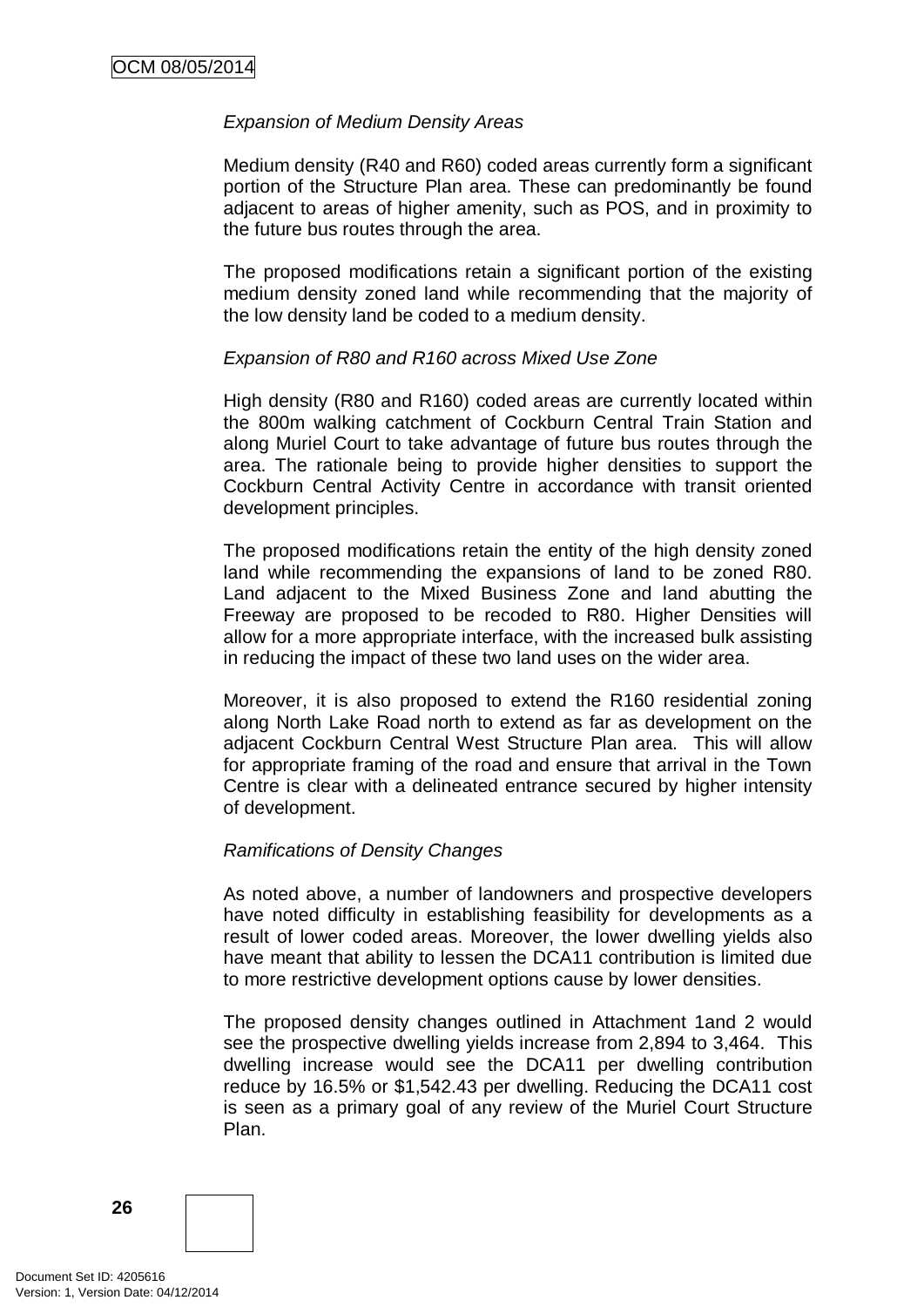*Expansion of Medium Density Areas*

Medium density (R40 and R60) coded areas currently form a significant portion of the Structure Plan area. These can predominantly be found adjacent to areas of higher amenity, such as POS, and in proximity to the future bus routes through the area.

The proposed modifications retain a significant portion of the existing medium density zoned land while recommending that the majority of the low density land be coded to a medium density.

*Expansion of R80 and R160 across Mixed Use Zone*

High density (R80 and R160) coded areas are currently located within the 800m walking catchment of Cockburn Central Train Station and along Muriel Court to take advantage of future bus routes through the area. The rationale being to provide higher densities to support the Cockburn Central Activity Centre in accordance with transit oriented development principles.

The proposed modifications retain the entity of the high density zoned land while recommending the expansions of land to be zoned R80. Land adjacent to the Mixed Business Zone and land abutting the Freeway are proposed to be recoded to R80. Higher Densities will allow for a more appropriate interface, with the increased bulk assisting in reducing the impact of these two land uses on the wider area.

Moreover, it is also proposed to extend the R160 residential zoning along North Lake Road north to extend as far as development on the adjacent Cockburn Central West Structure Plan area. This will allow for appropriate framing of the road and ensure that arrival in the Town Centre is clear with a delineated entrance secured by higher intensity of development.

*Ramifications of Density Changes*

As noted above, a number of landowners and prospective developers have noted difficulty in establishing feasibility for developments as a result of lower coded areas. Moreover, the lower dwelling yields also have meant that ability to lessen the DCA11 contribution is limited due to more restrictive development options cause by lower densities.

The proposed density changes outlined in Attachment 1and 2 would see the prospective dwelling yields increase from 2,894 to 3,464. This dwelling increase would see the DCA11 per dwelling contribution reduce by 16.5% or $1,542.43 per dwelling. Reducing the DCA11 cost is seen as a primary goal of any review of the Muriel Court Structure Plan.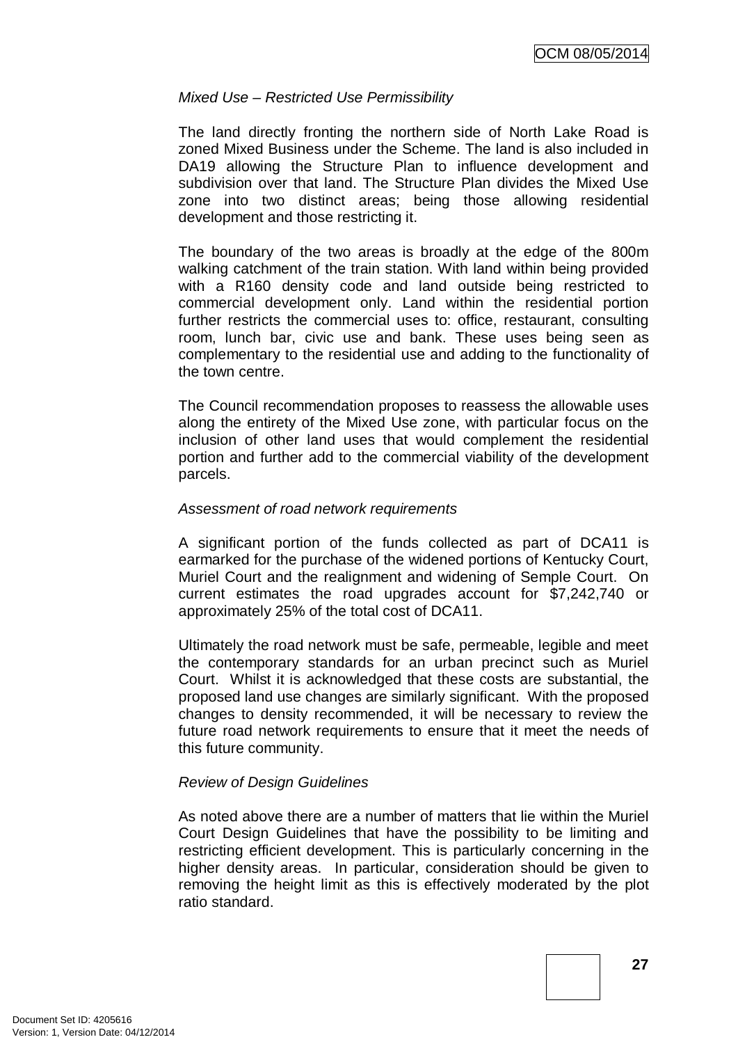*Mixed Use – Restricted Use Permissibility*

The land directly fronting the northern side of North Lake Road is zoned Mixed Business under the Scheme. The land is also included in DA19 allowing the Structure Plan to influence development and subdivision over that land. The Structure Plan divides the Mixed Use zone into two distinct areas; being those allowing residential development and those restricting it.

The boundary of the two areas is broadly at the edge of the 800m walking catchment of the train station. With land within being provided with a R160 density code and land outside being restricted to commercial development only. Land within the residential portion further restricts the commercial uses to: office, restaurant, consulting room, lunch bar, civic use and bank. These uses being seen as complementary to the residential use and adding to the functionality of the town centre.

The Council recommendation proposes to reassess the allowable uses along the entirety of the Mixed Use zone, with particular focus on the inclusion of other land uses that would complement the residential portion and further add to the commercial viability of the development parcels.

*Assessment of road network requirements*

A significant portion of the funds collected as part of DCA11 is earmarked for the purchase of the widened portions of Kentucky Court, Muriel Court and the realignment and widening of Semple Court. On current estimates the road upgrades account for $7,242,740 or approximately 25% of the total cost of DCA11.

Ultimately the road network must be safe, permeable, legible and meet the contemporary standards for an urban precinct such as Muriel Court. Whilst it is acknowledged that these costs are substantial, the proposed land use changes are similarly significant. With the proposed changes to density recommended, it will be necessary to review the future road network requirements to ensure that it meet the needs of this future community.

*Review of Design Guidelines*

As noted above there are a number of matters that lie within the Muriel Court Design Guidelines that have the possibility to be limiting and restricting efficient development. This is particularly concerning in the higher density areas. In particular, consideration should be given to removing the height limit as this is effectively moderated by the plot ratio standard.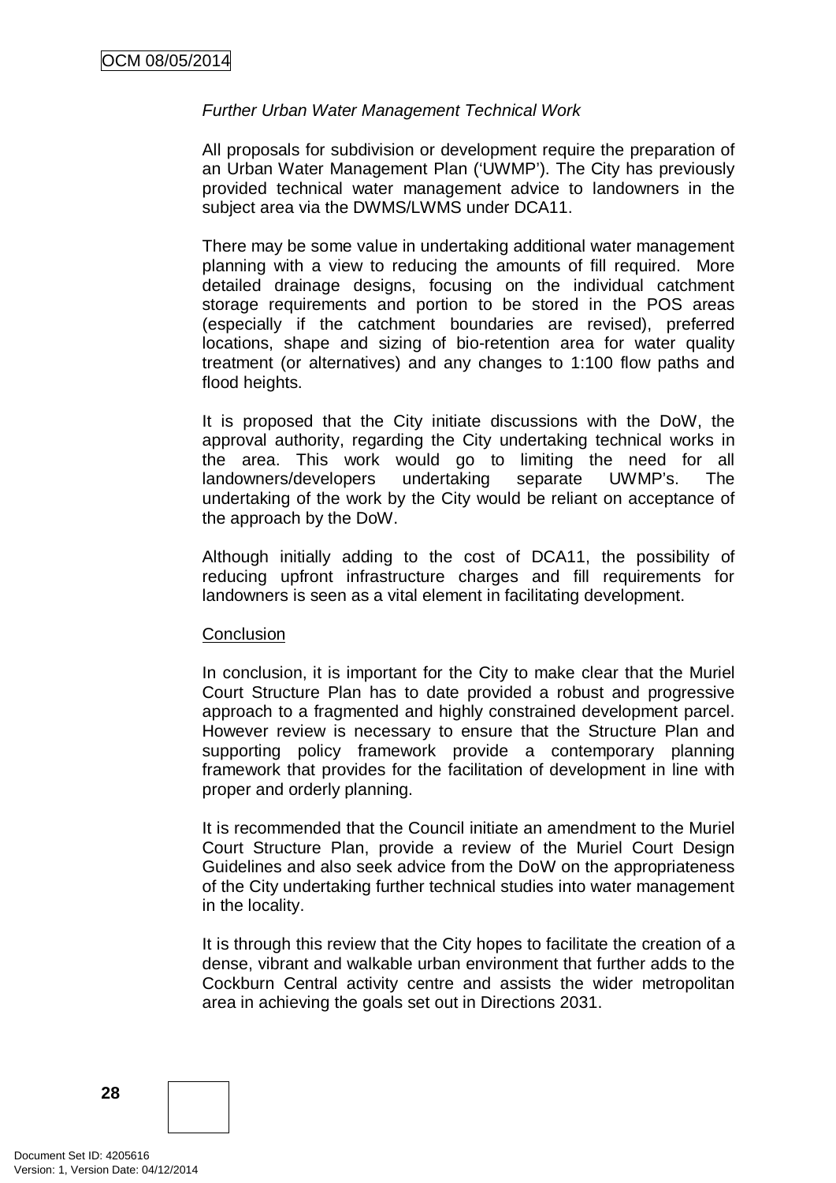*Further Urban Water Management Technical Work*

All proposals for subdivision or development require the preparation of an Urban Water Management Plan ('UWMP'). The City has previously provided technical water management advice to landowners in the subject area via the DWMS/LWMS under DCA11.

There may be some value in undertaking additional water management planning with a view to reducing the amounts of fill required. More detailed drainage designs, focusing on the individual catchment storage requirements and portion to be stored in the POS areas (especially if the catchment boundaries are revised), preferred locations, shape and sizing of bio-retention area for water quality treatment (or alternatives) and any changes to 1:100 flow paths and flood heights.

It is proposed that the City initiate discussions with the DoW, the approval authority, regarding the City undertaking technical works in the area. This work would go to limiting the need for all landowners/developers undertaking separate UWMP's. The undertaking of the work by the City would be reliant on acceptance of the approach by the DoW.

Although initially adding to the cost of DCA11, the possibility of reducing upfront infrastructure charges and fill requirements for landowners is seen as a vital element in facilitating development.

Conclusion

In conclusion, it is important for the City to make clear that the Muriel Court Structure Plan has to date provided a robust and progressive approach to a fragmented and highly constrained development parcel. However review is necessary to ensure that the Structure Plan and supporting policy framework provide a contemporary planning framework that provides for the facilitation of development in line with proper and orderly planning.

It is recommended that the Council initiate an amendment to the Muriel Court Structure Plan, provide a review of the Muriel Court Design Guidelines and also seek advice from the DoW on the appropriateness of the City undertaking further technical studies into water management in the locality.

It is through this review that the City hopes to facilitate the creation of a dense, vibrant and walkable urban environment that further adds to the Cockburn Central activity centre and assists the wider metropolitan area in achieving the goals set out in Directions 2031.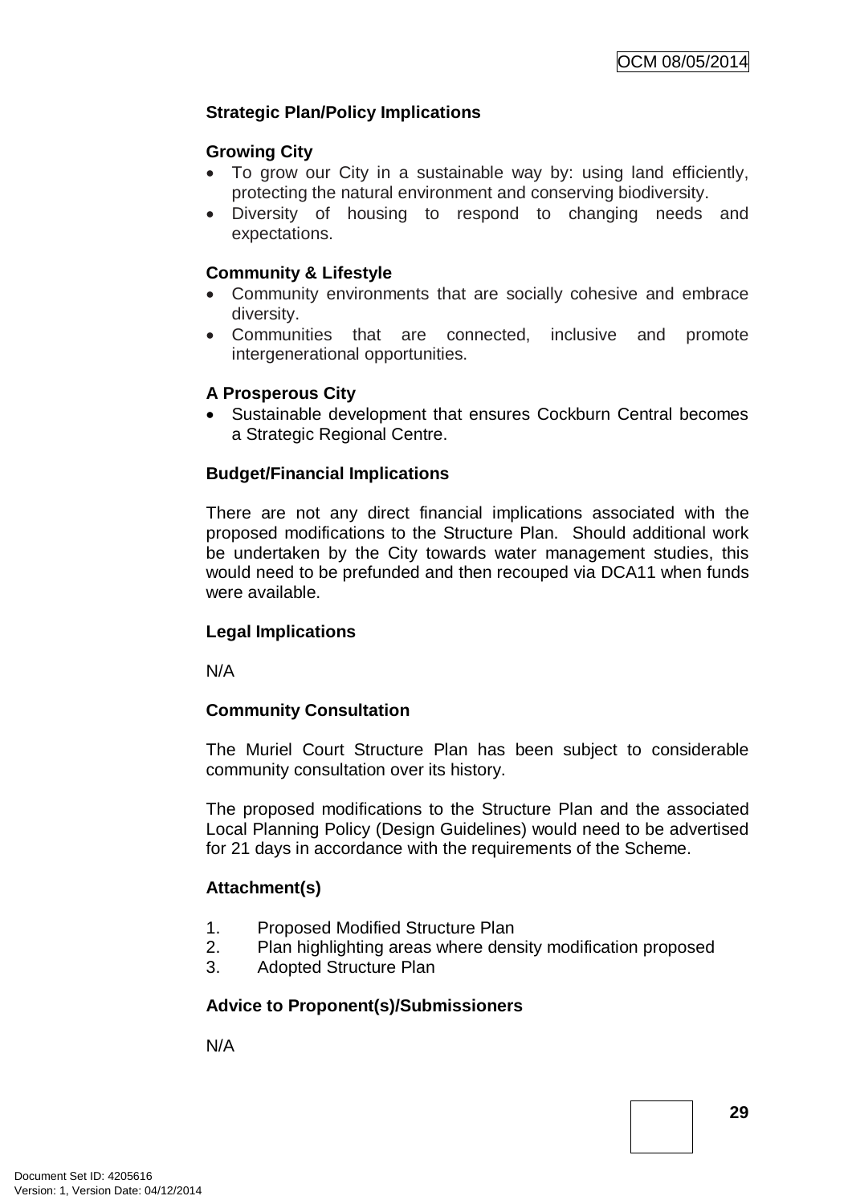**Strategic Plan/Policy Implications**

**Growing City**

- To grow our City in a sustainable way by: using land efficiently, protecting the natural environment and conserving biodiversity.
- Diversity of housing to respond to changing needs and expectations.

**Community & Lifestyle**

- Community environments that are socially cohesive and embrace diversity.
- Communities that are connected, inclusive and promote intergenerational opportunities.

**A Prosperous City**

- Sustainable development that ensures Cockburn Central becomes a Strategic Regional Centre.

**Budget/Financial Implications**

There are not any direct financial implications associated with the proposed modifications to the Structure Plan. Should additional work be undertaken by the City towards water management studies, this would need to be prefunded and then recouped via DCA11 when funds were available.

**Legal Implications**

N/A

**Community Consultation**

The Muriel Court Structure Plan has been subject to considerable community consultation over its history.

The proposed modifications to the Structure Plan and the associated Local Planning Policy (Design Guidelines) would need to be advertised for 21 days in accordance with the requirements of the Scheme.

**Attachment(s)**

1. Proposed Modified Structure Plan
2. Plan highlighting areas where density modification proposed
3. Adopted Structure Plan

**Advice to Proponent(s)/Submissioners**

N/A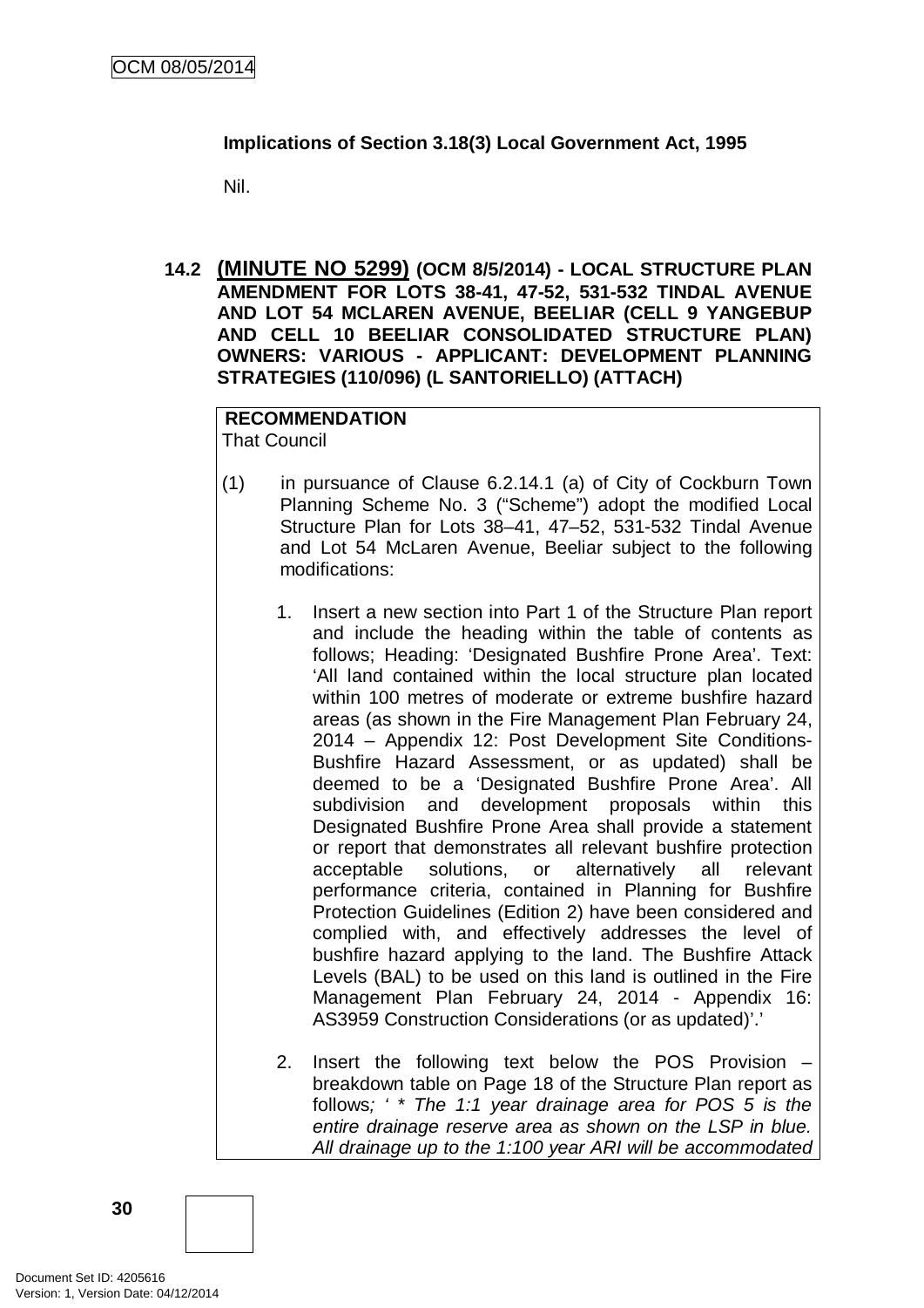**Implications of Section 3.18(3) Local Government Act, 1995**

Nil.

## 14.2 (MINUTE NO 5299) (OCM 8/5/2014) - LOCAL STRUCTURE PLAN AMENDMENT FOR LOTS 38-41, 47-52, 531-532 TINDAL AVENUE AND LOT 54 MCLAREN AVENUE, BEELIAR (CELL 9 YANGEBUP AND CELL 10 BEELIAR CONSOLIDATED STRUCTURE PLAN) OWNERS: VARIOUS - APPLICANT: DEVELOPMENT PLANNING STRATEGIES (110/096) (L SANTORIELLO) (ATTACH)

**RECOMMENDATION**
That Council

(1) in pursuance of Clause 6.2.14.1 (a) of City of Cockburn Town Planning Scheme No. 3 ("Scheme") adopt the modified Local Structure Plan for Lots 38–41, 47–52, 531-532 Tindal Avenue and Lot 54 McLaren Avenue, Beeliar subject to the following modifications:

1. Insert a new section into Part 1 of the Structure Plan report and include the heading within the table of contents as follows; Heading: 'Designated Bushfire Prone Area'. Text: 'All land contained within the local structure plan located within 100 metres of moderate or extreme bushfire hazard areas (as shown in the Fire Management Plan February 24, 2014 – Appendix 12: Post Development Site Conditions-Bushfire Hazard Assessment, or as updated) shall be deemed to be a 'Designated Bushfire Prone Area'. All subdivision and development proposals within this Designated Bushfire Prone Area shall provide a statement or report that demonstrates all relevant bushfire protection acceptable solutions, or alternatively all relevant performance criteria, contained in Planning for Bushfire Protection Guidelines (Edition 2) have been considered and complied with, and effectively addresses the level of bushfire hazard applying to the land. The Bushfire Attack Levels (BAL) to be used on this land is outlined in the Fire Management Plan February 24, 2014 - Appendix 16: AS3959 Construction Considerations (or as updated)'.'

2. Insert the following text below the POS Provision – breakdown table on Page 18 of the Structure Plan report as follows*; ' * The 1:1 year drainage area for POS 5 is the entire drainage reserve area as shown on the LSP in blue. All drainage up to the 1:100 year ARI will be accommodated*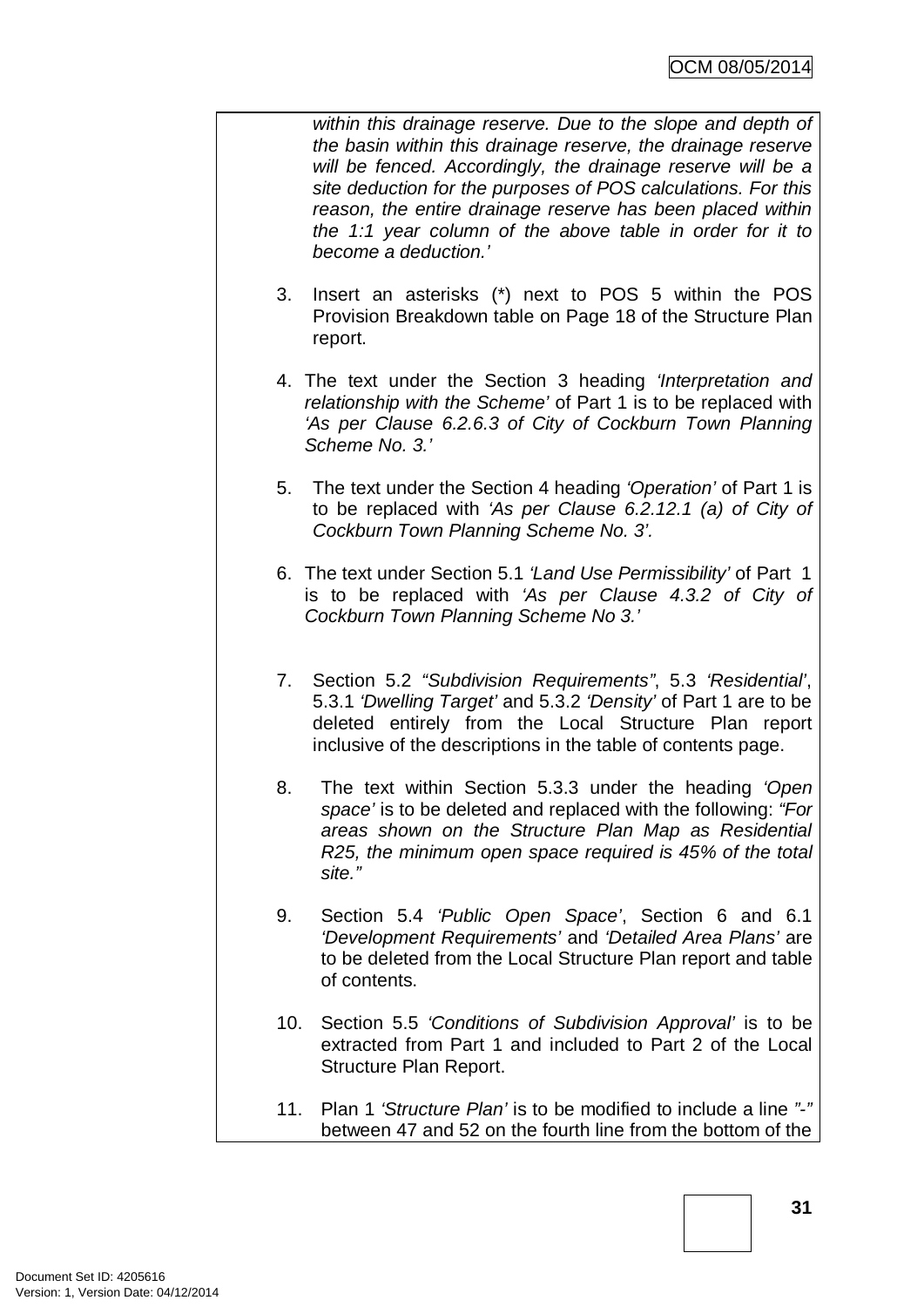*within this drainage reserve. Due to the slope and depth of the basin within this drainage reserve, the drainage reserve will be fenced. Accordingly, the drainage reserve will be a site deduction for the purposes of POS calculations. For this reason, the entire drainage reserve has been placed within the 1:1 year column of the above table in order for it to become a deduction.'*

3. Insert an asterisks (*) next to POS 5 within the POS Provision Breakdown table on Page 18 of the Structure Plan report.

4. The text under the Section 3 heading *'Interpretation and relationship with the Scheme'* of Part 1 is to be replaced with *'As per Clause 6.2.6.3 of City of Cockburn Town Planning Scheme No. 3.'*

5. The text under the Section 4 heading *'Operation'* of Part 1 is to be replaced with *'As per Clause 6.2.12.1 (a) of City of Cockburn Town Planning Scheme No. 3'.*

6. The text under Section 5.1 *'Land Use Permissibility'* of Part 1 is to be replaced with *'As per Clause 4.3.2 of City of Cockburn Town Planning Scheme No 3.'*

7. Section 5.2 *"Subdivision Requirements"*, 5.3 *'Residential'*, 5.3.1 *'Dwelling Target'* and 5.3.2 *'Density'* of Part 1 are to be deleted entirely from the Local Structure Plan report inclusive of the descriptions in the table of contents page.

8. The text within Section 5.3.3 under the heading *'Open space'* is to be deleted and replaced with the following: *"For areas shown on the Structure Plan Map as Residential R25, the minimum open space required is 45% of the total site."*

9. Section 5.4 *'Public Open Space'*, Section 6 and 6.1 *'Development Requirements'* and *'Detailed Area Plans'* are to be deleted from the Local Structure Plan report and table of contents.

10. Section 5.5 *'Conditions of Subdivision Approval'* is to be extracted from Part 1 and included to Part 2 of the Local Structure Plan Report.

11. Plan 1 *'Structure Plan'* is to be modified to include a line *"-"* between 47 and 52 on the fourth line from the bottom of the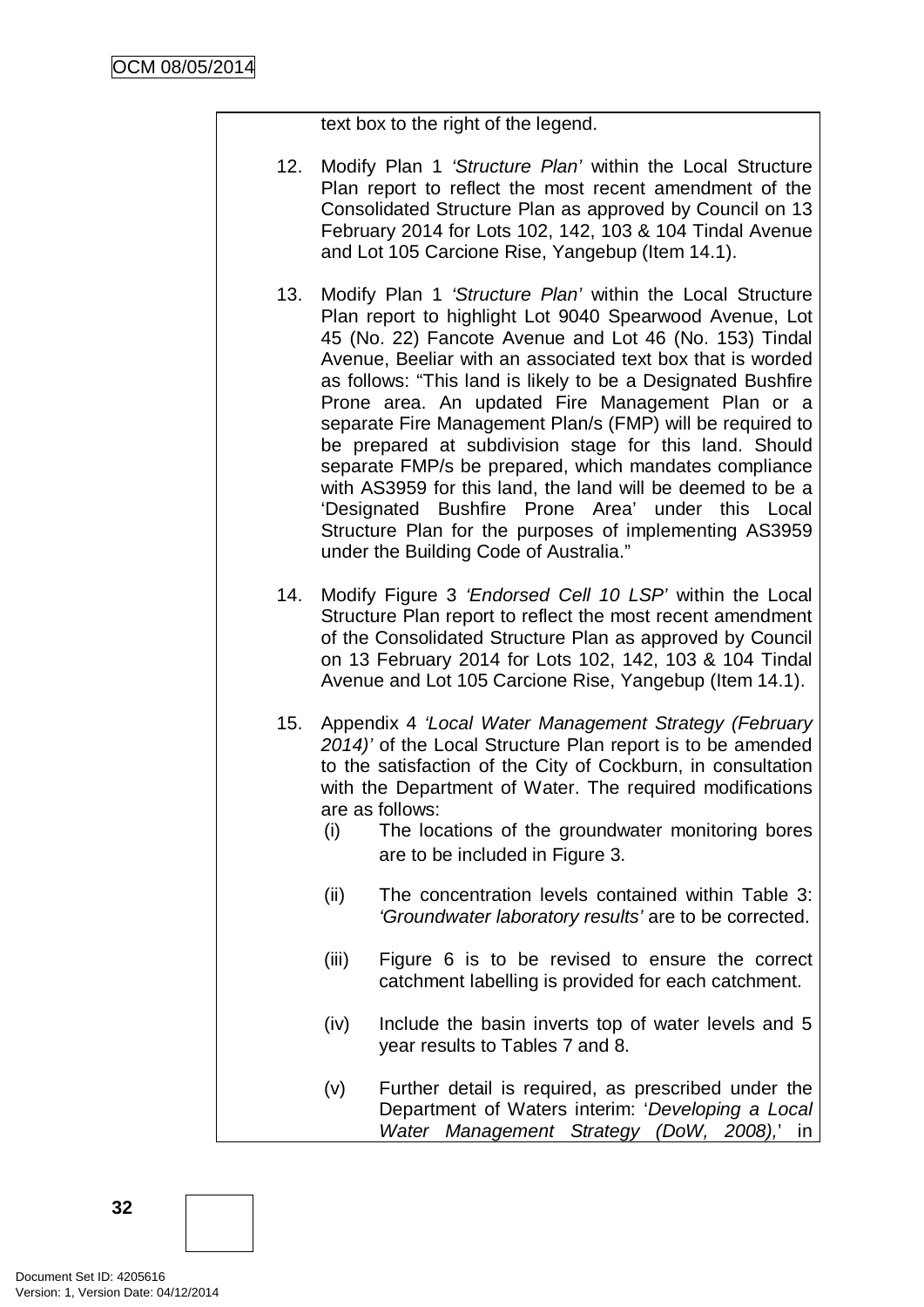text box to the right of the legend.

12. Modify Plan 1 *'Structure Plan'* within the Local Structure Plan report to reflect the most recent amendment of the Consolidated Structure Plan as approved by Council on 13 February 2014 for Lots 102, 142, 103 & 104 Tindal Avenue and Lot 105 Carcione Rise, Yangebup (Item 14.1).

13. Modify Plan 1 *'Structure Plan'* within the Local Structure Plan report to highlight Lot 9040 Spearwood Avenue, Lot 45 (No. 22) Fancote Avenue and Lot 46 (No. 153) Tindal Avenue, Beeliar with an associated text box that is worded as follows: "This land is likely to be a Designated Bushfire Prone area. An updated Fire Management Plan or a separate Fire Management Plan/s (FMP) will be required to be prepared at subdivision stage for this land. Should separate FMP/s be prepared, which mandates compliance with AS3959 for this land, the land will be deemed to be a 'Designated Bushfire Prone Area' under this Local Structure Plan for the purposes of implementing AS3959 under the Building Code of Australia."

14. Modify Figure 3 *'Endorsed Cell 10 LSP'* within the Local Structure Plan report to reflect the most recent amendment of the Consolidated Structure Plan as approved by Council on 13 February 2014 for Lots 102, 142, 103 & 104 Tindal Avenue and Lot 105 Carcione Rise, Yangebup (Item 14.1).

15. Appendix 4 *'Local Water Management Strategy (February 2014)'* of the Local Structure Plan report is to be amended to the satisfaction of the City of Cockburn, in consultation with the Department of Water. The required modifications are as follows:
    (i) The locations of the groundwater monitoring bores are to be included in Figure 3.

    (ii) The concentration levels contained within Table 3: *'Groundwater laboratory results'* are to be corrected.

    (iii) Figure 6 is to be revised to ensure the correct catchment labelling is provided for each catchment.

    (iv) Include the basin inverts top of water levels and 5 year results to Tables 7 and 8.

    (v) Further detail is required, as prescribed under the Department of Waters interim: '*Developing a Local Water Management Strategy (DoW, 2008),*' in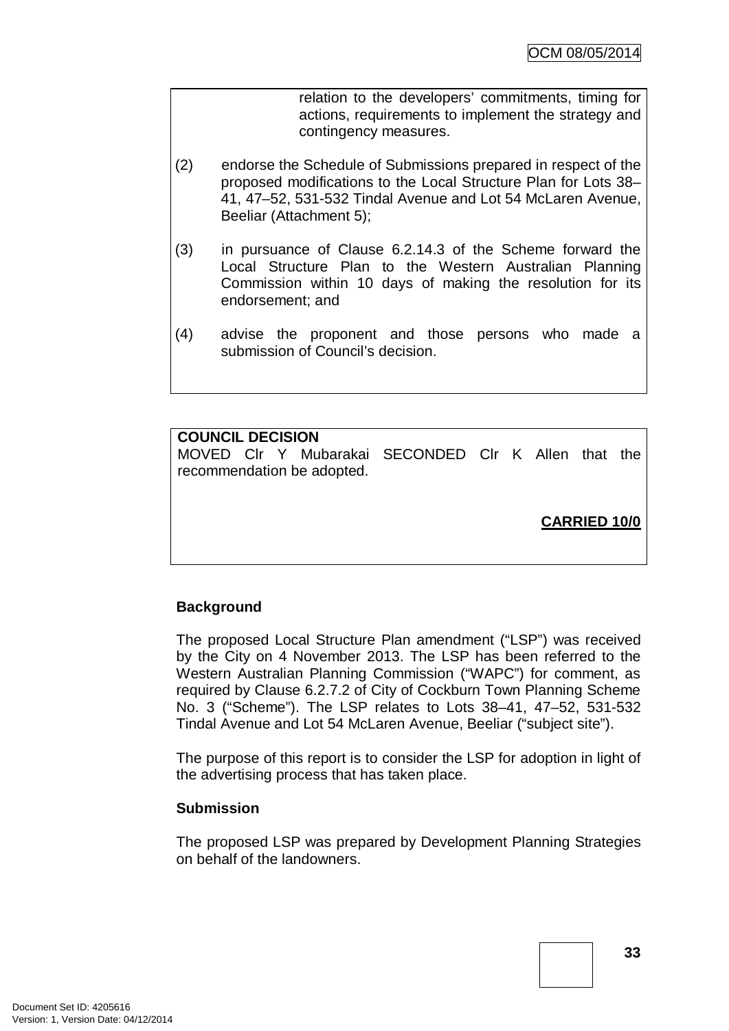relation to the developers' commitments, timing for actions, requirements to implement the strategy and contingency measures.

(2) endorse the Schedule of Submissions prepared in respect of the proposed modifications to the Local Structure Plan for Lots 38–41, 47–52, 531-532 Tindal Avenue and Lot 54 McLaren Avenue, Beeliar (Attachment 5);

(3) in pursuance of Clause 6.2.14.3 of the Scheme forward the Local Structure Plan to the Western Australian Planning Commission within 10 days of making the resolution for its endorsement; and

(4) advise the proponent and those persons who made a submission of Council's decision.

**COUNCIL DECISION**

MOVED Clr Y Mubarakai SECONDED Clr K Allen that the recommendation be adopted.

**CARRIED 10/0**

**Background**

The proposed Local Structure Plan amendment ("LSP") was received by the City on 4 November 2013. The LSP has been referred to the Western Australian Planning Commission ("WAPC") for comment, as required by Clause 6.2.7.2 of City of Cockburn Town Planning Scheme No. 3 ("Scheme"). The LSP relates to Lots 38–41, 47–52, 531-532 Tindal Avenue and Lot 54 McLaren Avenue, Beeliar ("subject site").

The purpose of this report is to consider the LSP for adoption in light of the advertising process that has taken place.

**Submission**

The proposed LSP was prepared by Development Planning Strategies on behalf of the landowners.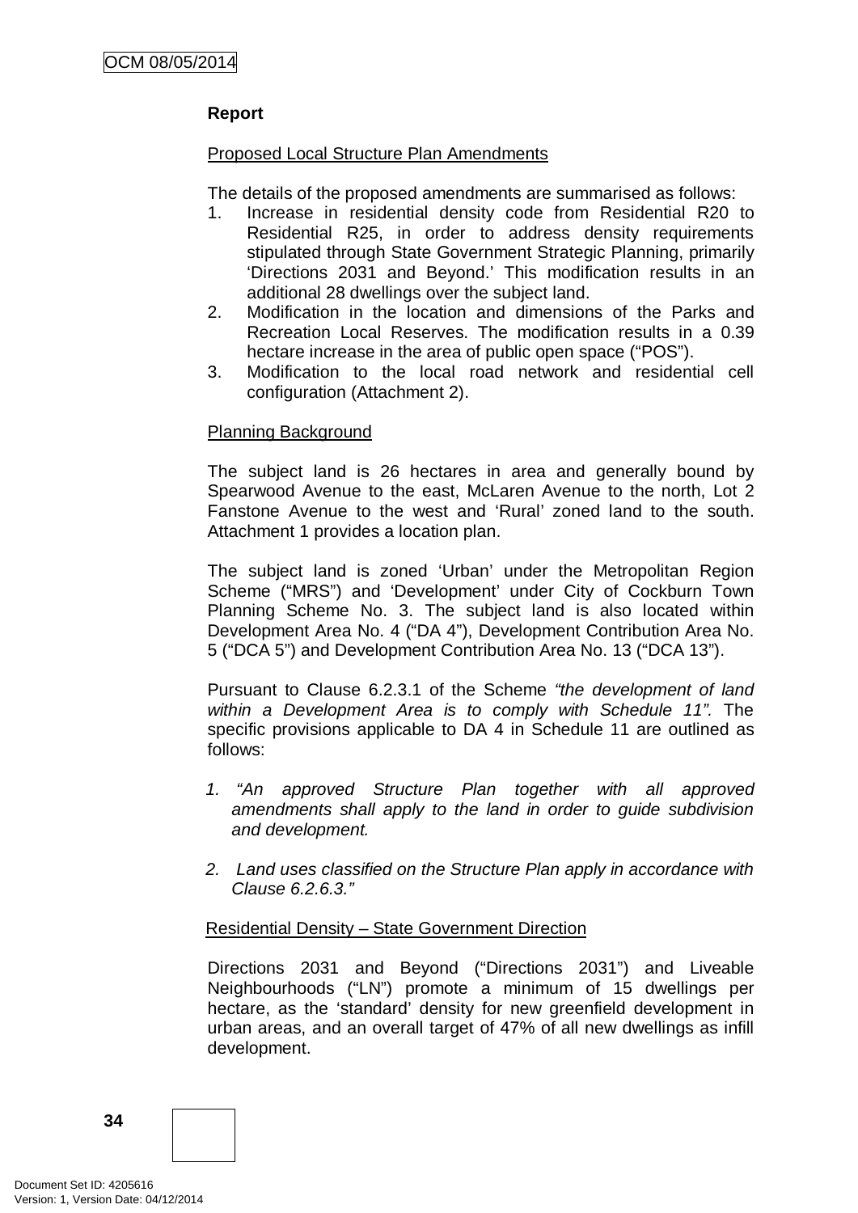**Report**

Proposed Local Structure Plan Amendments

The details of the proposed amendments are summarised as follows:

1. Increase in residential density code from Residential R20 to Residential R25, in order to address density requirements stipulated through State Government Strategic Planning, primarily 'Directions 2031 and Beyond.' This modification results in an additional 28 dwellings over the subject land.
2. Modification in the location and dimensions of the Parks and Recreation Local Reserves. The modification results in a 0.39 hectare increase in the area of public open space ("POS").
3. Modification to the local road network and residential cell configuration (Attachment 2).

Planning Background

The subject land is 26 hectares in area and generally bound by Spearwood Avenue to the east, McLaren Avenue to the north, Lot 2 Fanstone Avenue to the west and 'Rural' zoned land to the south. Attachment 1 provides a location plan.

The subject land is zoned 'Urban' under the Metropolitan Region Scheme ("MRS") and 'Development' under City of Cockburn Town Planning Scheme No. 3. The subject land is also located within Development Area No. 4 ("DA 4"), Development Contribution Area No. 5 ("DCA 5") and Development Contribution Area No. 13 ("DCA 13").

Pursuant to Clause 6.2.3.1 of the Scheme *"the development of land within a Development Area is to comply with Schedule 11".* The specific provisions applicable to DA 4 in Schedule 11 are outlined as follows:

1. *"An approved Structure Plan together with all approved amendments shall apply to the land in order to guide subdivision and development.*
2. *Land uses classified on the Structure Plan apply in accordance with Clause 6.2.6.3."*

Residential Density – State Government Direction

Directions 2031 and Beyond ("Directions 2031") and Liveable Neighbourhoods ("LN") promote a minimum of 15 dwellings per hectare, as the 'standard' density for new greenfield development in urban areas, and an overall target of 47% of all new dwellings as infill development.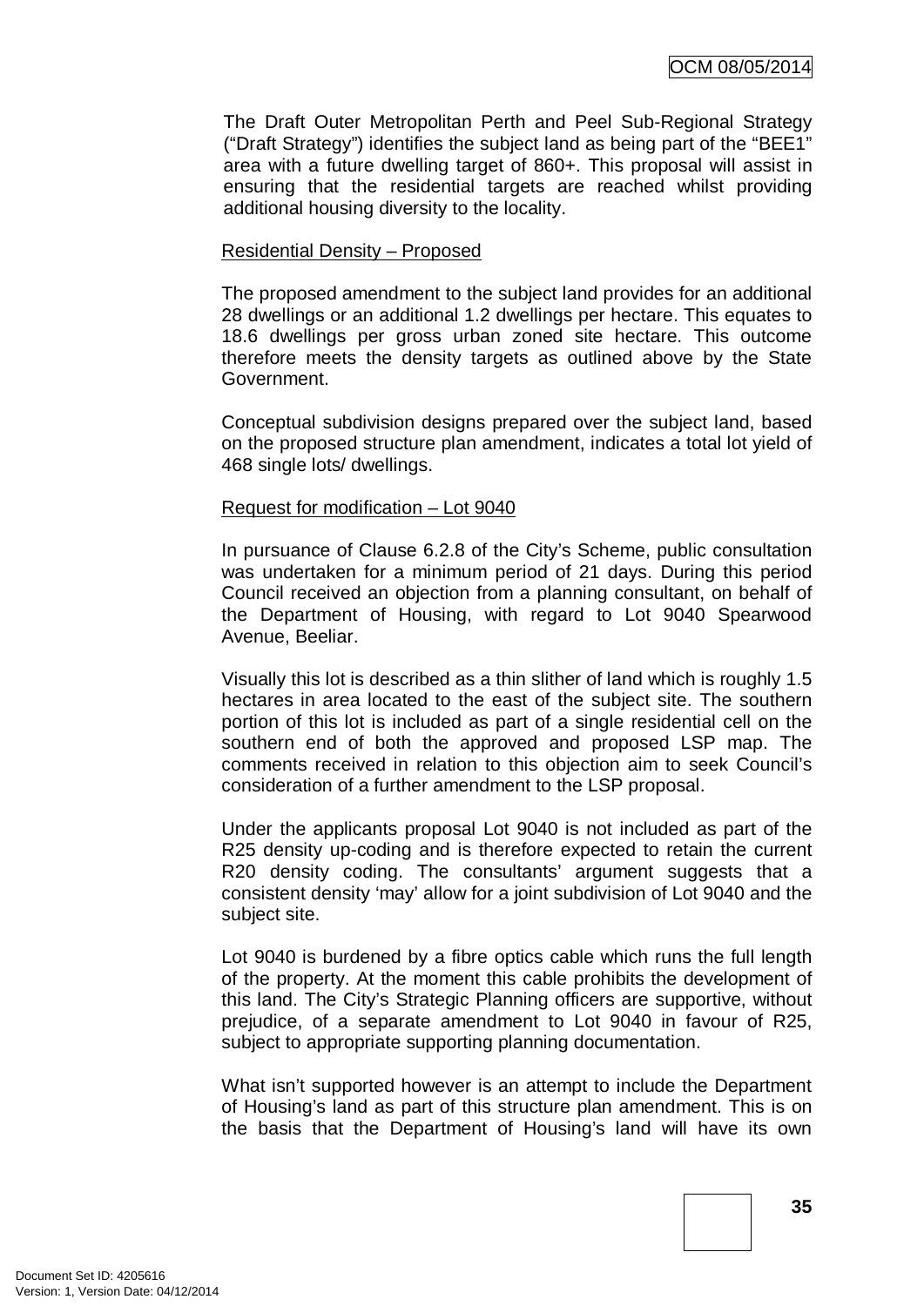The Draft Outer Metropolitan Perth and Peel Sub-Regional Strategy ("Draft Strategy") identifies the subject land as being part of the "BEE1" area with a future dwelling target of 860+. This proposal will assist in ensuring that the residential targets are reached whilst providing additional housing diversity to the locality.

Residential Density – Proposed

The proposed amendment to the subject land provides for an additional 28 dwellings or an additional 1.2 dwellings per hectare. This equates to 18.6 dwellings per gross urban zoned site hectare. This outcome therefore meets the density targets as outlined above by the State Government.

Conceptual subdivision designs prepared over the subject land, based on the proposed structure plan amendment, indicates a total lot yield of 468 single lots/ dwellings.

Request for modification – Lot 9040

In pursuance of Clause 6.2.8 of the City's Scheme, public consultation was undertaken for a minimum period of 21 days. During this period Council received an objection from a planning consultant, on behalf of the Department of Housing, with regard to Lot 9040 Spearwood Avenue, Beeliar.

Visually this lot is described as a thin slither of land which is roughly 1.5 hectares in area located to the east of the subject site. The southern portion of this lot is included as part of a single residential cell on the southern end of both the approved and proposed LSP map. The comments received in relation to this objection aim to seek Council's consideration of a further amendment to the LSP proposal.

Under the applicants proposal Lot 9040 is not included as part of the R25 density up-coding and is therefore expected to retain the current R20 density coding. The consultants' argument suggests that a consistent density 'may' allow for a joint subdivision of Lot 9040 and the subject site.

Lot 9040 is burdened by a fibre optics cable which runs the full length of the property. At the moment this cable prohibits the development of this land. The City's Strategic Planning officers are supportive, without prejudice, of a separate amendment to Lot 9040 in favour of R25, subject to appropriate supporting planning documentation.

What isn't supported however is an attempt to include the Department of Housing's land as part of this structure plan amendment. This is on the basis that the Department of Housing's land will have its own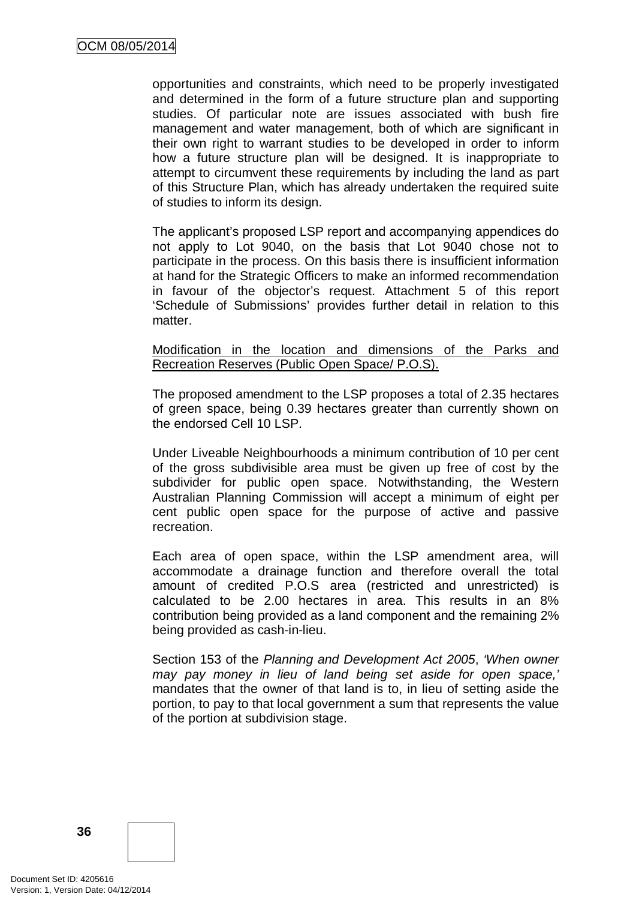opportunities and constraints, which need to be properly investigated and determined in the form of a future structure plan and supporting studies. Of particular note are issues associated with bush fire management and water management, both of which are significant in their own right to warrant studies to be developed in order to inform how a future structure plan will be designed. It is inappropriate to attempt to circumvent these requirements by including the land as part of this Structure Plan, which has already undertaken the required suite of studies to inform its design.

The applicant's proposed LSP report and accompanying appendices do not apply to Lot 9040, on the basis that Lot 9040 chose not to participate in the process. On this basis there is insufficient information at hand for the Strategic Officers to make an informed recommendation in favour of the objector's request. Attachment 5 of this report 'Schedule of Submissions' provides further detail in relation to this matter.

<u>Modification in the location and dimensions of the Parks and Recreation Reserves (Public Open Space/ P.O.S).</u>

The proposed amendment to the LSP proposes a total of 2.35 hectares of green space, being 0.39 hectares greater than currently shown on the endorsed Cell 10 LSP.

Under Liveable Neighbourhoods a minimum contribution of 10 per cent of the gross subdivisible area must be given up free of cost by the subdivider for public open space. Notwithstanding, the Western Australian Planning Commission will accept a minimum of eight per cent public open space for the purpose of active and passive recreation.

Each area of open space, within the LSP amendment area, will accommodate a drainage function and therefore overall the total amount of credited P.O.S area (restricted and unrestricted) is calculated to be 2.00 hectares in area. This results in an 8% contribution being provided as a land component and the remaining 2% being provided as cash-in-lieu.

Section 153 of the *Planning and Development Act 2005*, *'When owner may pay money in lieu of land being set aside for open space,'* mandates that the owner of that land is to, in lieu of setting aside the portion, to pay to that local government a sum that represents the value of the portion at subdivision stage.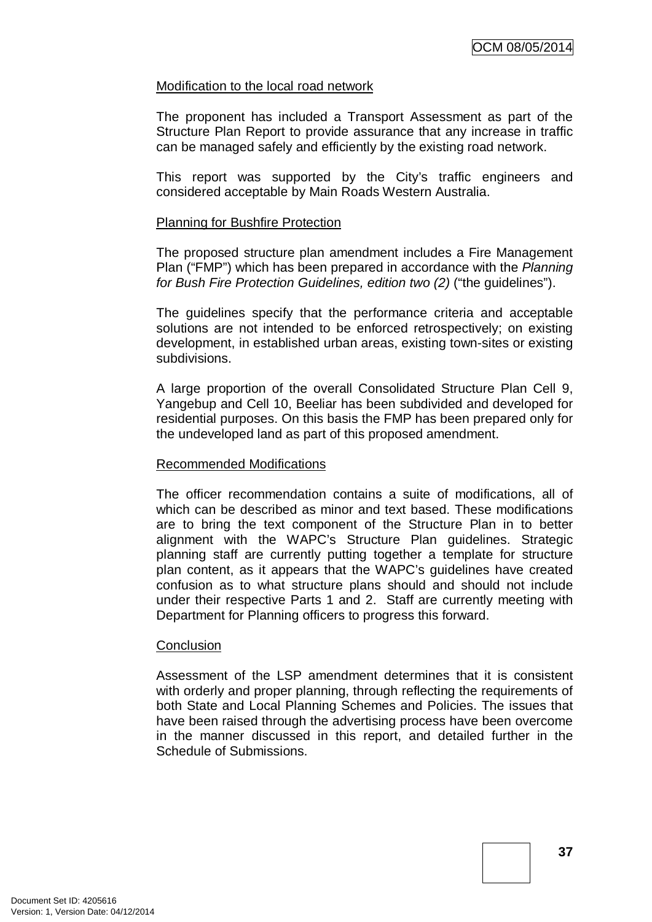Modification to the local road network

The proponent has included a Transport Assessment as part of the Structure Plan Report to provide assurance that any increase in traffic can be managed safely and efficiently by the existing road network.

This report was supported by the City's traffic engineers and considered acceptable by Main Roads Western Australia.

Planning for Bushfire Protection

The proposed structure plan amendment includes a Fire Management Plan ("FMP") which has been prepared in accordance with the *Planning for Bush Fire Protection Guidelines, edition two (2)* ("the guidelines").

The guidelines specify that the performance criteria and acceptable solutions are not intended to be enforced retrospectively; on existing development, in established urban areas, existing town-sites or existing subdivisions.

A large proportion of the overall Consolidated Structure Plan Cell 9, Yangebup and Cell 10, Beeliar has been subdivided and developed for residential purposes. On this basis the FMP has been prepared only for the undeveloped land as part of this proposed amendment.

Recommended Modifications

The officer recommendation contains a suite of modifications, all of which can be described as minor and text based. These modifications are to bring the text component of the Structure Plan in to better alignment with the WAPC's Structure Plan guidelines. Strategic planning staff are currently putting together a template for structure plan content, as it appears that the WAPC's guidelines have created confusion as to what structure plans should and should not include under their respective Parts 1 and 2. Staff are currently meeting with Department for Planning officers to progress this forward.

Conclusion

Assessment of the LSP amendment determines that it is consistent with orderly and proper planning, through reflecting the requirements of both State and Local Planning Schemes and Policies. The issues that have been raised through the advertising process have been overcome in the manner discussed in this report, and detailed further in the Schedule of Submissions.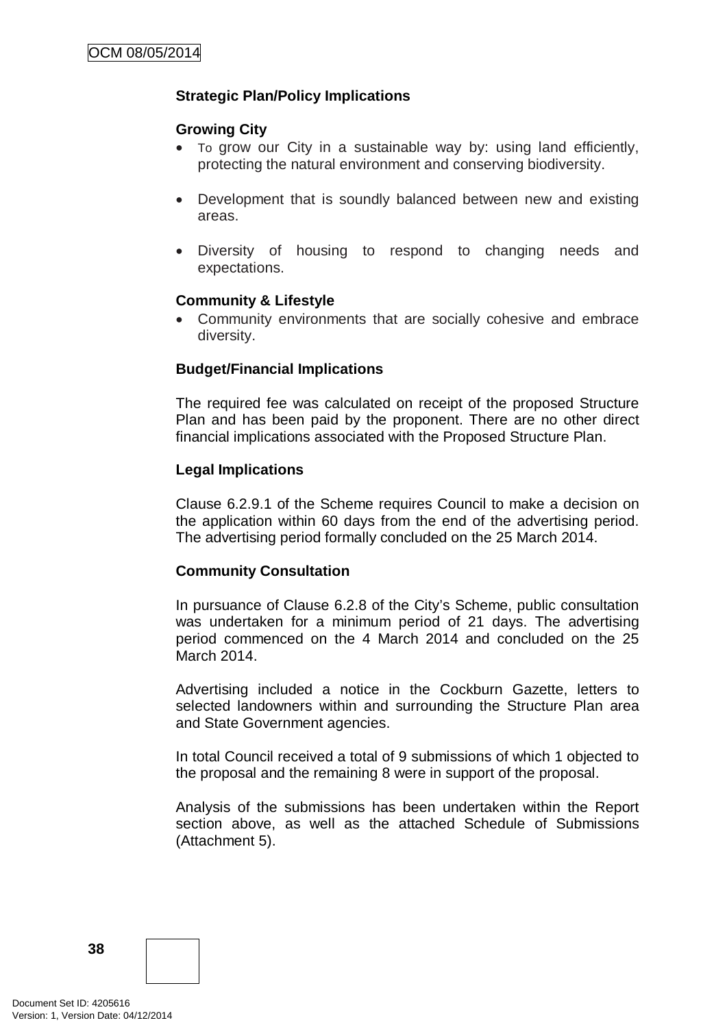**Strategic Plan/Policy Implications**

**Growing City**

- To grow our City in a sustainable way by: using land efficiently, protecting the natural environment and conserving biodiversity.
- Development that is soundly balanced between new and existing areas.
- Diversity of housing to respond to changing needs and expectations.

**Community & Lifestyle**

- Community environments that are socially cohesive and embrace diversity.

**Budget/Financial Implications**

The required fee was calculated on receipt of the proposed Structure Plan and has been paid by the proponent. There are no other direct financial implications associated with the Proposed Structure Plan.

**Legal Implications**

Clause 6.2.9.1 of the Scheme requires Council to make a decision on the application within 60 days from the end of the advertising period. The advertising period formally concluded on the 25 March 2014.

**Community Consultation**

In pursuance of Clause 6.2.8 of the City's Scheme, public consultation was undertaken for a minimum period of 21 days. The advertising period commenced on the 4 March 2014 and concluded on the 25 March 2014.

Advertising included a notice in the Cockburn Gazette, letters to selected landowners within and surrounding the Structure Plan area and State Government agencies.

In total Council received a total of 9 submissions of which 1 objected to the proposal and the remaining 8 were in support of the proposal.

Analysis of the submissions has been undertaken within the Report section above, as well as the attached Schedule of Submissions (Attachment 5).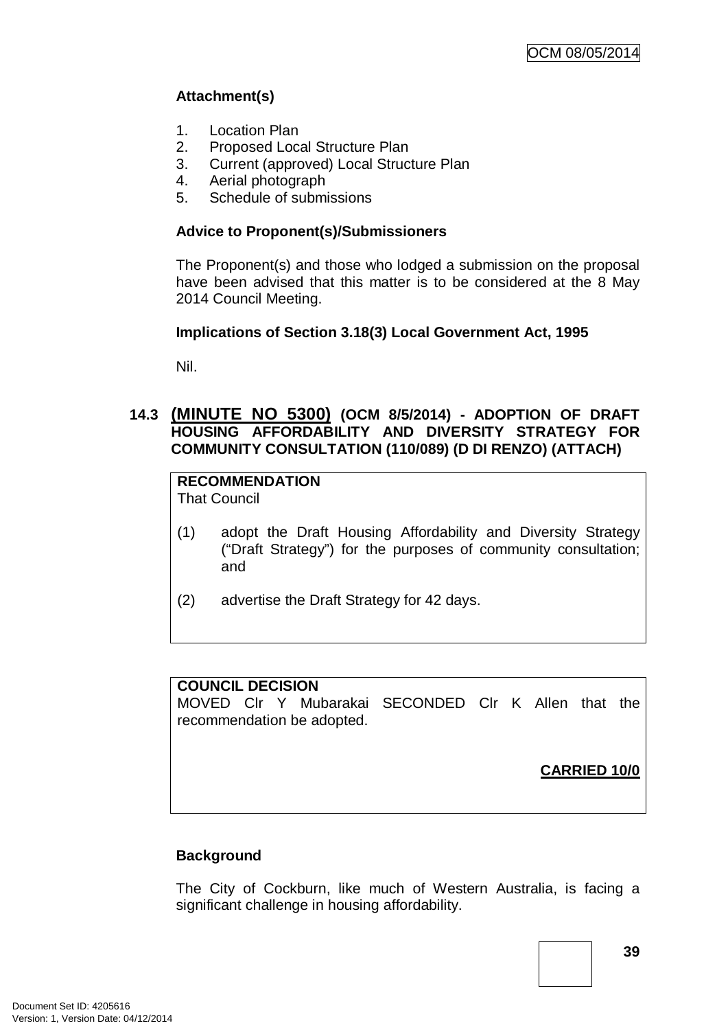**Attachment(s)**

1. Location Plan
2. Proposed Local Structure Plan
3. Current (approved) Local Structure Plan
4. Aerial photograph
5. Schedule of submissions

**Advice to Proponent(s)/Submissioners**

The Proponent(s) and those who lodged a submission on the proposal have been advised that this matter is to be considered at the 8 May 2014 Council Meeting.

**Implications of Section 3.18(3) Local Government Act, 1995**

Nil.

### 14.3 (MINUTE NO 5300) (OCM 8/5/2014) - ADOPTION OF DRAFT HOUSING AFFORDABILITY AND DIVERSITY STRATEGY FOR COMMUNITY CONSULTATION (110/089) (D DI RENZO) (ATTACH)

**RECOMMENDATION**
That Council

(1) adopt the Draft Housing Affordability and Diversity Strategy ("Draft Strategy") for the purposes of community consultation; and

(2) advertise the Draft Strategy for 42 days.

**COUNCIL DECISION**
MOVED Clr Y Mubarakai SECONDED Clr K Allen that the recommendation be adopted.

**CARRIED 10/0**

**Background**

The City of Cockburn, like much of Western Australia, is facing a significant challenge in housing affordability.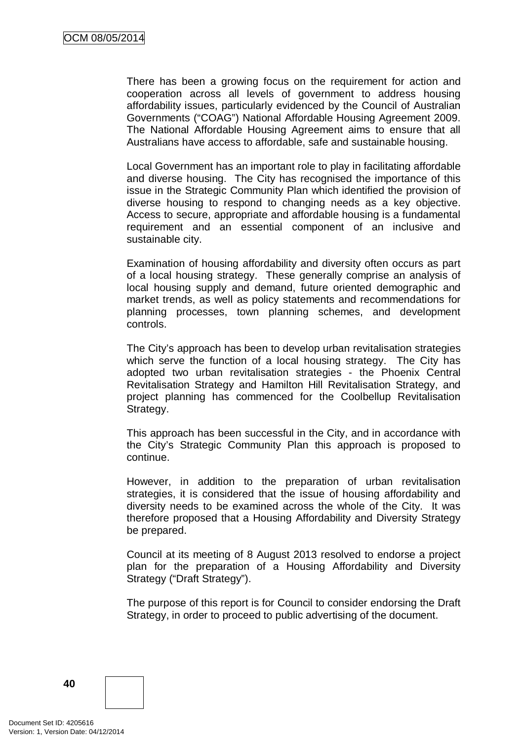There has been a growing focus on the requirement for action and cooperation across all levels of government to address housing affordability issues, particularly evidenced by the Council of Australian Governments ("COAG") National Affordable Housing Agreement 2009. The National Affordable Housing Agreement aims to ensure that all Australians have access to affordable, safe and sustainable housing.

Local Government has an important role to play in facilitating affordable and diverse housing. The City has recognised the importance of this issue in the Strategic Community Plan which identified the provision of diverse housing to respond to changing needs as a key objective. Access to secure, appropriate and affordable housing is a fundamental requirement and an essential component of an inclusive and sustainable city.

Examination of housing affordability and diversity often occurs as part of a local housing strategy. These generally comprise an analysis of local housing supply and demand, future oriented demographic and market trends, as well as policy statements and recommendations for planning processes, town planning schemes, and development controls.

The City's approach has been to develop urban revitalisation strategies which serve the function of a local housing strategy. The City has adopted two urban revitalisation strategies - the Phoenix Central Revitalisation Strategy and Hamilton Hill Revitalisation Strategy, and project planning has commenced for the Coolbellup Revitalisation Strategy.

This approach has been successful in the City, and in accordance with the City's Strategic Community Plan this approach is proposed to continue.

However, in addition to the preparation of urban revitalisation strategies, it is considered that the issue of housing affordability and diversity needs to be examined across the whole of the City. It was therefore proposed that a Housing Affordability and Diversity Strategy be prepared.

Council at its meeting of 8 August 2013 resolved to endorse a project plan for the preparation of a Housing Affordability and Diversity Strategy ("Draft Strategy").

The purpose of this report is for Council to consider endorsing the Draft Strategy, in order to proceed to public advertising of the document.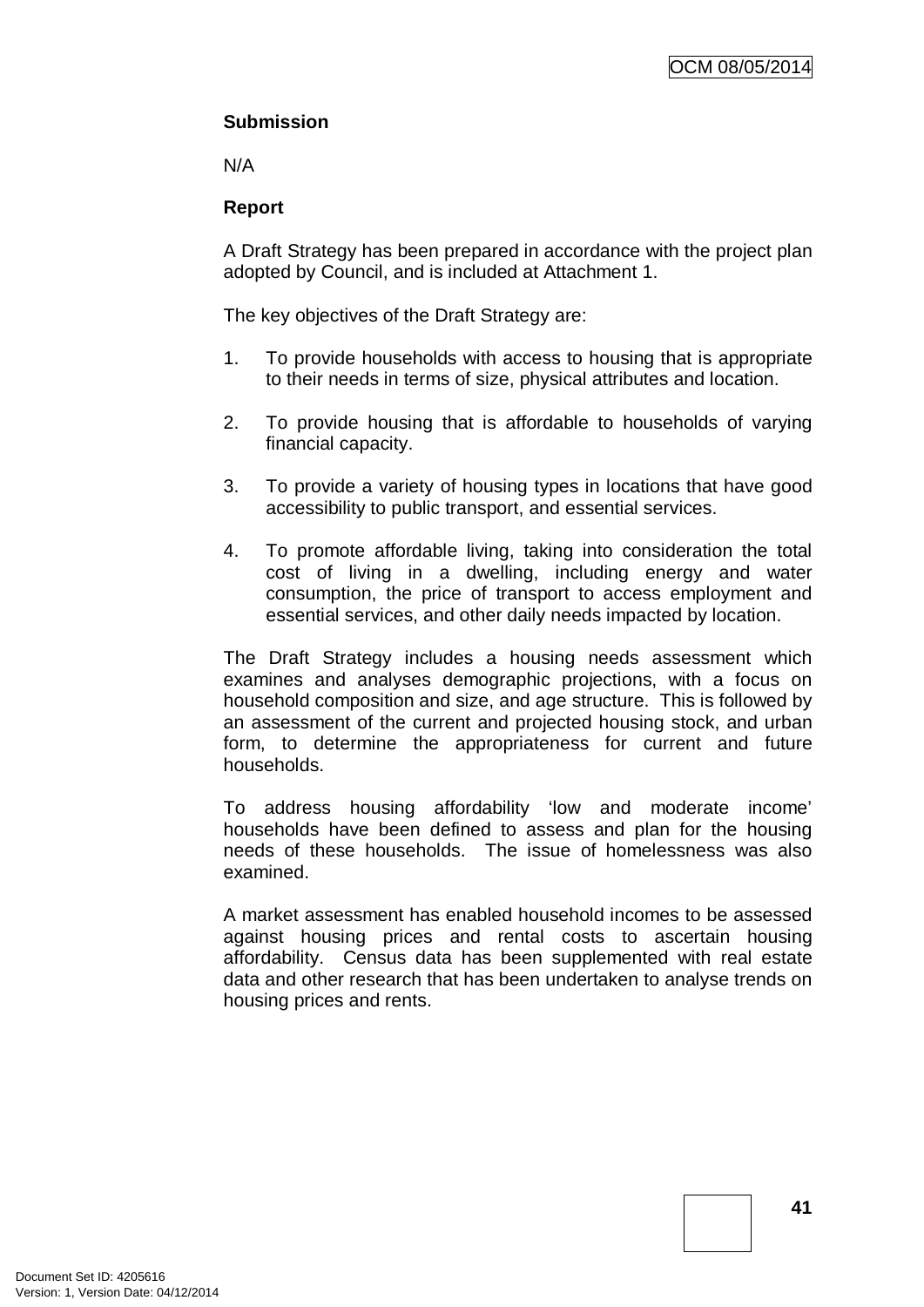**Submission**

N/A

**Report**

A Draft Strategy has been prepared in accordance with the project plan adopted by Council, and is included at Attachment 1.

The key objectives of the Draft Strategy are:

1. To provide households with access to housing that is appropriate to their needs in terms of size, physical attributes and location.

2. To provide housing that is affordable to households of varying financial capacity.

3. To provide a variety of housing types in locations that have good accessibility to public transport, and essential services.

4. To promote affordable living, taking into consideration the total cost of living in a dwelling, including energy and water consumption, the price of transport to access employment and essential services, and other daily needs impacted by location.

The Draft Strategy includes a housing needs assessment which examines and analyses demographic projections, with a focus on household composition and size, and age structure. This is followed by an assessment of the current and projected housing stock, and urban form, to determine the appropriateness for current and future households.

To address housing affordability 'low and moderate income' households have been defined to assess and plan for the housing needs of these households. The issue of homelessness was also examined.

A market assessment has enabled household incomes to be assessed against housing prices and rental costs to ascertain housing affordability. Census data has been supplemented with real estate data and other research that has been undertaken to analyse trends on housing prices and rents.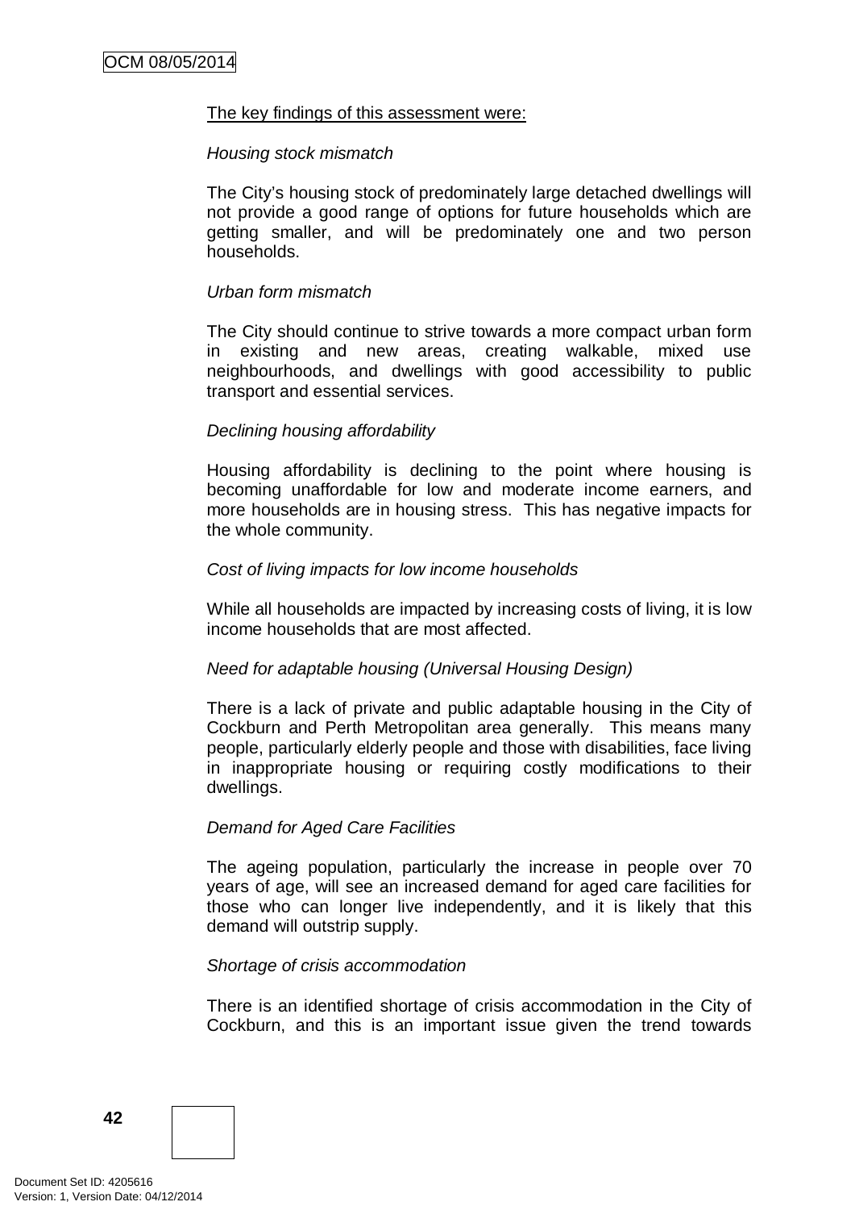The key findings of this assessment were:

*Housing stock mismatch*

The City's housing stock of predominately large detached dwellings will not provide a good range of options for future households which are getting smaller, and will be predominately one and two person households.

*Urban form mismatch*

The City should continue to strive towards a more compact urban form in existing and new areas, creating walkable, mixed use neighbourhoods, and dwellings with good accessibility to public transport and essential services.

*Declining housing affordability*

Housing affordability is declining to the point where housing is becoming unaffordable for low and moderate income earners, and more households are in housing stress. This has negative impacts for the whole community.

*Cost of living impacts for low income households*

While all households are impacted by increasing costs of living, it is low income households that are most affected.

*Need for adaptable housing (Universal Housing Design)*

There is a lack of private and public adaptable housing in the City of Cockburn and Perth Metropolitan area generally. This means many people, particularly elderly people and those with disabilities, face living in inappropriate housing or requiring costly modifications to their dwellings.

*Demand for Aged Care Facilities*

The ageing population, particularly the increase in people over 70 years of age, will see an increased demand for aged care facilities for those who can longer live independently, and it is likely that this demand will outstrip supply.

*Shortage of crisis accommodation*

There is an identified shortage of crisis accommodation in the City of Cockburn, and this is an important issue given the trend towards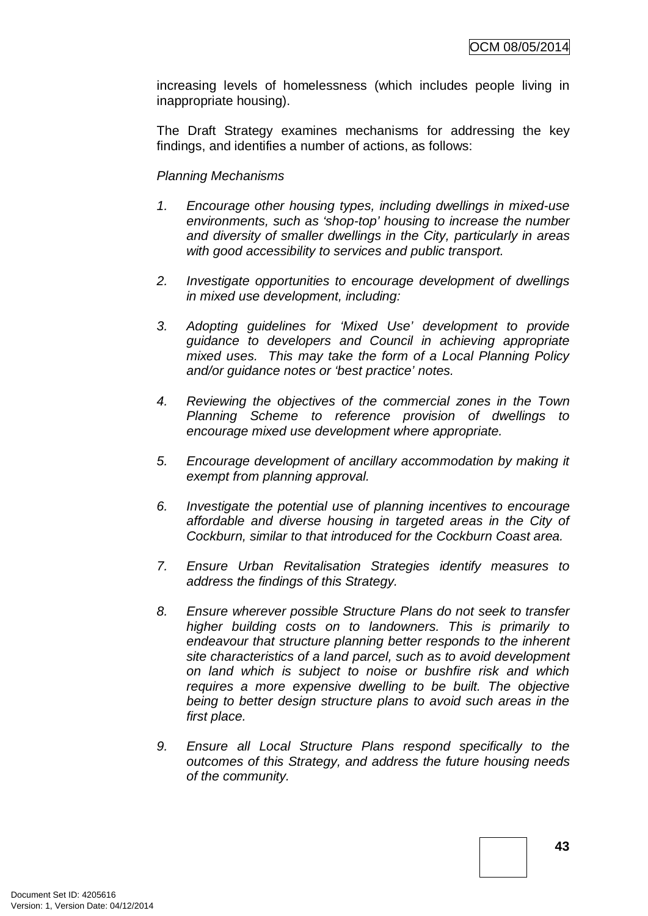increasing levels of homelessness (which includes people living in inappropriate housing).

The Draft Strategy examines mechanisms for addressing the key findings, and identifies a number of actions, as follows:

*Planning Mechanisms*

1. *Encourage other housing types, including dwellings in mixed-use environments, such as 'shop-top' housing to increase the number and diversity of smaller dwellings in the City, particularly in areas with good accessibility to services and public transport.*

2. *Investigate opportunities to encourage development of dwellings in mixed use development, including:*

3. *Adopting guidelines for 'Mixed Use' development to provide guidance to developers and Council in achieving appropriate mixed uses. This may take the form of a Local Planning Policy and/or guidance notes or 'best practice' notes.*

4. *Reviewing the objectives of the commercial zones in the Town Planning Scheme to reference provision of dwellings to encourage mixed use development where appropriate.*

5. *Encourage development of ancillary accommodation by making it exempt from planning approval.*

6. *Investigate the potential use of planning incentives to encourage affordable and diverse housing in targeted areas in the City of Cockburn, similar to that introduced for the Cockburn Coast area.*

7. *Ensure Urban Revitalisation Strategies identify measures to address the findings of this Strategy.*

8. *Ensure wherever possible Structure Plans do not seek to transfer higher building costs on to landowners. This is primarily to endeavour that structure planning better responds to the inherent site characteristics of a land parcel, such as to avoid development on land which is subject to noise or bushfire risk and which requires a more expensive dwelling to be built. The objective being to better design structure plans to avoid such areas in the first place.*

9. *Ensure all Local Structure Plans respond specifically to the outcomes of this Strategy, and address the future housing needs of the community.*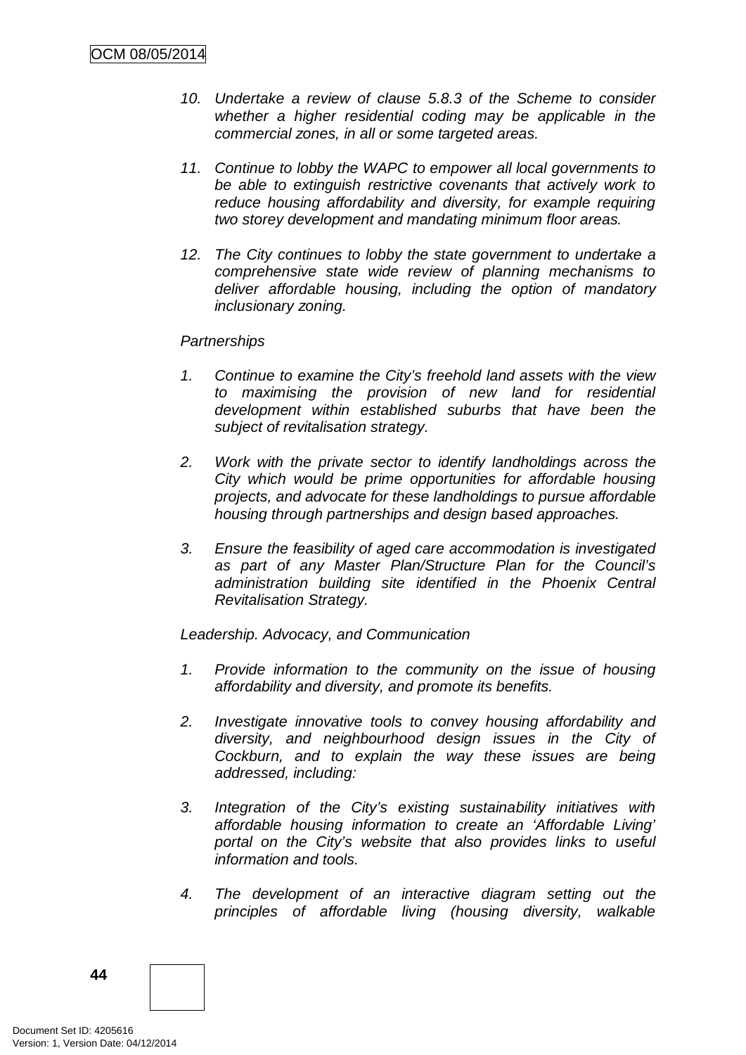10. *Undertake a review of clause 5.8.3 of the Scheme to consider whether a higher residential coding may be applicable in the commercial zones, in all or some targeted areas.*

11. *Continue to lobby the WAPC to empower all local governments to be able to extinguish restrictive covenants that actively work to reduce housing affordability and diversity, for example requiring two storey development and mandating minimum floor areas.*

12. *The City continues to lobby the state government to undertake a comprehensive state wide review of planning mechanisms to deliver affordable housing, including the option of mandatory inclusionary zoning.*

*Partnerships*

1. *Continue to examine the City's freehold land assets with the view to maximising the provision of new land for residential development within established suburbs that have been the subject of revitalisation strategy.*

2. *Work with the private sector to identify landholdings across the City which would be prime opportunities for affordable housing projects, and advocate for these landholdings to pursue affordable housing through partnerships and design based approaches.*

3. *Ensure the feasibility of aged care accommodation is investigated as part of any Master Plan/Structure Plan for the Council's administration building site identified in the Phoenix Central Revitalisation Strategy.*

*Leadership. Advocacy, and Communication*

1. *Provide information to the community on the issue of housing affordability and diversity, and promote its benefits.*

2. *Investigate innovative tools to convey housing affordability and diversity, and neighbourhood design issues in the City of Cockburn, and to explain the way these issues are being addressed, including:*

3. *Integration of the City's existing sustainability initiatives with affordable housing information to create an 'Affordable Living' portal on the City's website that also provides links to useful information and tools.*

4. *The development of an interactive diagram setting out the principles of affordable living (housing diversity, walkable*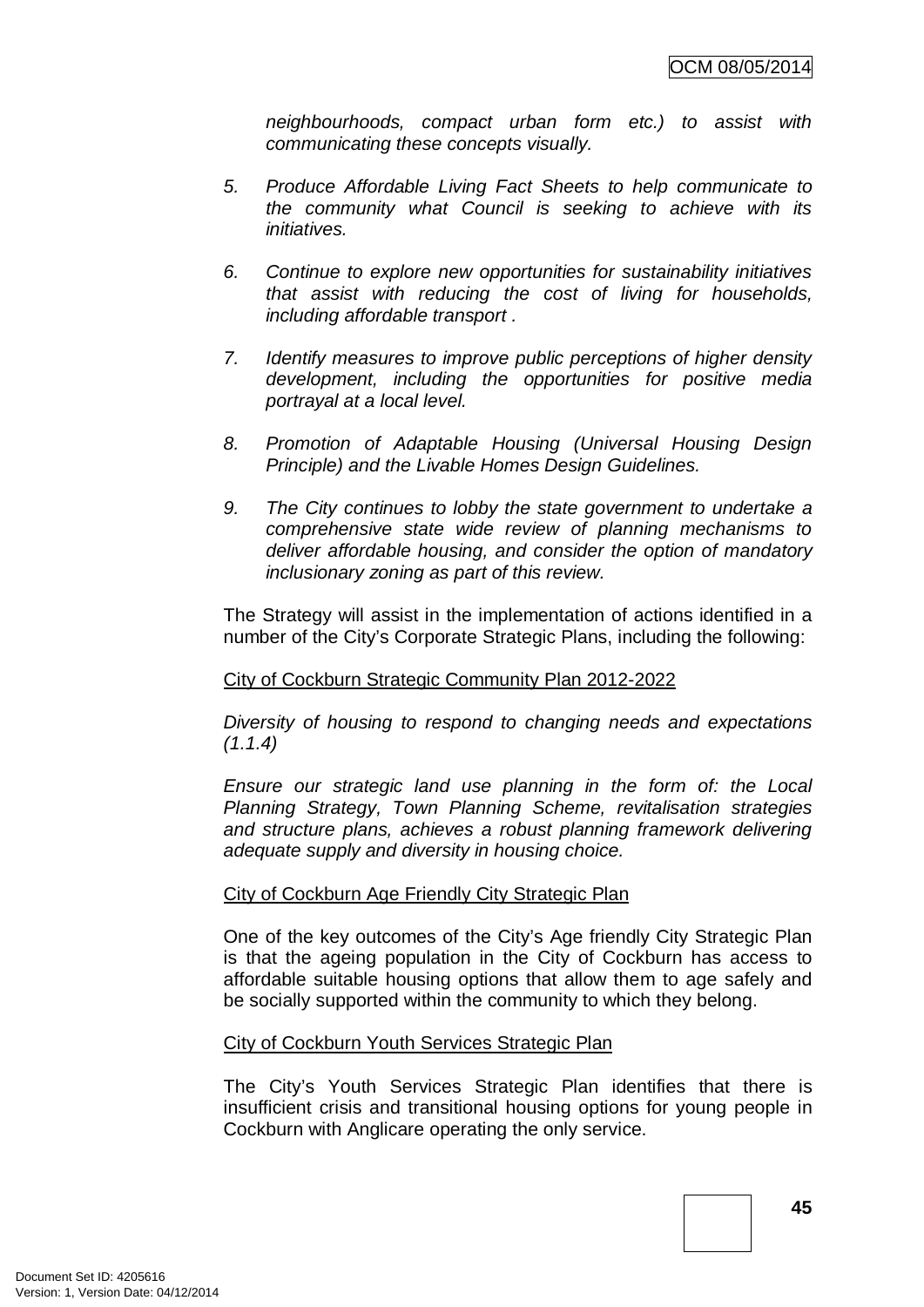*neighbourhoods, compact urban form etc.) to assist with communicating these concepts visually.*

5. *Produce Affordable Living Fact Sheets to help communicate to the community what Council is seeking to achieve with its initiatives.*

6. *Continue to explore new opportunities for sustainability initiatives that assist with reducing the cost of living for households, including affordable transport .*

7. *Identify measures to improve public perceptions of higher density development, including the opportunities for positive media portrayal at a local level.*

8. *Promotion of Adaptable Housing (Universal Housing Design Principle) and the Livable Homes Design Guidelines.*

9. *The City continues to lobby the state government to undertake a comprehensive state wide review of planning mechanisms to deliver affordable housing, and consider the option of mandatory inclusionary zoning as part of this review.*

The Strategy will assist in the implementation of actions identified in a number of the City's Corporate Strategic Plans, including the following:

<u>City of Cockburn Strategic Community Plan 2012-2022</u>

*Diversity of housing to respond to changing needs and expectations (1.1.4)*

*Ensure our strategic land use planning in the form of: the Local Planning Strategy, Town Planning Scheme, revitalisation strategies and structure plans, achieves a robust planning framework delivering adequate supply and diversity in housing choice.*

<u>City of Cockburn Age Friendly City Strategic Plan</u>

One of the key outcomes of the City's Age friendly City Strategic Plan is that the ageing population in the City of Cockburn has access to affordable suitable housing options that allow them to age safely and be socially supported within the community to which they belong.

<u>City of Cockburn Youth Services Strategic Plan</u>

The City's Youth Services Strategic Plan identifies that there is insufficient crisis and transitional housing options for young people in Cockburn with Anglicare operating the only service.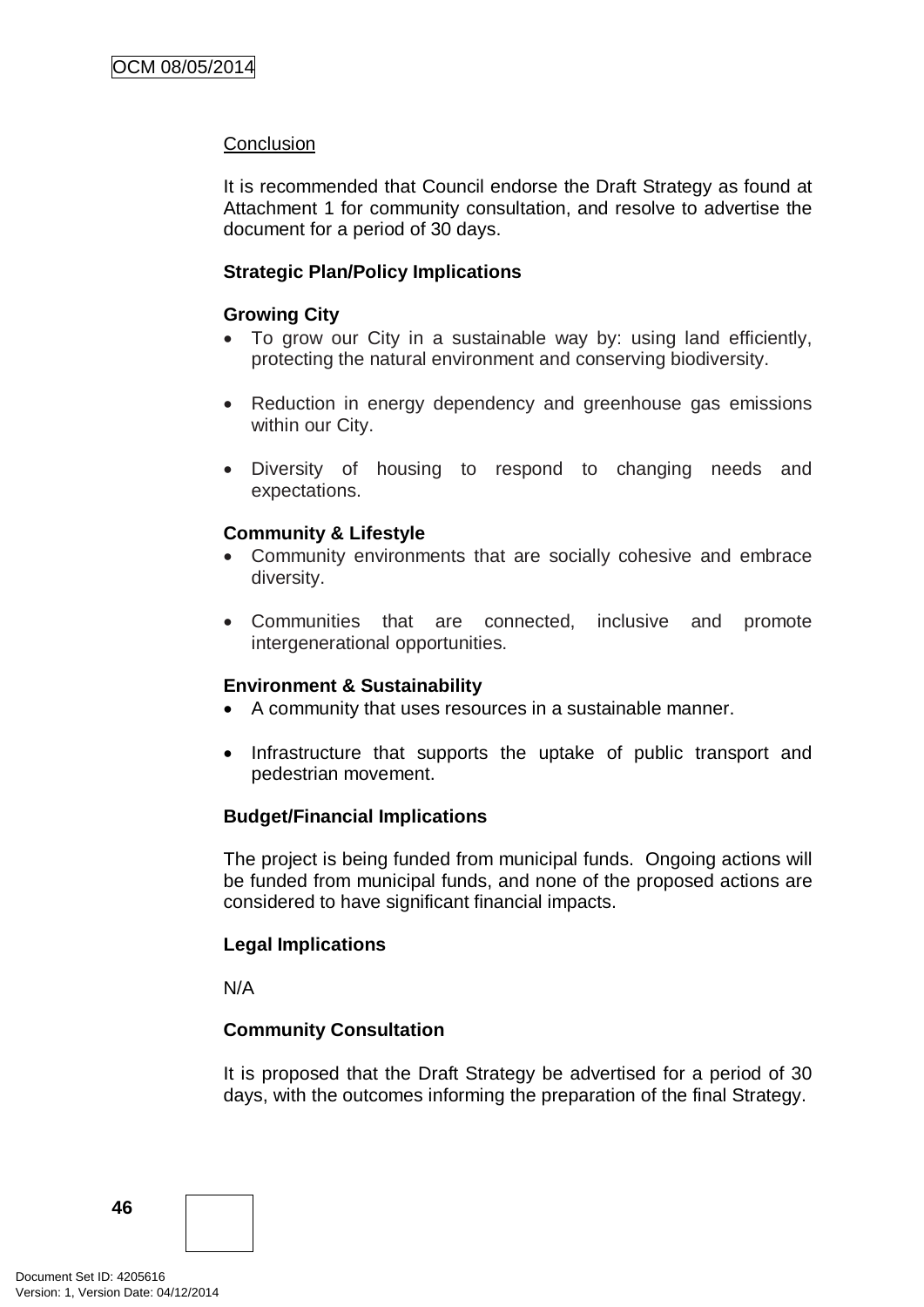Conclusion

It is recommended that Council endorse the Draft Strategy as found at Attachment 1 for community consultation, and resolve to advertise the document for a period of 30 days.

**Strategic Plan/Policy Implications**

**Growing City**

- To grow our City in a sustainable way by: using land efficiently, protecting the natural environment and conserving biodiversity.
- Reduction in energy dependency and greenhouse gas emissions within our City.
- Diversity of housing to respond to changing needs and expectations.

**Community & Lifestyle**

- Community environments that are socially cohesive and embrace diversity.
- Communities that are connected, inclusive and promote intergenerational opportunities.

**Environment & Sustainability**

- A community that uses resources in a sustainable manner.
- Infrastructure that supports the uptake of public transport and pedestrian movement.

**Budget/Financial Implications**

The project is being funded from municipal funds. Ongoing actions will be funded from municipal funds, and none of the proposed actions are considered to have significant financial impacts.

**Legal Implications**

N/A

**Community Consultation**

It is proposed that the Draft Strategy be advertised for a period of 30 days, with the outcomes informing the preparation of the final Strategy.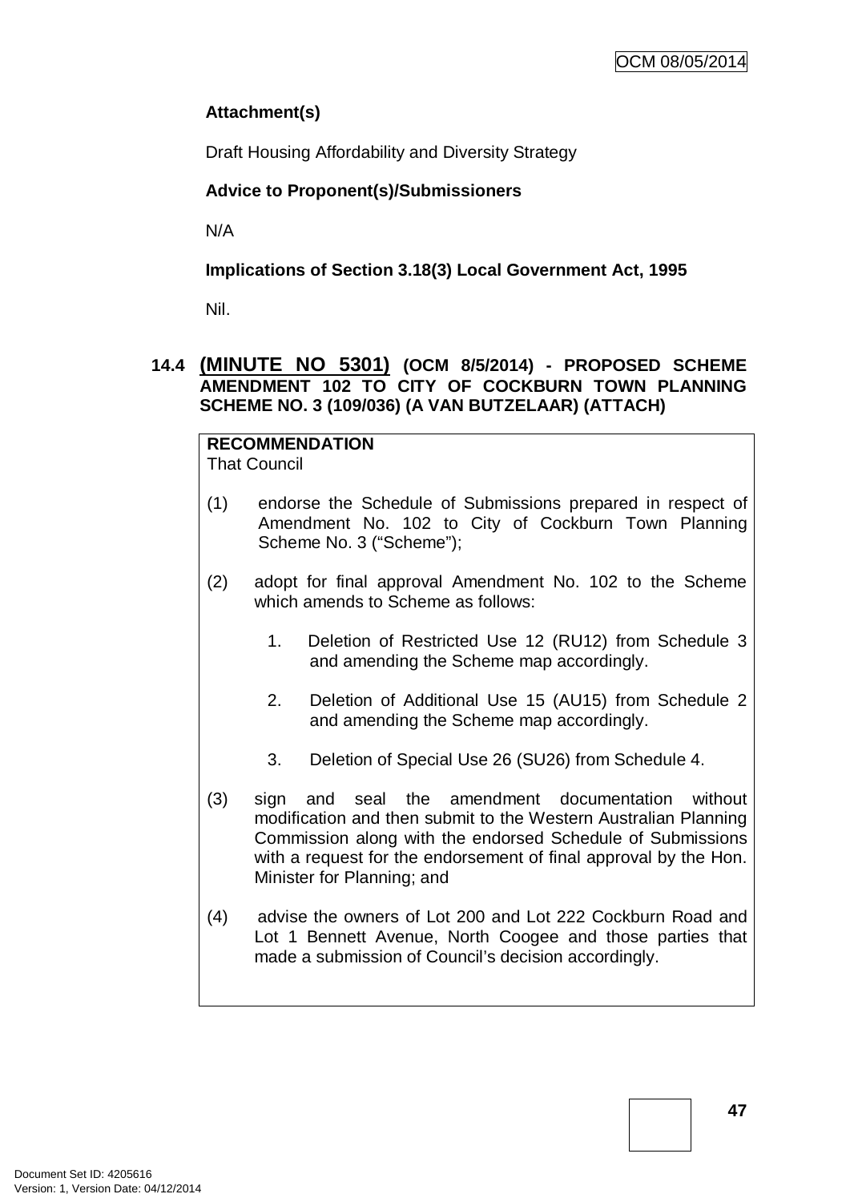**Attachment(s)**

Draft Housing Affordability and Diversity Strategy

**Advice to Proponent(s)/Submissioners**

N/A

**Implications of Section 3.18(3) Local Government Act, 1995**

Nil.

## 14.4 (MINUTE NO 5301) (OCM 8/5/2014) - PROPOSED SCHEME AMENDMENT 102 TO CITY OF COCKBURN TOWN PLANNING SCHEME NO. 3 (109/036) (A VAN BUTZELAAR) (ATTACH)

**RECOMMENDATION**
That Council

(1) endorse the Schedule of Submissions prepared in respect of Amendment No. 102 to City of Cockburn Town Planning Scheme No. 3 ("Scheme");

(2) adopt for final approval Amendment No. 102 to the Scheme which amends to Scheme as follows:

   1. Deletion of Restricted Use 12 (RU12) from Schedule 3 and amending the Scheme map accordingly.

   2. Deletion of Additional Use 15 (AU15) from Schedule 2 and amending the Scheme map accordingly.

   3. Deletion of Special Use 26 (SU26) from Schedule 4.

(3) sign and seal the amendment documentation without modification and then submit to the Western Australian Planning Commission along with the endorsed Schedule of Submissions with a request for the endorsement of final approval by the Hon. Minister for Planning; and

(4) advise the owners of Lot 200 and Lot 222 Cockburn Road and Lot 1 Bennett Avenue, North Coogee and those parties that made a submission of Council's decision accordingly.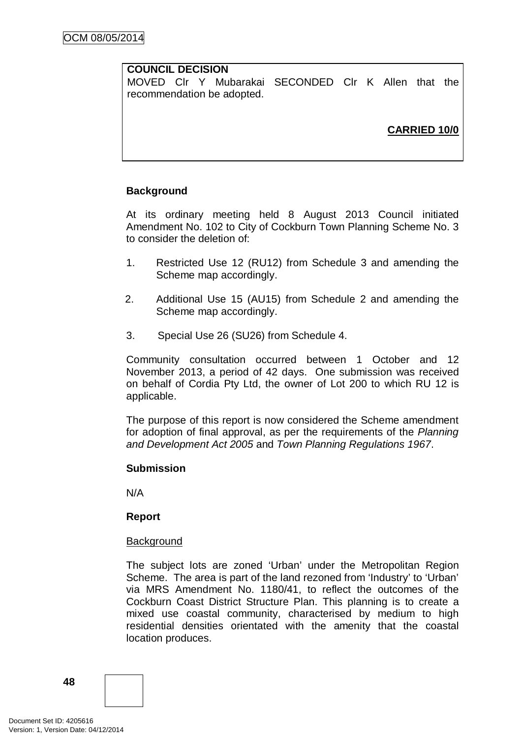**COUNCIL DECISION**
MOVED Clr Y Mubarakai SECONDED Clr K Allen that the recommendation be adopted.

**CARRIED 10/0**

**Background**

At its ordinary meeting held 8 August 2013 Council initiated Amendment No. 102 to City of Cockburn Town Planning Scheme No. 3 to consider the deletion of:

1. Restricted Use 12 (RU12) from Schedule 3 and amending the Scheme map accordingly.

2. Additional Use 15 (AU15) from Schedule 2 and amending the Scheme map accordingly.

3. Special Use 26 (SU26) from Schedule 4.

Community consultation occurred between 1 October and 12 November 2013, a period of 42 days. One submission was received on behalf of Cordia Pty Ltd, the owner of Lot 200 to which RU 12 is applicable.

The purpose of this report is now considered the Scheme amendment for adoption of final approval, as per the requirements of the *Planning and Development Act 2005* and *Town Planning Regulations 1967*.

**Submission**

N/A

**Report**

Background

The subject lots are zoned 'Urban' under the Metropolitan Region Scheme. The area is part of the land rezoned from 'Industry' to 'Urban' via MRS Amendment No. 1180/41, to reflect the outcomes of the Cockburn Coast District Structure Plan. This planning is to create a mixed use coastal community, characterised by medium to high residential densities orientated with the amenity that the coastal location produces.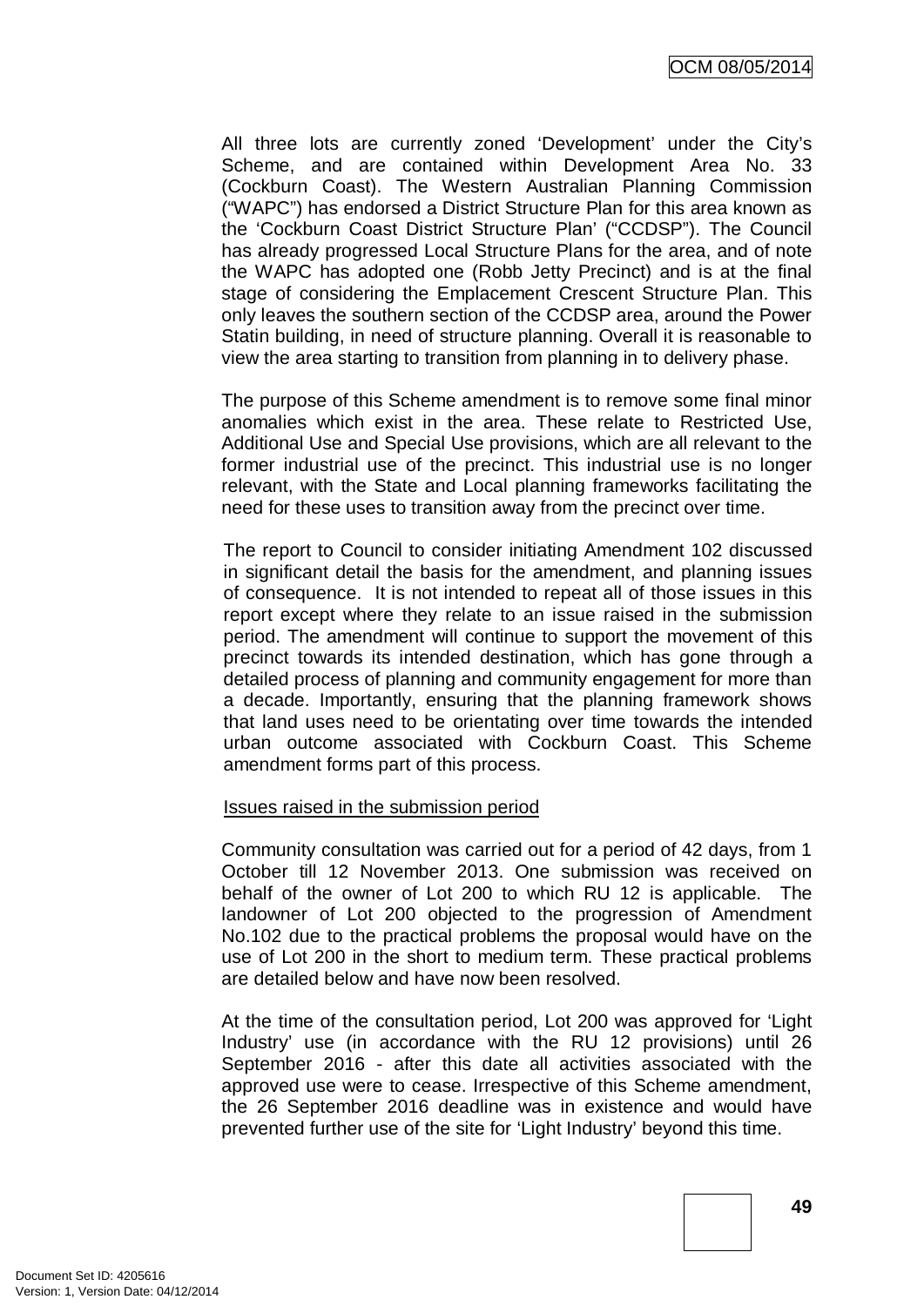All three lots are currently zoned 'Development' under the City's Scheme, and are contained within Development Area No. 33 (Cockburn Coast). The Western Australian Planning Commission ("WAPC") has endorsed a District Structure Plan for this area known as the 'Cockburn Coast District Structure Plan' ("CCDSP"). The Council has already progressed Local Structure Plans for the area, and of note the WAPC has adopted one (Robb Jetty Precinct) and is at the final stage of considering the Emplacement Crescent Structure Plan. This only leaves the southern section of the CCDSP area, around the Power Statin building, in need of structure planning. Overall it is reasonable to view the area starting to transition from planning in to delivery phase.

The purpose of this Scheme amendment is to remove some final minor anomalies which exist in the area. These relate to Restricted Use, Additional Use and Special Use provisions, which are all relevant to the former industrial use of the precinct. This industrial use is no longer relevant, with the State and Local planning frameworks facilitating the need for these uses to transition away from the precinct over time.

The report to Council to consider initiating Amendment 102 discussed in significant detail the basis for the amendment, and planning issues of consequence. It is not intended to repeat all of those issues in this report except where they relate to an issue raised in the submission period. The amendment will continue to support the movement of this precinct towards its intended destination, which has gone through a detailed process of planning and community engagement for more than a decade. Importantly, ensuring that the planning framework shows that land uses need to be orientating over time towards the intended urban outcome associated with Cockburn Coast. This Scheme amendment forms part of this process.

Issues raised in the submission period

Community consultation was carried out for a period of 42 days, from 1 October till 12 November 2013. One submission was received on behalf of the owner of Lot 200 to which RU 12 is applicable. The landowner of Lot 200 objected to the progression of Amendment No.102 due to the practical problems the proposal would have on the use of Lot 200 in the short to medium term. These practical problems are detailed below and have now been resolved.

At the time of the consultation period, Lot 200 was approved for 'Light Industry' use (in accordance with the RU 12 provisions) until 26 September 2016 - after this date all activities associated with the approved use were to cease. Irrespective of this Scheme amendment, the 26 September 2016 deadline was in existence and would have prevented further use of the site for 'Light Industry' beyond this time.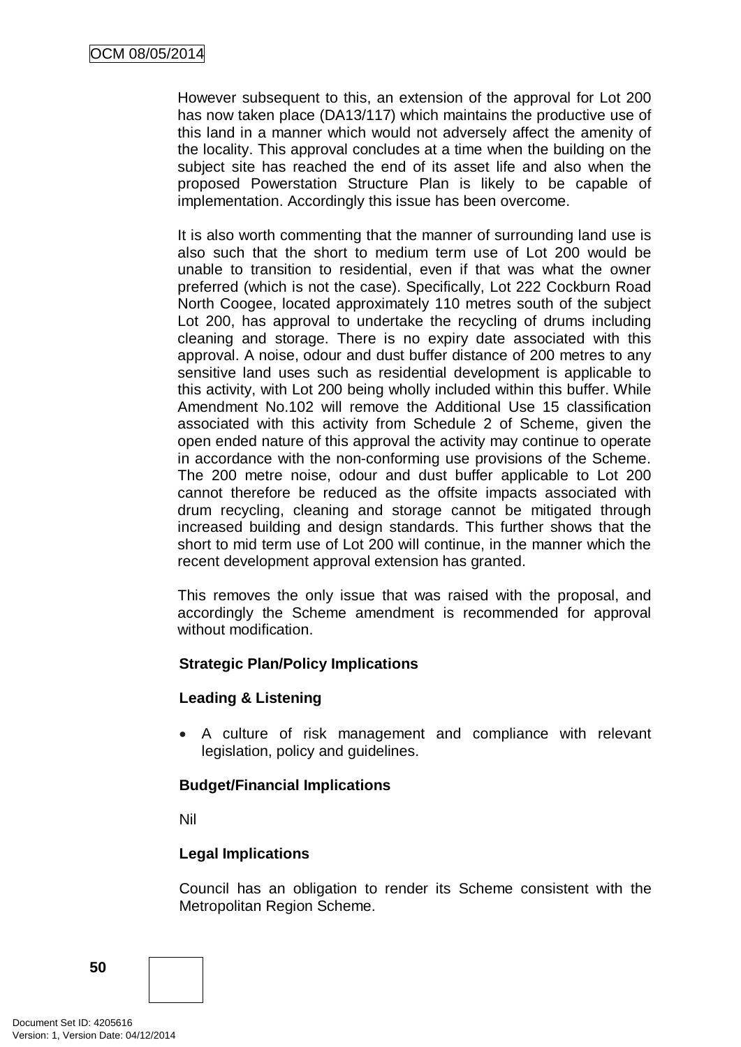However subsequent to this, an extension of the approval for Lot 200 has now taken place (DA13/117) which maintains the productive use of this land in a manner which would not adversely affect the amenity of the locality. This approval concludes at a time when the building on the subject site has reached the end of its asset life and also when the proposed Powerstation Structure Plan is likely to be capable of implementation. Accordingly this issue has been overcome.

It is also worth commenting that the manner of surrounding land use is also such that the short to medium term use of Lot 200 would be unable to transition to residential, even if that was what the owner preferred (which is not the case). Specifically, Lot 222 Cockburn Road North Coogee, located approximately 110 metres south of the subject Lot 200, has approval to undertake the recycling of drums including cleaning and storage. There is no expiry date associated with this approval. A noise, odour and dust buffer distance of 200 metres to any sensitive land uses such as residential development is applicable to this activity, with Lot 200 being wholly included within this buffer. While Amendment No.102 will remove the Additional Use 15 classification associated with this activity from Schedule 2 of Scheme, given the open ended nature of this approval the activity may continue to operate in accordance with the non-conforming use provisions of the Scheme. The 200 metre noise, odour and dust buffer applicable to Lot 200 cannot therefore be reduced as the offsite impacts associated with drum recycling, cleaning and storage cannot be mitigated through increased building and design standards. This further shows that the short to mid term use of Lot 200 will continue, in the manner which the recent development approval extension has granted.

This removes the only issue that was raised with the proposal, and accordingly the Scheme amendment is recommended for approval without modification.

**Strategic Plan/Policy Implications**

**Leading & Listening**

- A culture of risk management and compliance with relevant legislation, policy and guidelines.

**Budget/Financial Implications**

Nil

**Legal Implications**

Council has an obligation to render its Scheme consistent with the Metropolitan Region Scheme.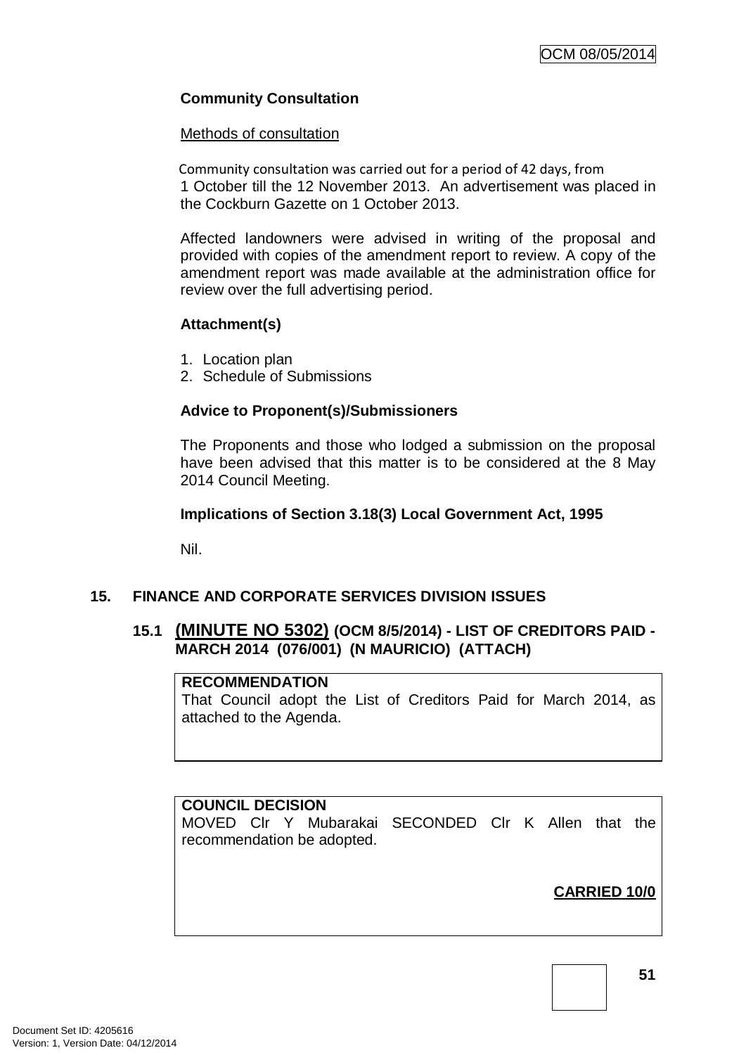**Community Consultation**

Methods of consultation

Community consultation was carried out for a period of 42 days, from 1 October till the 12 November 2013. An advertisement was placed in the Cockburn Gazette on 1 October 2013.

Affected landowners were advised in writing of the proposal and provided with copies of the amendment report to review. A copy of the amendment report was made available at the administration office for review over the full advertising period.

**Attachment(s)**

1. Location plan
2. Schedule of Submissions

**Advice to Proponent(s)/Submissioners**

The Proponents and those who lodged a submission on the proposal have been advised that this matter is to be considered at the 8 May 2014 Council Meeting.

**Implications of Section 3.18(3) Local Government Act, 1995**

Nil.

## 15. FINANCE AND CORPORATE SERVICES DIVISION ISSUES

### 15.1 (MINUTE NO 5302) (OCM 8/5/2014) - LIST OF CREDITORS PAID - MARCH 2014 (076/001) (N MAURICIO) (ATTACH)

**RECOMMENDATION**
That Council adopt the List of Creditors Paid for March 2014, as attached to the Agenda.

**COUNCIL DECISION**
MOVED Clr Y Mubarakai SECONDED Clr K Allen that the recommendation be adopted.

**CARRIED 10/0**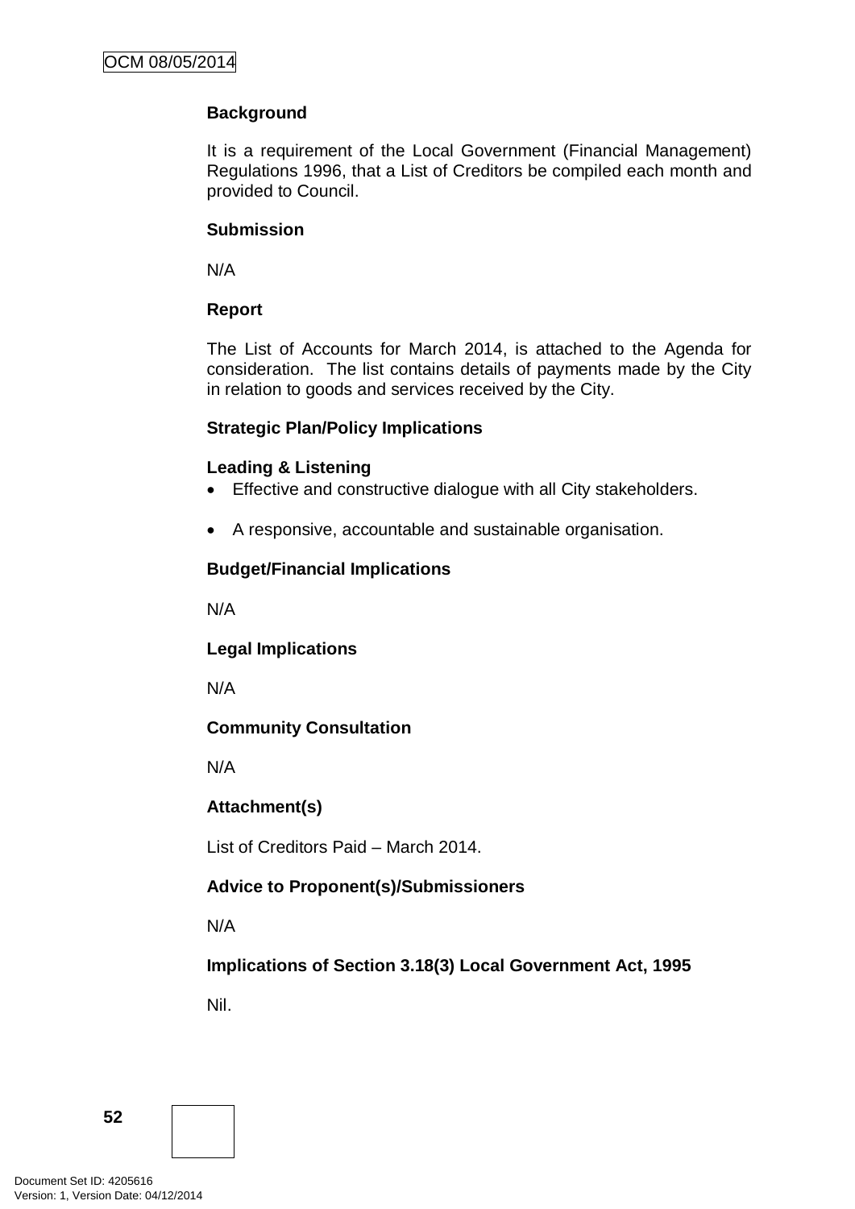**Background**

It is a requirement of the Local Government (Financial Management) Regulations 1996, that a List of Creditors be compiled each month and provided to Council.

**Submission**

N/A

**Report**

The List of Accounts for March 2014, is attached to the Agenda for consideration. The list contains details of payments made by the City in relation to goods and services received by the City.

**Strategic Plan/Policy Implications**

**Leading & Listening**

- Effective and constructive dialogue with all City stakeholders.
- A responsive, accountable and sustainable organisation.

**Budget/Financial Implications**

N/A

**Legal Implications**

N/A

**Community Consultation**

N/A

**Attachment(s)**

List of Creditors Paid – March 2014.

**Advice to Proponent(s)/Submissioners**

N/A

**Implications of Section 3.18(3) Local Government Act, 1995**

Nil.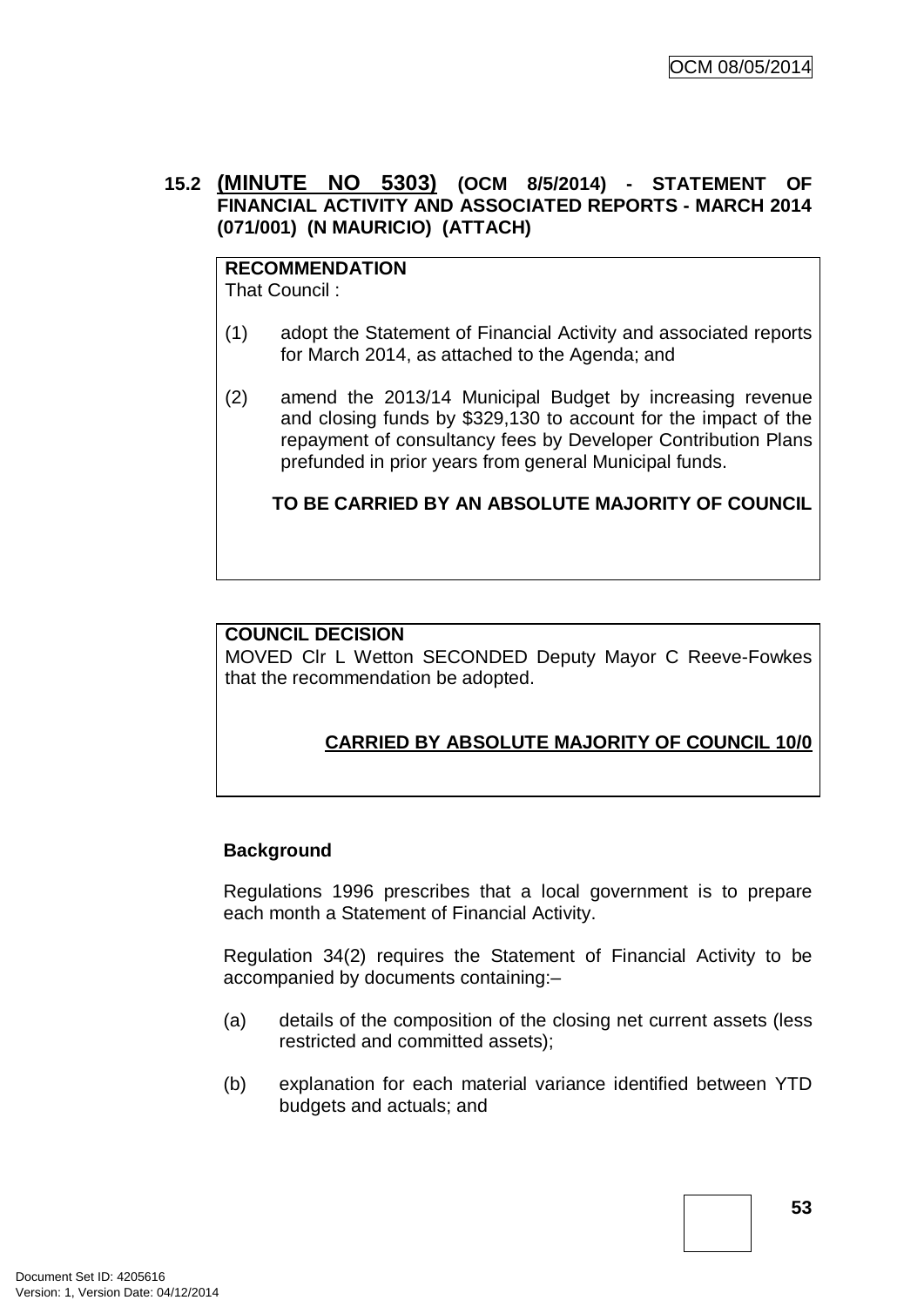### 15.2 (MINUTE NO 5303) (OCM 8/5/2014) - STATEMENT OF FINANCIAL ACTIVITY AND ASSOCIATED REPORTS - MARCH 2014 (071/001) (N MAURICIO) (ATTACH)

**RECOMMENDATION**
That Council :

(1) adopt the Statement of Financial Activity and associated reports for March 2014, as attached to the Agenda; and

(2) amend the 2013/14 Municipal Budget by increasing revenue and closing funds by $329,130 to account for the impact of the repayment of consultancy fees by Developer Contribution Plans prefunded in prior years from general Municipal funds.

**TO BE CARRIED BY AN ABSOLUTE MAJORITY OF COUNCIL**

**COUNCIL DECISION**
MOVED Clr L Wetton SECONDED Deputy Mayor C Reeve-Fowkes that the recommendation be adopted.

**CARRIED BY ABSOLUTE MAJORITY OF COUNCIL 10/0**

**Background**

Regulations 1996 prescribes that a local government is to prepare each month a Statement of Financial Activity.

Regulation 34(2) requires the Statement of Financial Activity to be accompanied by documents containing:–

(a) details of the composition of the closing net current assets (less restricted and committed assets);

(b) explanation for each material variance identified between YTD budgets and actuals; and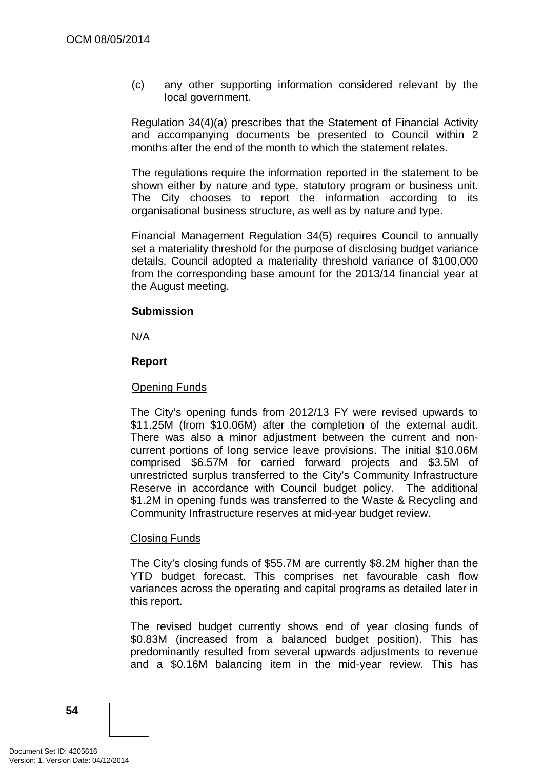(c) any other supporting information considered relevant by the local government.

Regulation 34(4)(a) prescribes that the Statement of Financial Activity and accompanying documents be presented to Council within 2 months after the end of the month to which the statement relates.

The regulations require the information reported in the statement to be shown either by nature and type, statutory program or business unit. The City chooses to report the information according to its organisational business structure, as well as by nature and type.

Financial Management Regulation 34(5) requires Council to annually set a materiality threshold for the purpose of disclosing budget variance details. Council adopted a materiality threshold variance of $100,000 from the corresponding base amount for the 2013/14 financial year at the August meeting.

**Submission**

N/A

**Report**

Opening Funds

The City's opening funds from 2012/13 FY were revised upwards to $11.25M (from $10.06M) after the completion of the external audit. There was also a minor adjustment between the current and non-current portions of long service leave provisions. The initial $10.06M comprised $6.57M for carried forward projects and $3.5M of unrestricted surplus transferred to the City's Community Infrastructure Reserve in accordance with Council budget policy. The additional $1.2M in opening funds was transferred to the Waste & Recycling and Community Infrastructure reserves at mid-year budget review.

Closing Funds

The City's closing funds of $55.7M are currently $8.2M higher than the YTD budget forecast. This comprises net favourable cash flow variances across the operating and capital programs as detailed later in this report.

The revised budget currently shows end of year closing funds of $0.83M (increased from a balanced budget position). This has predominantly resulted from several upwards adjustments to revenue and a $0.16M balancing item in the mid-year review. This has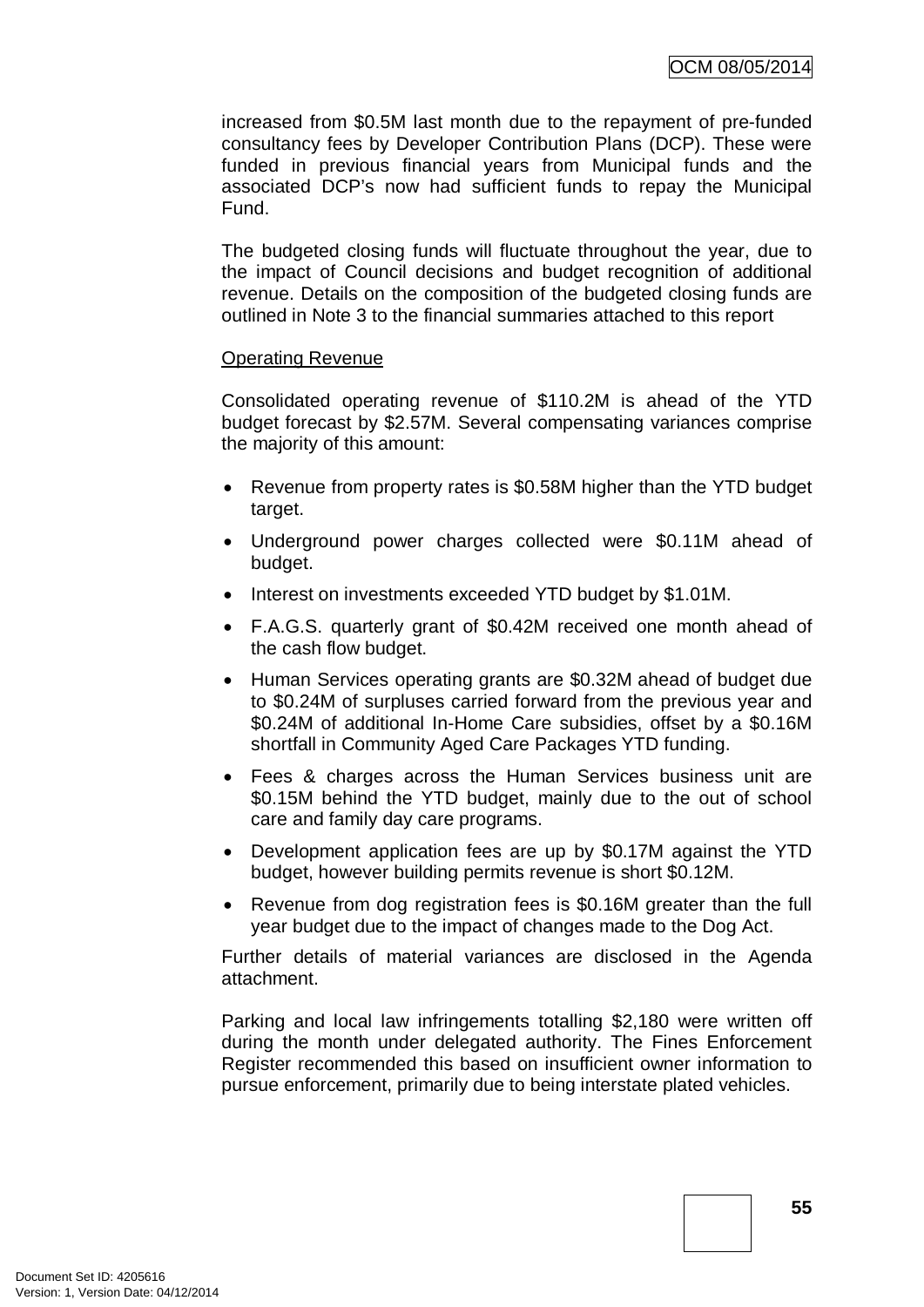increased from $0.5M last month due to the repayment of pre-funded consultancy fees by Developer Contribution Plans (DCP). These were funded in previous financial years from Municipal funds and the associated DCP's now had sufficient funds to repay the Municipal Fund.

The budgeted closing funds will fluctuate throughout the year, due to the impact of Council decisions and budget recognition of additional revenue. Details on the composition of the budgeted closing funds are outlined in Note 3 to the financial summaries attached to this report

<u>Operating Revenue</u>

Consolidated operating revenue of $110.2M is ahead of the YTD budget forecast by $2.57M. Several compensating variances comprise the majority of this amount:

- Revenue from property rates is $0.58M higher than the YTD budget target.
- Underground power charges collected were $0.11M ahead of budget.
- Interest on investments exceeded YTD budget by $1.01M.
- F.A.G.S. quarterly grant of $0.42M received one month ahead of the cash flow budget.
- Human Services operating grants are $0.32M ahead of budget due to $0.24M of surpluses carried forward from the previous year and $0.24M of additional In-Home Care subsidies, offset by a $0.16M shortfall in Community Aged Care Packages YTD funding.
- Fees & charges across the Human Services business unit are $0.15M behind the YTD budget, mainly due to the out of school care and family day care programs.
- Development application fees are up by $0.17M against the YTD budget, however building permits revenue is short $0.12M.
- Revenue from dog registration fees is $0.16M greater than the full year budget due to the impact of changes made to the Dog Act.

Further details of material variances are disclosed in the Agenda attachment.

Parking and local law infringements totalling $2,180 were written off during the month under delegated authority. The Fines Enforcement Register recommended this based on insufficient owner information to pursue enforcement, primarily due to being interstate plated vehicles.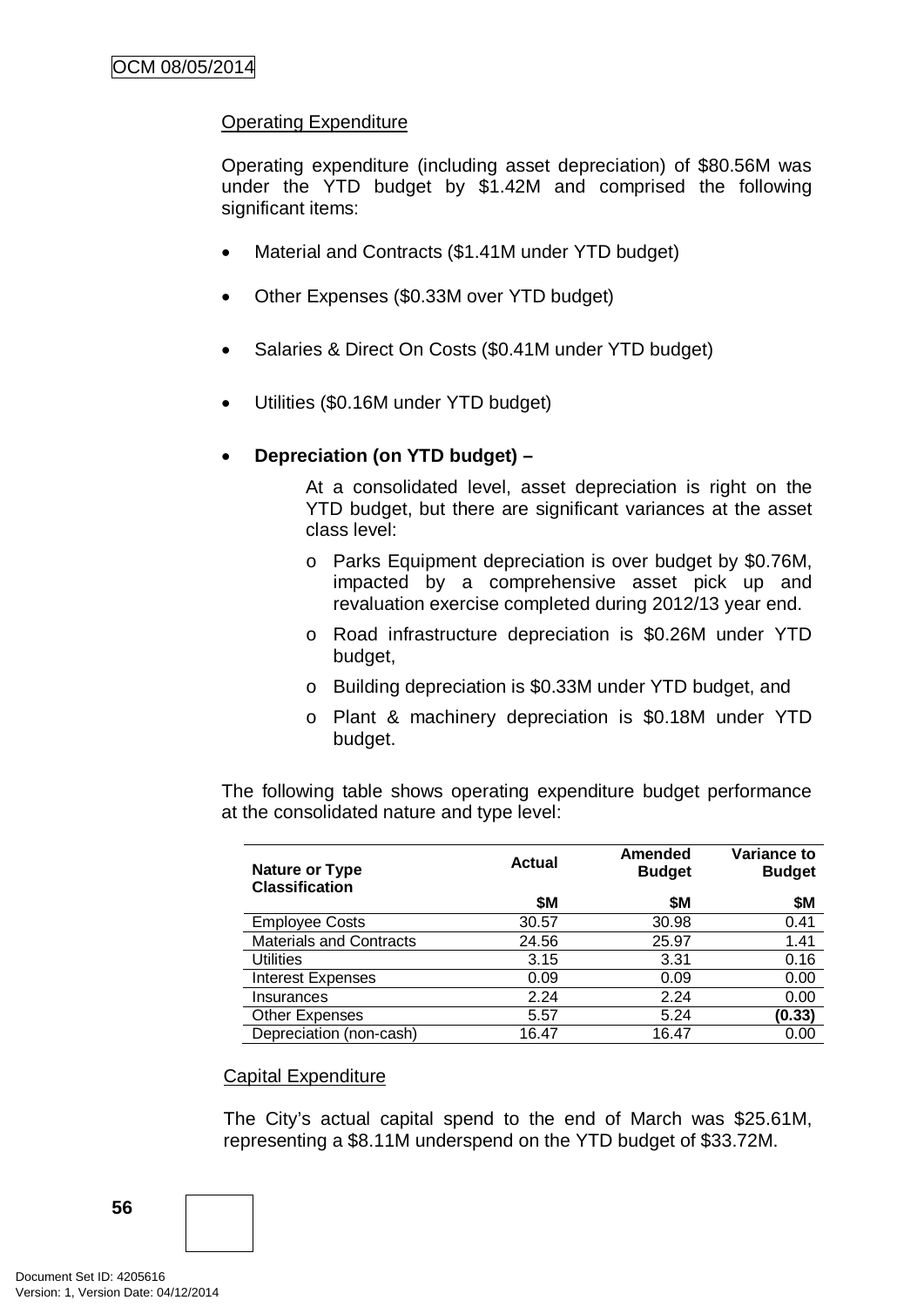Operating Expenditure

Operating expenditure (including asset depreciation) of $80.56M was under the YTD budget by $1.42M and comprised the following significant items:

- Material and Contracts ($1.41M under YTD budget)
- Other Expenses ($0.33M over YTD budget)
- Salaries & Direct On Costs ($0.41M under YTD budget)
- Utilities ($0.16M under YTD budget)
- **Depreciation (on YTD budget) –**

  At a consolidated level, asset depreciation is right on the YTD budget, but there are significant variances at the asset class level:

  - Parks Equipment depreciation is over budget by $0.76M, impacted by a comprehensive asset pick up and revaluation exercise completed during 2012/13 year end.
  - Road infrastructure depreciation is $0.26M under YTD budget,
  - Building depreciation is $0.33M under YTD budget, and
  - Plant & machinery depreciation is $0.18M under YTD budget.

The following table shows operating expenditure budget performance at the consolidated nature and type level:

| Nature or Type Classification | Actual | Amended Budget | Variance to Budget |
|---|---|---|---|
| | $M | $M | $M |
| Employee Costs | 30.57 | 30.98 | 0.41 |
| Materials and Contracts | 24.56 | 25.97 | 1.41 |
| Utilities | 3.15 | 3.31 | 0.16 |
| Interest Expenses | 0.09 | 0.09 | 0.00 |
| Insurances | 2.24 | 2.24 | 0.00 |
| Other Expenses | 5.57 | 5.24 | **(0.33)** |
| Depreciation (non-cash) | 16.47 | 16.47 | 0.00 |

Capital Expenditure

The City's actual capital spend to the end of March was $25.61M, representing a $8.11M underspend on the YTD budget of $33.72M.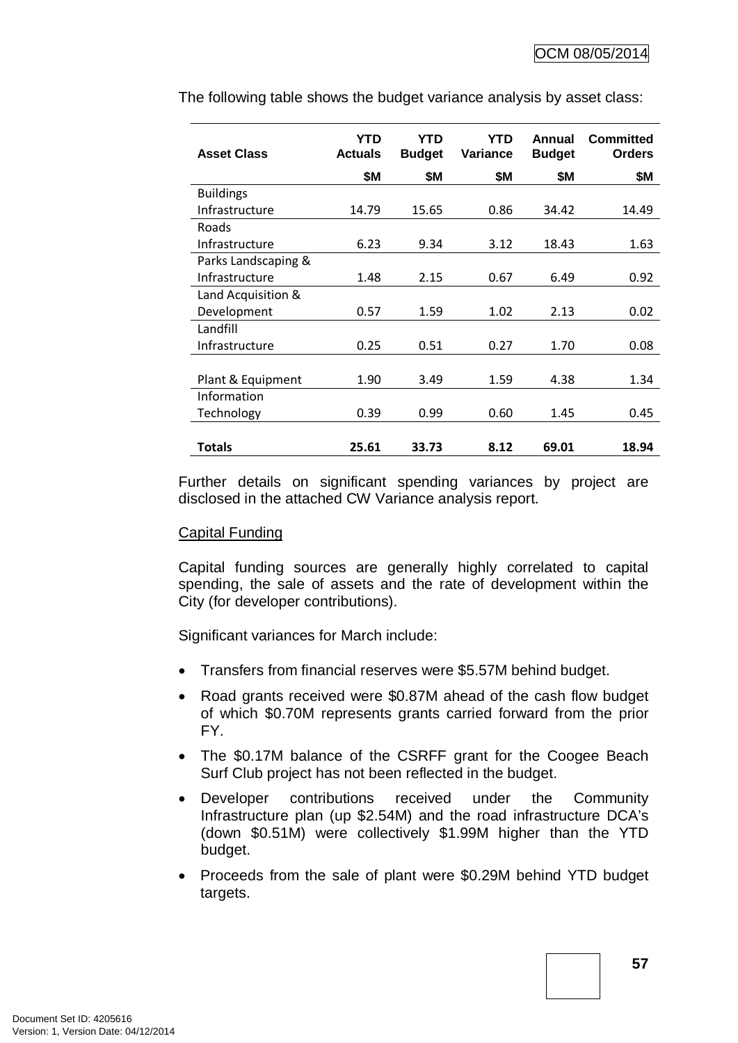The following table shows the budget variance analysis by asset class:

| Asset Class | YTD Actuals | YTD Budget | YTD Variance | Annual Budget | Committed Orders |
|---|---|---|---|---|---|
| | $M | $M | $M | $M | $M |
| Buildings Infrastructure | 14.79 | 15.65 | 0.86 | 34.42 | 14.49 |
| Roads Infrastructure | 6.23 | 9.34 | 3.12 | 18.43 | 1.63 |
| Parks Landscaping & Infrastructure | 1.48 | 2.15 | 0.67 | 6.49 | 0.92 |
| Land Acquisition & Development | 0.57 | 1.59 | 1.02 | 2.13 | 0.02 |
| Landfill Infrastructure | 0.25 | 0.51 | 0.27 | 1.70 | 0.08 |
| Plant & Equipment | 1.90 | 3.49 | 1.59 | 4.38 | 1.34 |
| Information Technology | 0.39 | 0.99 | 0.60 | 1.45 | 0.45 |
| **Totals** | **25.61** | **33.73** | **8.12** | **69.01** | **18.94** |

Further details on significant spending variances by project are disclosed in the attached CW Variance analysis report.

Capital Funding

Capital funding sources are generally highly correlated to capital spending, the sale of assets and the rate of development within the City (for developer contributions).

Significant variances for March include:

- Transfers from financial reserves were $5.57M behind budget.
- Road grants received were $0.87M ahead of the cash flow budget of which $0.70M represents grants carried forward from the prior FY.
- The $0.17M balance of the CSRFF grant for the Coogee Beach Surf Club project has not been reflected in the budget.
- Developer contributions received under the Community Infrastructure plan (up $2.54M) and the road infrastructure DCA's (down $0.51M) were collectively $1.99M higher than the YTD budget.
- Proceeds from the sale of plant were $0.29M behind YTD budget targets.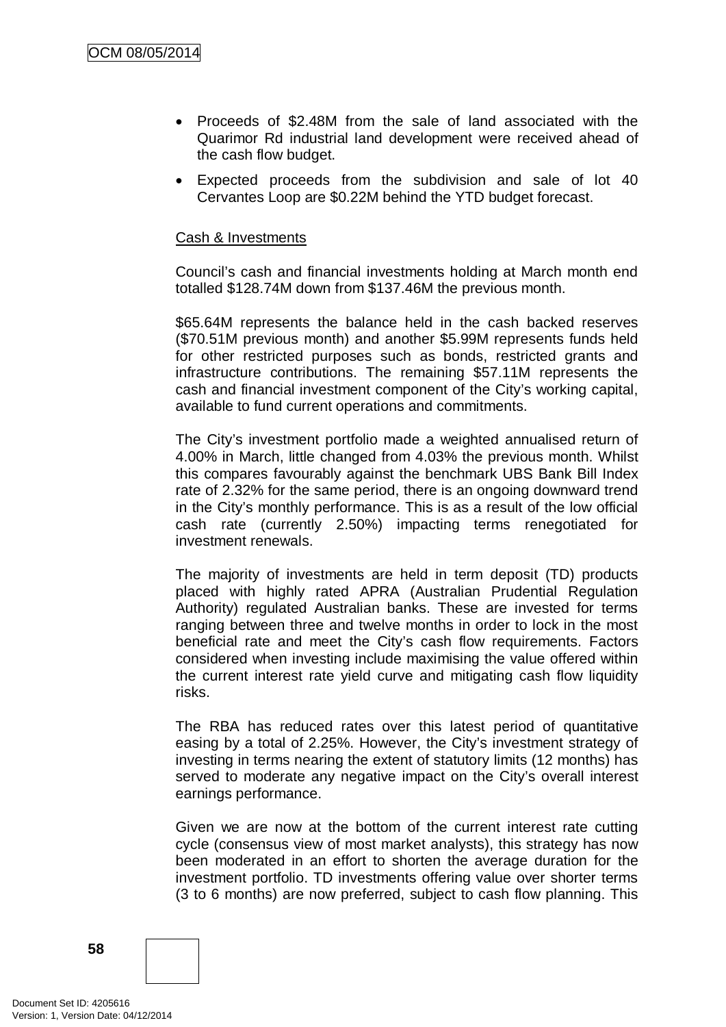- Proceeds of $2.48M from the sale of land associated with the Quarimor Rd industrial land development were received ahead of the cash flow budget.
- Expected proceeds from the subdivision and sale of lot 40 Cervantes Loop are $0.22M behind the YTD budget forecast.

Cash & Investments

Council's cash and financial investments holding at March month end totalled $128.74M down from $137.46M the previous month.

$65.64M represents the balance held in the cash backed reserves ($70.51M previous month) and another $5.99M represents funds held for other restricted purposes such as bonds, restricted grants and infrastructure contributions. The remaining $57.11M represents the cash and financial investment component of the City's working capital, available to fund current operations and commitments.

The City's investment portfolio made a weighted annualised return of 4.00% in March, little changed from 4.03% the previous month. Whilst this compares favourably against the benchmark UBS Bank Bill Index rate of 2.32% for the same period, there is an ongoing downward trend in the City's monthly performance. This is as a result of the low official cash rate (currently 2.50%) impacting terms renegotiated for investment renewals.

The majority of investments are held in term deposit (TD) products placed with highly rated APRA (Australian Prudential Regulation Authority) regulated Australian banks. These are invested for terms ranging between three and twelve months in order to lock in the most beneficial rate and meet the City's cash flow requirements. Factors considered when investing include maximising the value offered within the current interest rate yield curve and mitigating cash flow liquidity risks.

The RBA has reduced rates over this latest period of quantitative easing by a total of 2.25%. However, the City's investment strategy of investing in terms nearing the extent of statutory limits (12 months) has served to moderate any negative impact on the City's overall interest earnings performance.

Given we are now at the bottom of the current interest rate cutting cycle (consensus view of most market analysts), this strategy has now been moderated in an effort to shorten the average duration for the investment portfolio. TD investments offering value over shorter terms (3 to 6 months) are now preferred, subject to cash flow planning. This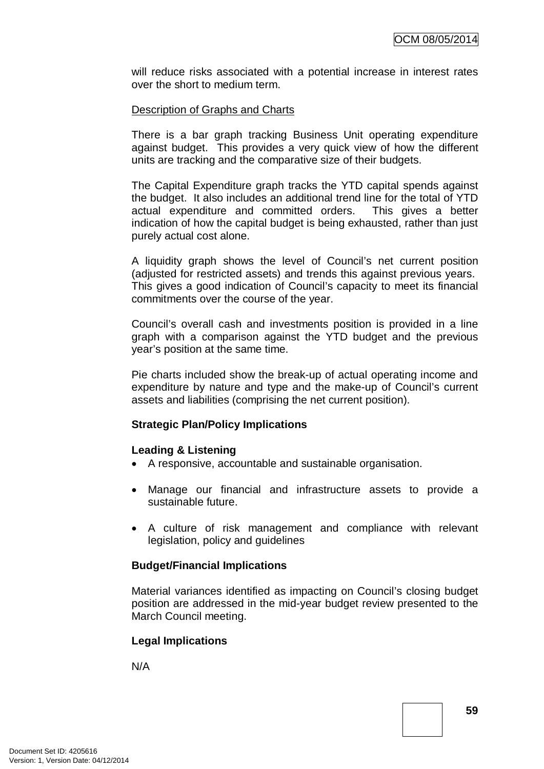will reduce risks associated with a potential increase in interest rates over the short to medium term.

Description of Graphs and Charts

There is a bar graph tracking Business Unit operating expenditure against budget. This provides a very quick view of how the different units are tracking and the comparative size of their budgets.

The Capital Expenditure graph tracks the YTD capital spends against the budget. It also includes an additional trend line for the total of YTD actual expenditure and committed orders. This gives a better indication of how the capital budget is being exhausted, rather than just purely actual cost alone.

A liquidity graph shows the level of Council's net current position (adjusted for restricted assets) and trends this against previous years. This gives a good indication of Council's capacity to meet its financial commitments over the course of the year.

Council's overall cash and investments position is provided in a line graph with a comparison against the YTD budget and the previous year's position at the same time.

Pie charts included show the break-up of actual operating income and expenditure by nature and type and the make-up of Council's current assets and liabilities (comprising the net current position).

**Strategic Plan/Policy Implications**

**Leading & Listening**

- A responsive, accountable and sustainable organisation.
- Manage our financial and infrastructure assets to provide a sustainable future.
- A culture of risk management and compliance with relevant legislation, policy and guidelines

**Budget/Financial Implications**

Material variances identified as impacting on Council's closing budget position are addressed in the mid-year budget review presented to the March Council meeting.

**Legal Implications**

N/A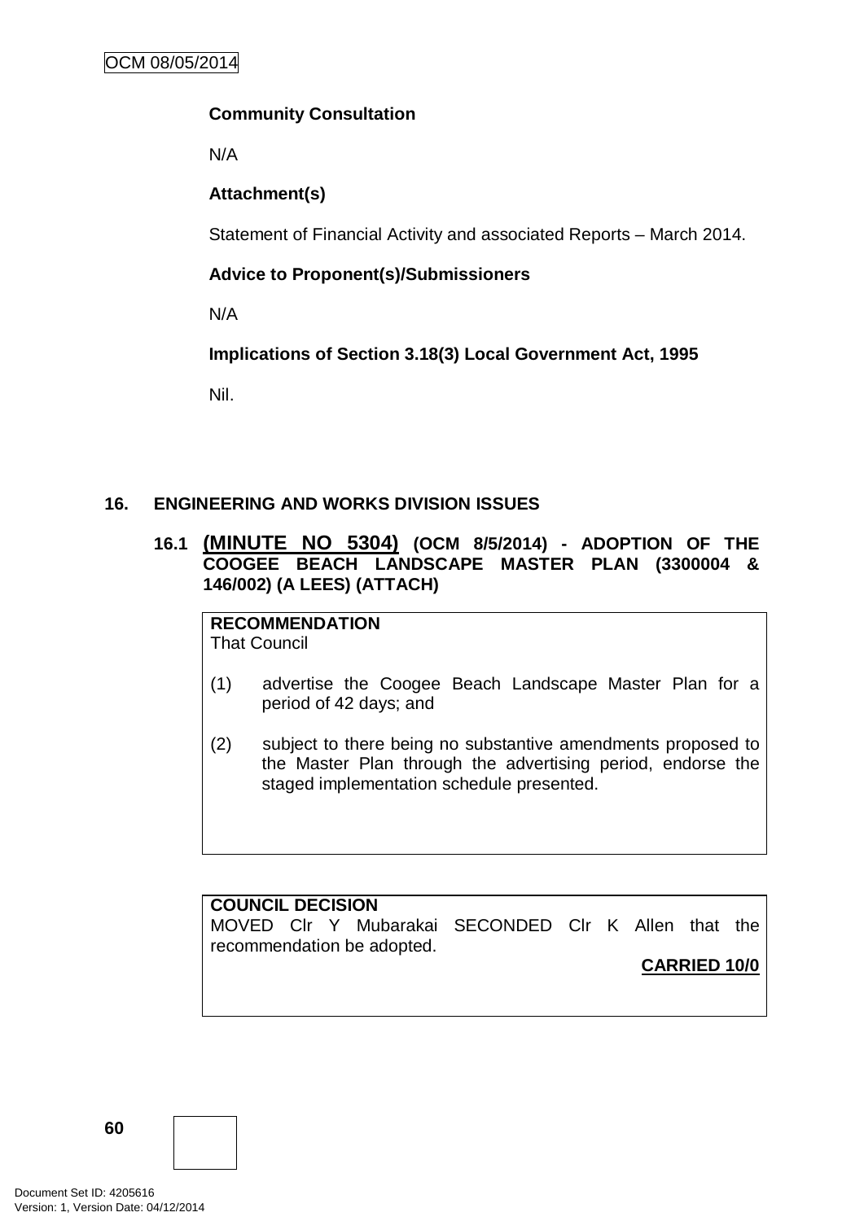**Community Consultation**

N/A

**Attachment(s)**

Statement of Financial Activity and associated Reports – March 2014.

**Advice to Proponent(s)/Submissioners**

N/A

**Implications of Section 3.18(3) Local Government Act, 1995**

Nil.

## 16. ENGINEERING AND WORKS DIVISION ISSUES

### 16.1 (MINUTE NO 5304) (OCM 8/5/2014) - ADOPTION OF THE COOGEE BEACH LANDSCAPE MASTER PLAN (3300004 & 146/002) (A LEES) (ATTACH)

**RECOMMENDATION**

That Council

(1) advertise the Coogee Beach Landscape Master Plan for a period of 42 days; and

(2) subject to there being no substantive amendments proposed to the Master Plan through the advertising period, endorse the staged implementation schedule presented.

**COUNCIL DECISION**

MOVED Clr Y Mubarakai SECONDED Clr K Allen that the recommendation be adopted.

**CARRIED 10/0**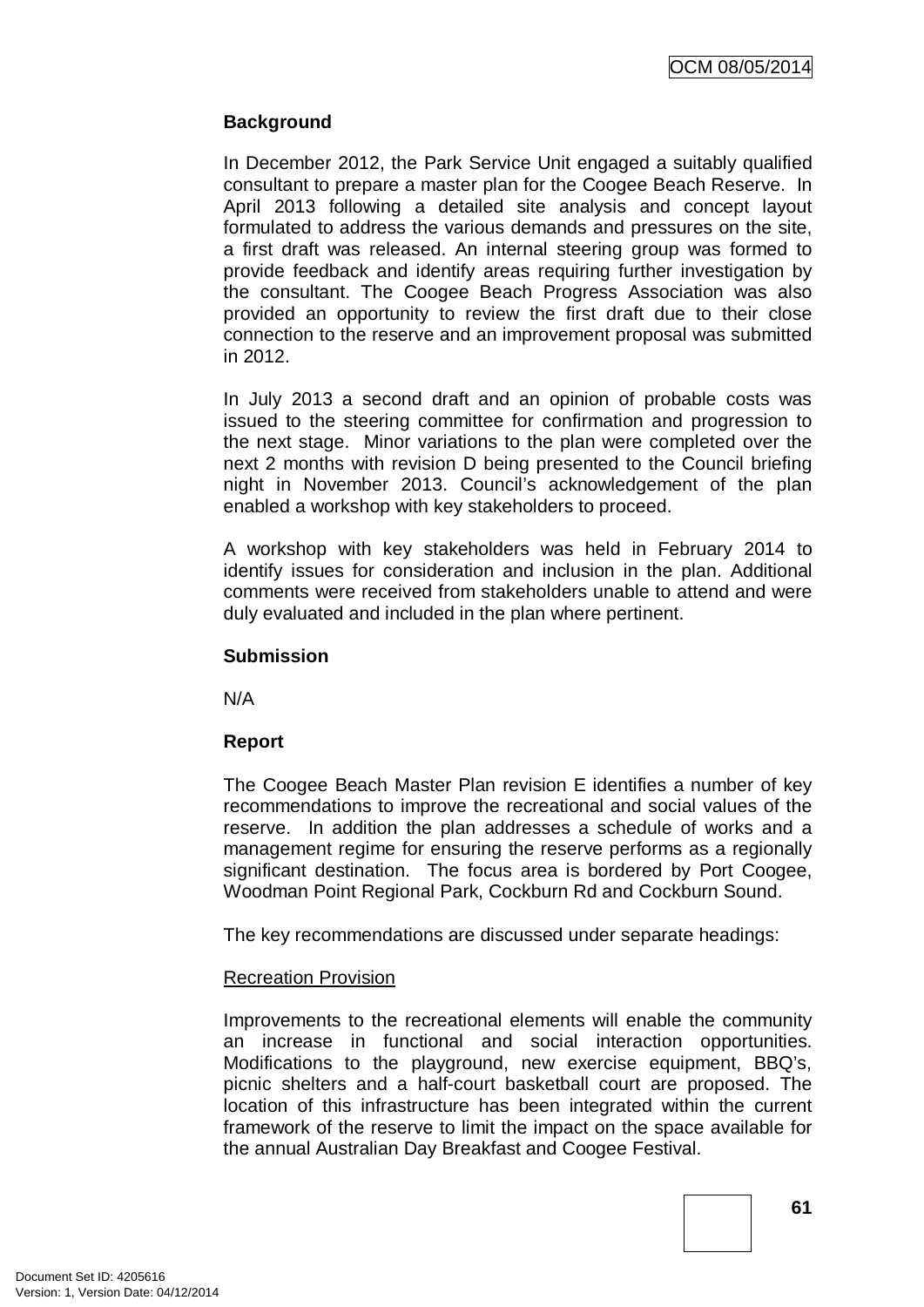**Background**

In December 2012, the Park Service Unit engaged a suitably qualified consultant to prepare a master plan for the Coogee Beach Reserve. In April 2013 following a detailed site analysis and concept layout formulated to address the various demands and pressures on the site, a first draft was released. An internal steering group was formed to provide feedback and identify areas requiring further investigation by the consultant. The Coogee Beach Progress Association was also provided an opportunity to review the first draft due to their close connection to the reserve and an improvement proposal was submitted in 2012.

In July 2013 a second draft and an opinion of probable costs was issued to the steering committee for confirmation and progression to the next stage. Minor variations to the plan were completed over the next 2 months with revision D being presented to the Council briefing night in November 2013. Council's acknowledgement of the plan enabled a workshop with key stakeholders to proceed.

A workshop with key stakeholders was held in February 2014 to identify issues for consideration and inclusion in the plan. Additional comments were received from stakeholders unable to attend and were duly evaluated and included in the plan where pertinent.

**Submission**

N/A

**Report**

The Coogee Beach Master Plan revision E identifies a number of key recommendations to improve the recreational and social values of the reserve. In addition the plan addresses a schedule of works and a management regime for ensuring the reserve performs as a regionally significant destination. The focus area is bordered by Port Coogee, Woodman Point Regional Park, Cockburn Rd and Cockburn Sound.

The key recommendations are discussed under separate headings:

Recreation Provision

Improvements to the recreational elements will enable the community an increase in functional and social interaction opportunities. Modifications to the playground, new exercise equipment, BBQ's, picnic shelters and a half-court basketball court are proposed. The location of this infrastructure has been integrated within the current framework of the reserve to limit the impact on the space available for the annual Australian Day Breakfast and Coogee Festival.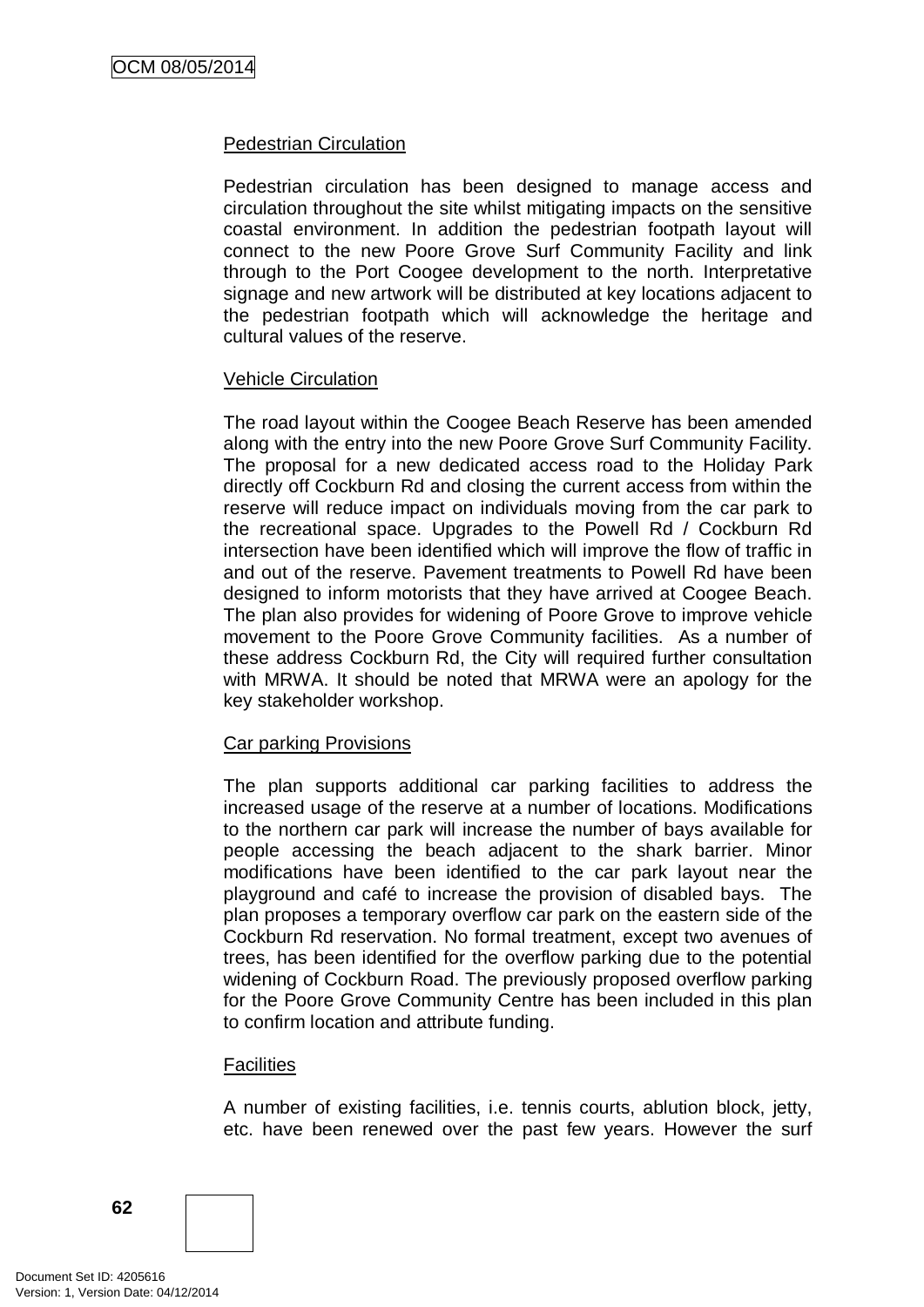Pedestrian Circulation

Pedestrian circulation has been designed to manage access and circulation throughout the site whilst mitigating impacts on the sensitive coastal environment. In addition the pedestrian footpath layout will connect to the new Poore Grove Surf Community Facility and link through to the Port Coogee development to the north. Interpretative signage and new artwork will be distributed at key locations adjacent to the pedestrian footpath which will acknowledge the heritage and cultural values of the reserve.

Vehicle Circulation

The road layout within the Coogee Beach Reserve has been amended along with the entry into the new Poore Grove Surf Community Facility. The proposal for a new dedicated access road to the Holiday Park directly off Cockburn Rd and closing the current access from within the reserve will reduce impact on individuals moving from the car park to the recreational space. Upgrades to the Powell Rd / Cockburn Rd intersection have been identified which will improve the flow of traffic in and out of the reserve. Pavement treatments to Powell Rd have been designed to inform motorists that they have arrived at Coogee Beach. The plan also provides for widening of Poore Grove to improve vehicle movement to the Poore Grove Community facilities. As a number of these address Cockburn Rd, the City will required further consultation with MRWA. It should be noted that MRWA were an apology for the key stakeholder workshop.

Car parking Provisions

The plan supports additional car parking facilities to address the increased usage of the reserve at a number of locations. Modifications to the northern car park will increase the number of bays available for people accessing the beach adjacent to the shark barrier. Minor modifications have been identified to the car park layout near the playground and café to increase the provision of disabled bays. The plan proposes a temporary overflow car park on the eastern side of the Cockburn Rd reservation. No formal treatment, except two avenues of trees, has been identified for the overflow parking due to the potential widening of Cockburn Road. The previously proposed overflow parking for the Poore Grove Community Centre has been included in this plan to confirm location and attribute funding.

Facilities

A number of existing facilities, i.e. tennis courts, ablution block, jetty, etc. have been renewed over the past few years. However the surf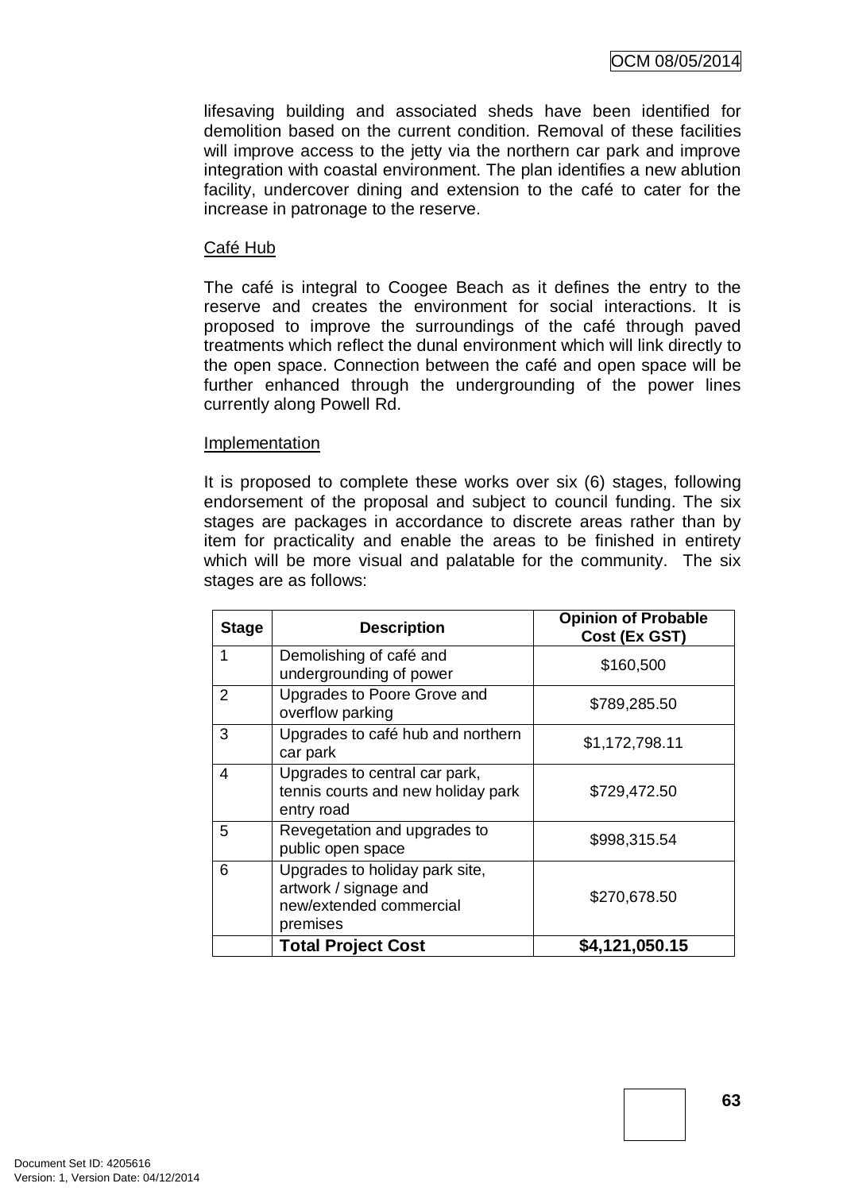lifesaving building and associated sheds have been identified for demolition based on the current condition. Removal of these facilities will improve access to the jetty via the northern car park and improve integration with coastal environment. The plan identifies a new ablution facility, undercover dining and extension to the café to cater for the increase in patronage to the reserve.

Café Hub

The café is integral to Coogee Beach as it defines the entry to the reserve and creates the environment for social interactions. It is proposed to improve the surroundings of the café through paved treatments which reflect the dunal environment which will link directly to the open space. Connection between the café and open space will be further enhanced through the undergrounding of the power lines currently along Powell Rd.

Implementation

It is proposed to complete these works over six (6) stages, following endorsement of the proposal and subject to council funding. The six stages are packages in accordance to discrete areas rather than by item for practicality and enable the areas to be finished in entirety which will be more visual and palatable for the community. The six stages are as follows:

| Stage | Description | Opinion of Probable Cost (Ex GST) |
|---|---|---|
| 1 | Demolishing of café and undergrounding of power | $160,500 |
| 2 | Upgrades to Poore Grove and overflow parking | $789,285.50 |
| 3 | Upgrades to café hub and northern car park | $1,172,798.11 |
| 4 | Upgrades to central car park, tennis courts and new holiday park entry road | $729,472.50 |
| 5 | Revegetation and upgrades to public open space | $998,315.54 |
| 6 | Upgrades to holiday park site, artwork / signage and new/extended commercial premises | $270,678.50 |
| | **Total Project Cost** | **$4,121,050.15** |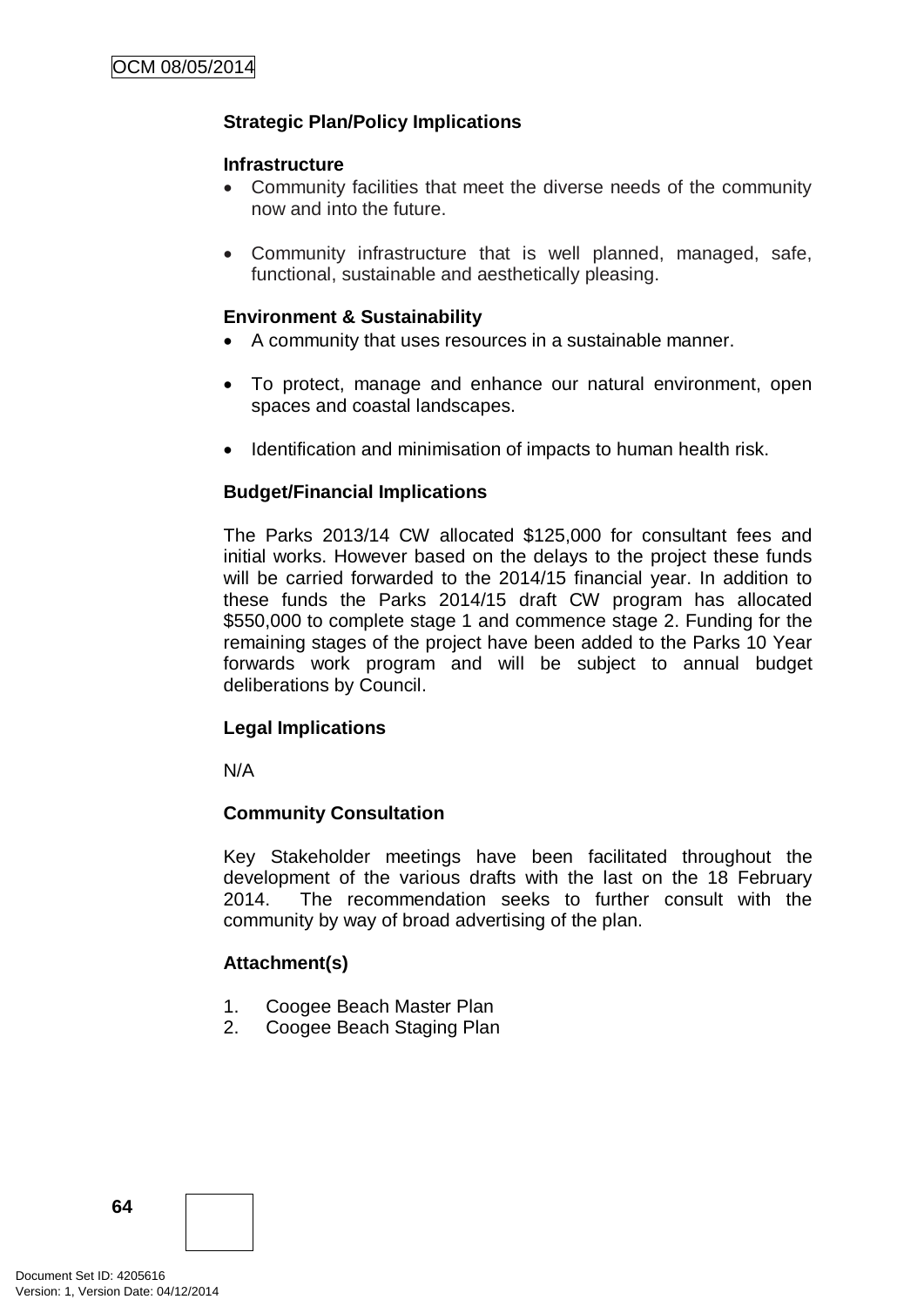### Strategic Plan/Policy Implications

**Infrastructure**

- Community facilities that meet the diverse needs of the community now and into the future.
- Community infrastructure that is well planned, managed, safe, functional, sustainable and aesthetically pleasing.

**Environment & Sustainability**

- A community that uses resources in a sustainable manner.
- To protect, manage and enhance our natural environment, open spaces and coastal landscapes.
- Identification and minimisation of impacts to human health risk.

### Budget/Financial Implications

The Parks 2013/14 CW allocated $125,000 for consultant fees and initial works. However based on the delays to the project these funds will be carried forwarded to the 2014/15 financial year. In addition to these funds the Parks 2014/15 draft CW program has allocated $550,000 to complete stage 1 and commence stage 2. Funding for the remaining stages of the project have been added to the Parks 10 Year forwards work program and will be subject to annual budget deliberations by Council.

### Legal Implications

N/A

### Community Consultation

Key Stakeholder meetings have been facilitated throughout the development of the various drafts with the last on the 18 February 2014. The recommendation seeks to further consult with the community by way of broad advertising of the plan.

### Attachment(s)

1. Coogee Beach Master Plan
2. Coogee Beach Staging Plan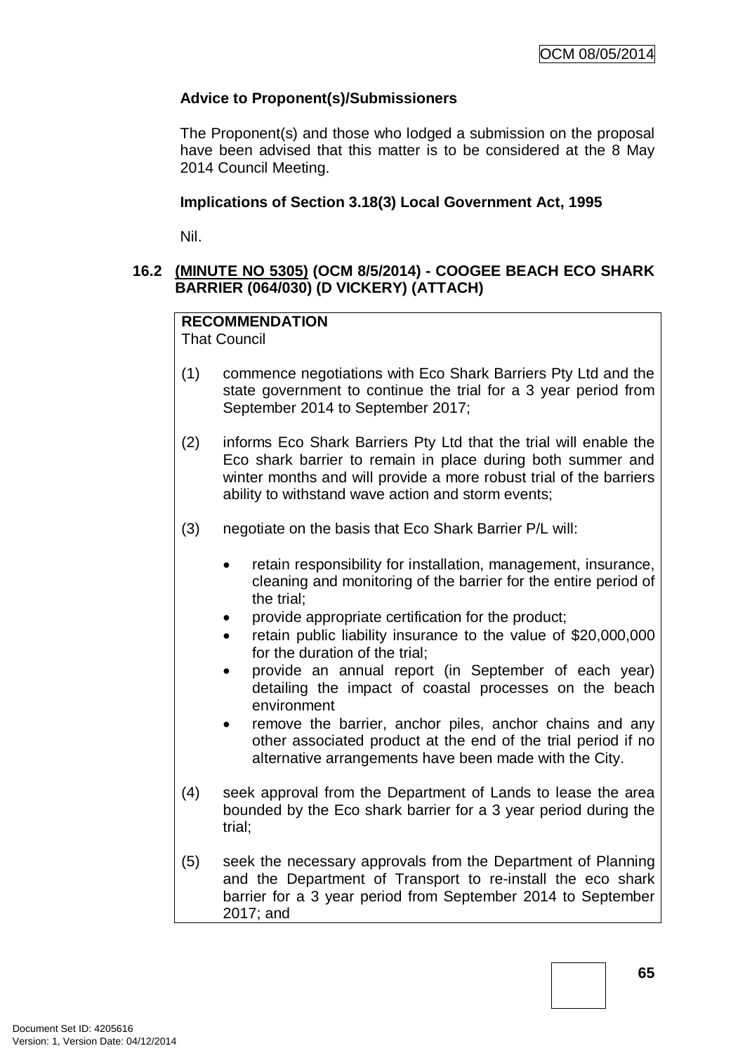**Advice to Proponent(s)/Submissioners**

The Proponent(s) and those who lodged a submission on the proposal have been advised that this matter is to be considered at the 8 May 2014 Council Meeting.

**Implications of Section 3.18(3) Local Government Act, 1995**

Nil.

### 16.2 (MINUTE NO 5305) (OCM 8/5/2014) - COOGEE BEACH ECO SHARK BARRIER (064/030) (D VICKERY) (ATTACH)

**RECOMMENDATION**
That Council

(1) commence negotiations with Eco Shark Barriers Pty Ltd and the state government to continue the trial for a 3 year period from September 2014 to September 2017;

(2) informs Eco Shark Barriers Pty Ltd that the trial will enable the Eco shark barrier to remain in place during both summer and winter months and will provide a more robust trial of the barriers ability to withstand wave action and storm events;

(3) negotiate on the basis that Eco Shark Barrier P/L will:

- retain responsibility for installation, management, insurance, cleaning and monitoring of the barrier for the entire period of the trial;
- provide appropriate certification for the product;
- retain public liability insurance to the value of $20,000,000 for the duration of the trial;
- provide an annual report (in September of each year) detailing the impact of coastal processes on the beach environment
- remove the barrier, anchor piles, anchor chains and any other associated product at the end of the trial period if no alternative arrangements have been made with the City.

(4) seek approval from the Department of Lands to lease the area bounded by the Eco shark barrier for a 3 year period during the trial;

(5) seek the necessary approvals from the Department of Planning and the Department of Transport to re-install the eco shark barrier for a 3 year period from September 2014 to September 2017; and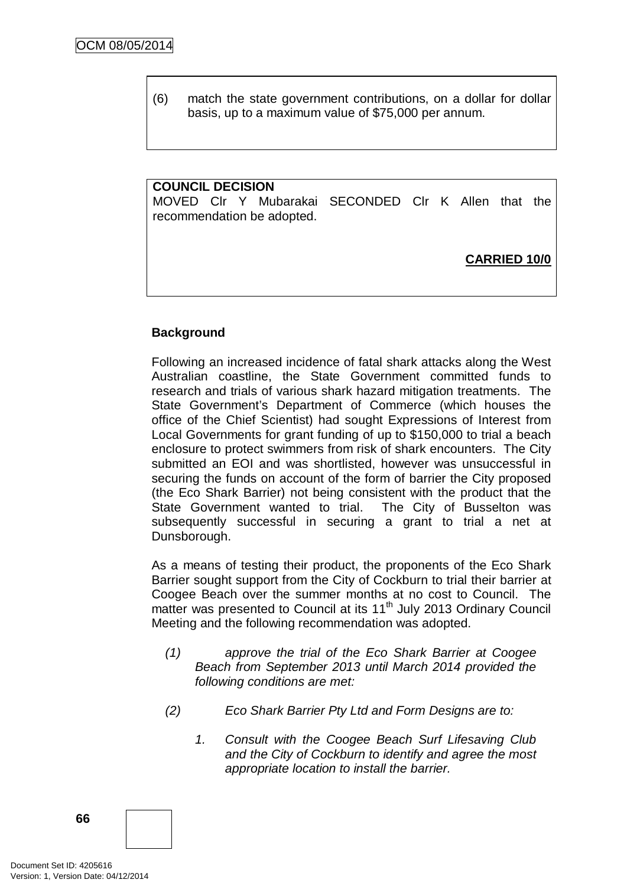(6) match the state government contributions, on a dollar for dollar basis, up to a maximum value of $75,000 per annum.

**COUNCIL DECISION**
MOVED Clr Y Mubarakai SECONDED Clr K Allen that the recommendation be adopted.

**CARRIED 10/0**

**Background**

Following an increased incidence of fatal shark attacks along the West Australian coastline, the State Government committed funds to research and trials of various shark hazard mitigation treatments. The State Government's Department of Commerce (which houses the office of the Chief Scientist) had sought Expressions of Interest from Local Governments for grant funding of up to $150,000 to trial a beach enclosure to protect swimmers from risk of shark encounters. The City submitted an EOI and was shortlisted, however was unsuccessful in securing the funds on account of the form of barrier the City proposed (the Eco Shark Barrier) not being consistent with the product that the State Government wanted to trial. The City of Busselton was subsequently successful in securing a grant to trial a net at Dunsborough.

As a means of testing their product, the proponents of the Eco Shark Barrier sought support from the City of Cockburn to trial their barrier at Coogee Beach over the summer months at no cost to Council. The matter was presented to Council at its 11th July 2013 Ordinary Council Meeting and the following recommendation was adopted.

*(1) approve the trial of the Eco Shark Barrier at Coogee Beach from September 2013 until March 2014 provided the following conditions are met:*

*(2) Eco Shark Barrier Pty Ltd and Form Designs are to:*

*1. Consult with the Coogee Beach Surf Lifesaving Club and the City of Cockburn to identify and agree the most appropriate location to install the barrier.*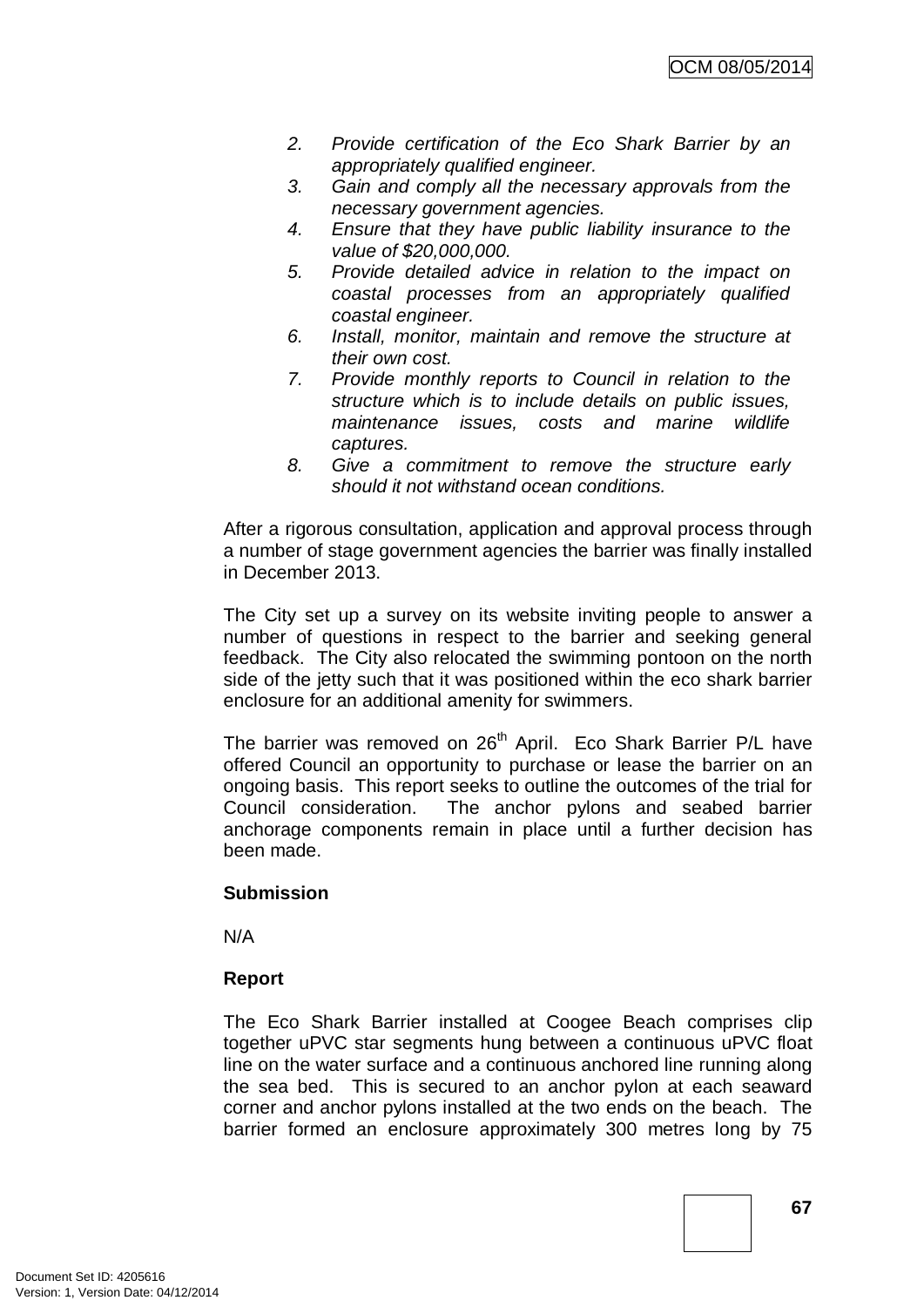2. *Provide certification of the Eco Shark Barrier by an appropriately qualified engineer.*
3. *Gain and comply all the necessary approvals from the necessary government agencies.*
4. *Ensure that they have public liability insurance to the value of $20,000,000.*
5. *Provide detailed advice in relation to the impact on coastal processes from an appropriately qualified coastal engineer.*
6. *Install, monitor, maintain and remove the structure at their own cost.*
7. *Provide monthly reports to Council in relation to the structure which is to include details on public issues, maintenance issues, costs and marine wildlife captures.*
8. *Give a commitment to remove the structure early should it not withstand ocean conditions.*

After a rigorous consultation, application and approval process through a number of stage government agencies the barrier was finally installed in December 2013.

The City set up a survey on its website inviting people to answer a number of questions in respect to the barrier and seeking general feedback. The City also relocated the swimming pontoon on the north side of the jetty such that it was positioned within the eco shark barrier enclosure for an additional amenity for swimmers.

The barrier was removed on 26th April. Eco Shark Barrier P/L have offered Council an opportunity to purchase or lease the barrier on an ongoing basis. This report seeks to outline the outcomes of the trial for Council consideration. The anchor pylons and seabed barrier anchorage components remain in place until a further decision has been made.

**Submission**

N/A

**Report**

The Eco Shark Barrier installed at Coogee Beach comprises clip together uPVC star segments hung between a continuous uPVC float line on the water surface and a continuous anchored line running along the sea bed. This is secured to an anchor pylon at each seaward corner and anchor pylons installed at the two ends on the beach. The barrier formed an enclosure approximately 300 metres long by 75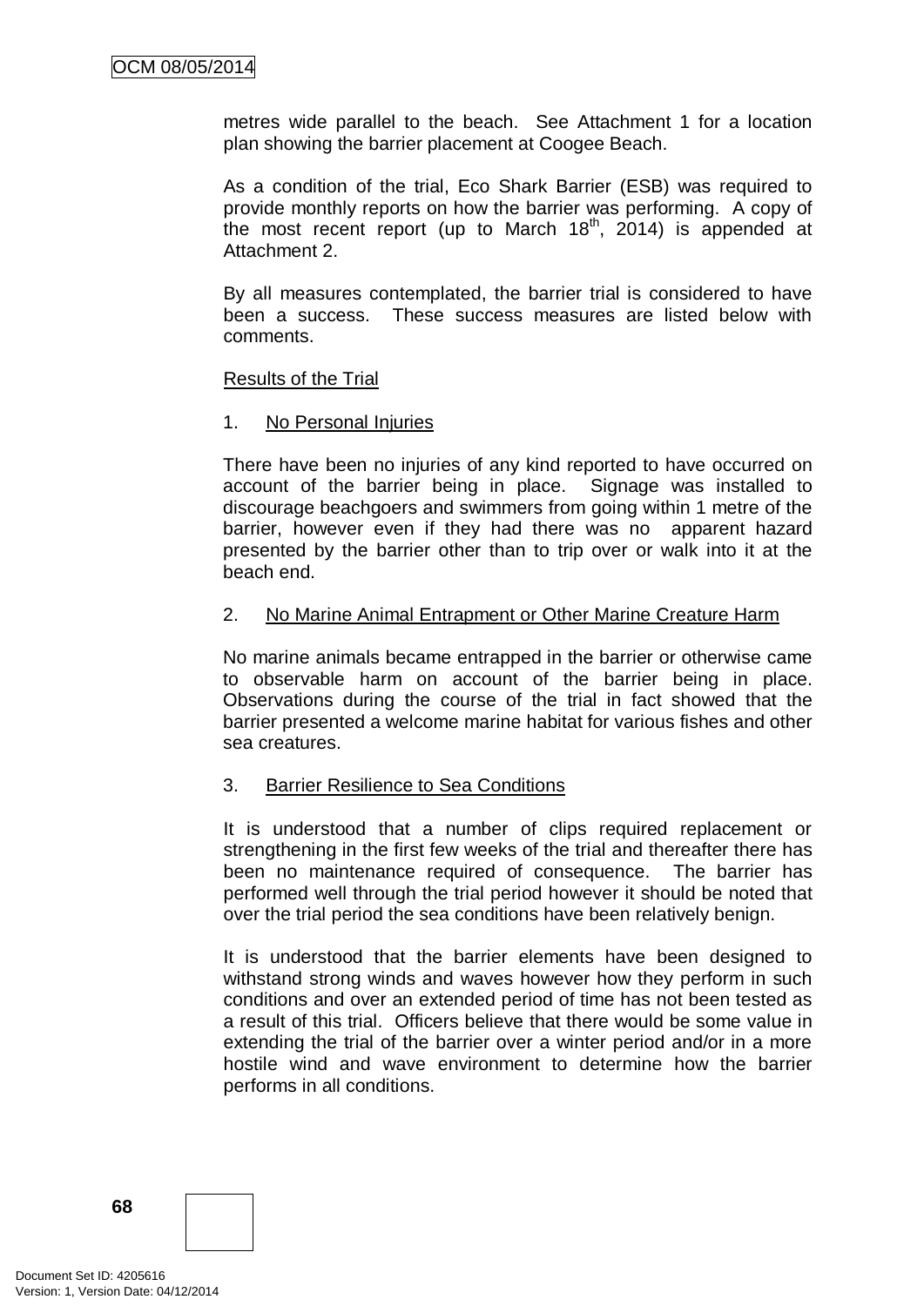metres wide parallel to the beach. See Attachment 1 for a location plan showing the barrier placement at Coogee Beach.

As a condition of the trial, Eco Shark Barrier (ESB) was required to provide monthly reports on how the barrier was performing. A copy of the most recent report (up to March 18th, 2014) is appended at Attachment 2.

By all measures contemplated, the barrier trial is considered to have been a success. These success measures are listed below with comments.

Results of the Trial

1. No Personal Injuries

There have been no injuries of any kind reported to have occurred on account of the barrier being in place. Signage was installed to discourage beachgoers and swimmers from going within 1 metre of the barrier, however even if they had there was no apparent hazard presented by the barrier other than to trip over or walk into it at the beach end.

2. No Marine Animal Entrapment or Other Marine Creature Harm

No marine animals became entrapped in the barrier or otherwise came to observable harm on account of the barrier being in place. Observations during the course of the trial in fact showed that the barrier presented a welcome marine habitat for various fishes and other sea creatures.

3. Barrier Resilience to Sea Conditions

It is understood that a number of clips required replacement or strengthening in the first few weeks of the trial and thereafter there has been no maintenance required of consequence. The barrier has performed well through the trial period however it should be noted that over the trial period the sea conditions have been relatively benign.

It is understood that the barrier elements have been designed to withstand strong winds and waves however how they perform in such conditions and over an extended period of time has not been tested as a result of this trial. Officers believe that there would be some value in extending the trial of the barrier over a winter period and/or in a more hostile wind and wave environment to determine how the barrier performs in all conditions.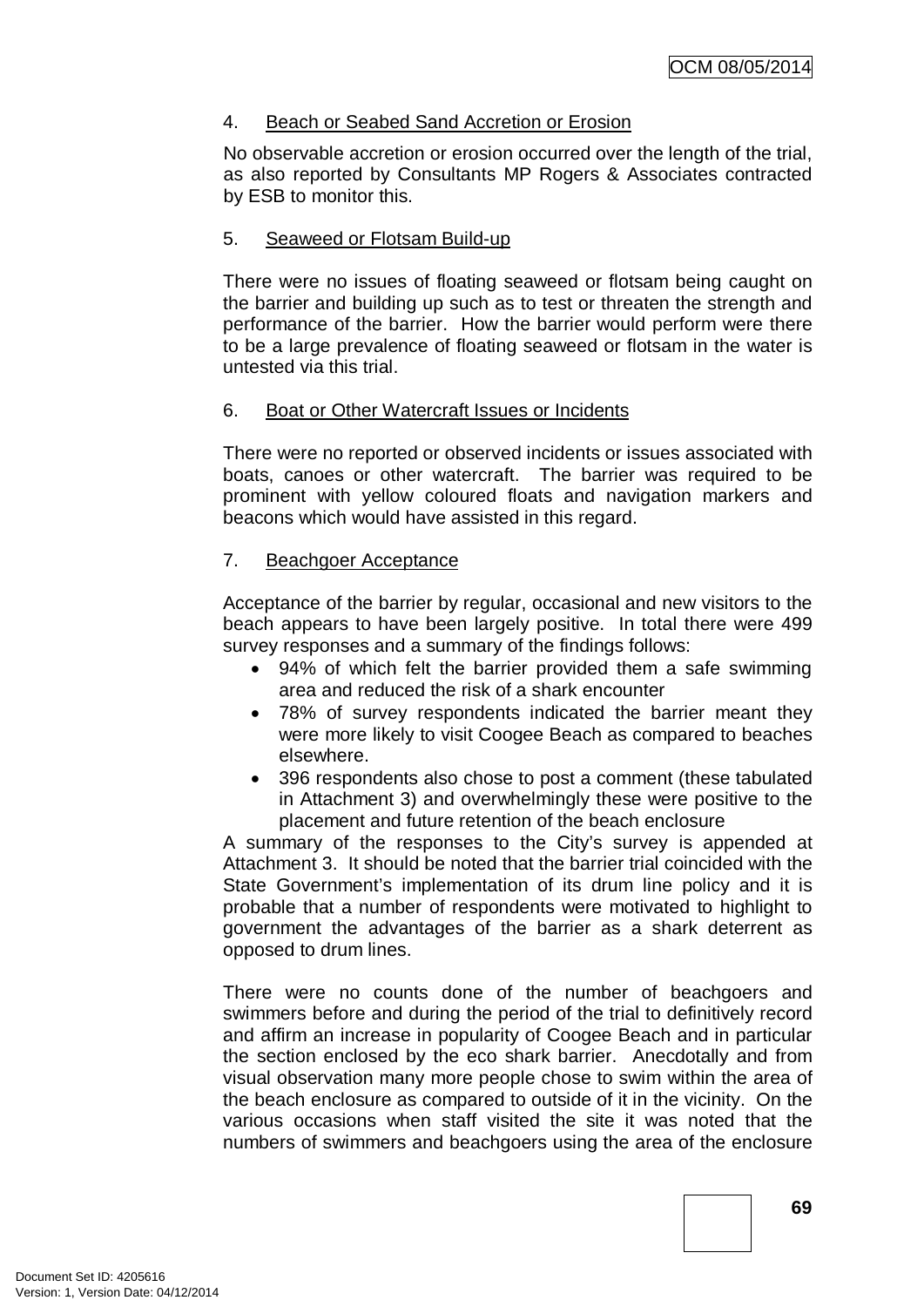4. Beach or Seabed Sand Accretion or Erosion

No observable accretion or erosion occurred over the length of the trial, as also reported by Consultants MP Rogers & Associates contracted by ESB to monitor this.

5. Seaweed or Flotsam Build-up

There were no issues of floating seaweed or flotsam being caught on the barrier and building up such as to test or threaten the strength and performance of the barrier. How the barrier would perform were there to be a large prevalence of floating seaweed or flotsam in the water is untested via this trial.

6. Boat or Other Watercraft Issues or Incidents

There were no reported or observed incidents or issues associated with boats, canoes or other watercraft. The barrier was required to be prominent with yellow coloured floats and navigation markers and beacons which would have assisted in this regard.

7. Beachgoer Acceptance

Acceptance of the barrier by regular, occasional and new visitors to the beach appears to have been largely positive. In total there were 499 survey responses and a summary of the findings follows:

- 94% of which felt the barrier provided them a safe swimming area and reduced the risk of a shark encounter
- 78% of survey respondents indicated the barrier meant they were more likely to visit Coogee Beach as compared to beaches elsewhere.
- 396 respondents also chose to post a comment (these tabulated in Attachment 3) and overwhelmingly these were positive to the placement and future retention of the beach enclosure

A summary of the responses to the City's survey is appended at Attachment 3. It should be noted that the barrier trial coincided with the State Government's implementation of its drum line policy and it is probable that a number of respondents were motivated to highlight to government the advantages of the barrier as a shark deterrent as opposed to drum lines.

There were no counts done of the number of beachgoers and swimmers before and during the period of the trial to definitively record and affirm an increase in popularity of Coogee Beach and in particular the section enclosed by the eco shark barrier. Anecdotally and from visual observation many more people chose to swim within the area of the beach enclosure as compared to outside of it in the vicinity. On the various occasions when staff visited the site it was noted that the numbers of swimmers and beachgoers using the area of the enclosure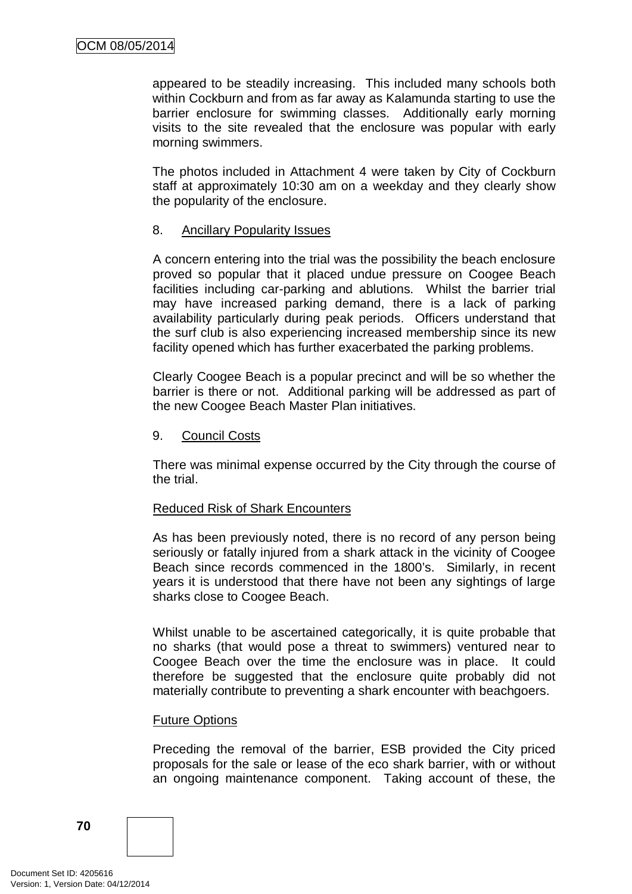appeared to be steadily increasing. This included many schools both within Cockburn and from as far away as Kalamunda starting to use the barrier enclosure for swimming classes. Additionally early morning visits to the site revealed that the enclosure was popular with early morning swimmers.

The photos included in Attachment 4 were taken by City of Cockburn staff at approximately 10:30 am on a weekday and they clearly show the popularity of the enclosure.

8. Ancillary Popularity Issues

A concern entering into the trial was the possibility the beach enclosure proved so popular that it placed undue pressure on Coogee Beach facilities including car-parking and ablutions. Whilst the barrier trial may have increased parking demand, there is a lack of parking availability particularly during peak periods. Officers understand that the surf club is also experiencing increased membership since its new facility opened which has further exacerbated the parking problems.

Clearly Coogee Beach is a popular precinct and will be so whether the barrier is there or not. Additional parking will be addressed as part of the new Coogee Beach Master Plan initiatives.

9. Council Costs

There was minimal expense occurred by the City through the course of the trial.

Reduced Risk of Shark Encounters

As has been previously noted, there is no record of any person being seriously or fatally injured from a shark attack in the vicinity of Coogee Beach since records commenced in the 1800's. Similarly, in recent years it is understood that there have not been any sightings of large sharks close to Coogee Beach.

Whilst unable to be ascertained categorically, it is quite probable that no sharks (that would pose a threat to swimmers) ventured near to Coogee Beach over the time the enclosure was in place. It could therefore be suggested that the enclosure quite probably did not materially contribute to preventing a shark encounter with beachgoers.

Future Options

Preceding the removal of the barrier, ESB provided the City priced proposals for the sale or lease of the eco shark barrier, with or without an ongoing maintenance component. Taking account of these, the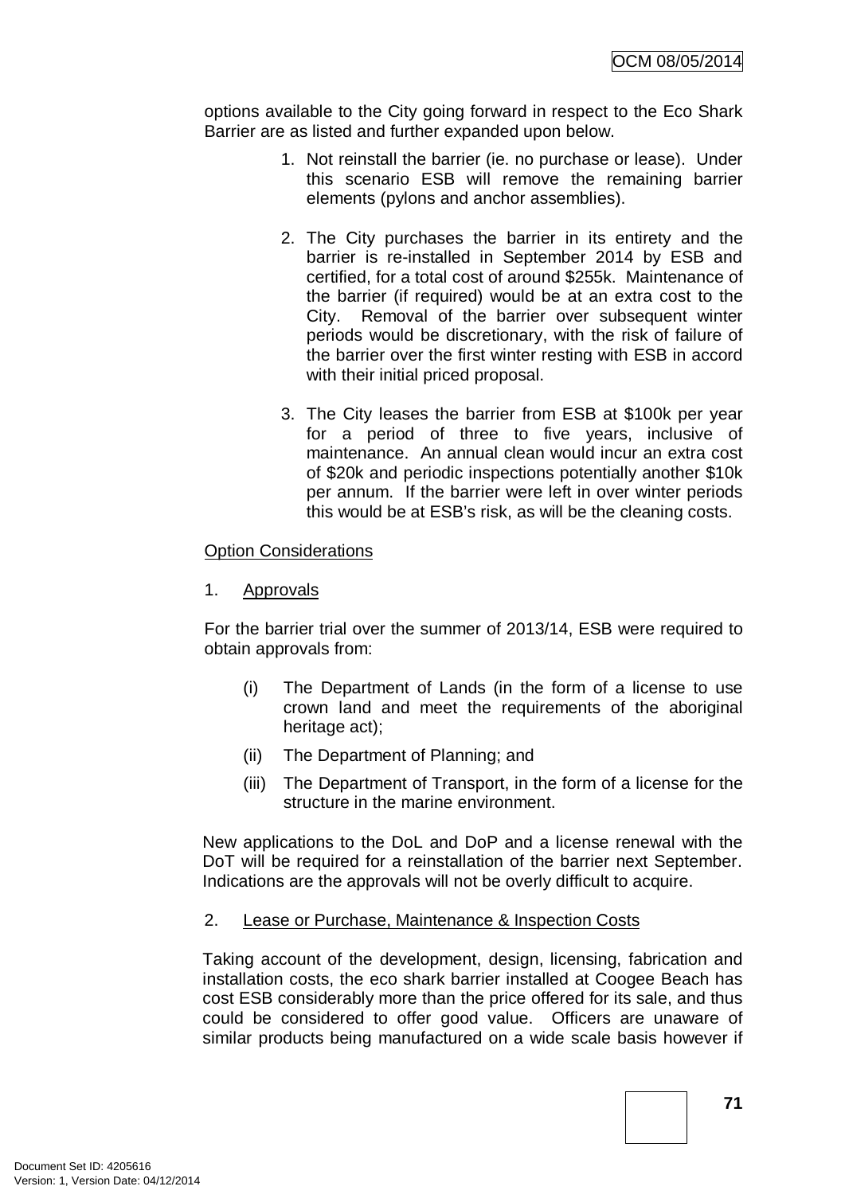options available to the City going forward in respect to the Eco Shark Barrier are as listed and further expanded upon below.

1. Not reinstall the barrier (ie. no purchase or lease). Under this scenario ESB will remove the remaining barrier elements (pylons and anchor assemblies).

2. The City purchases the barrier in its entirety and the barrier is re-installed in September 2014 by ESB and certified, for a total cost of around $255k. Maintenance of the barrier (if required) would be at an extra cost to the City. Removal of the barrier over subsequent winter periods would be discretionary, with the risk of failure of the barrier over the first winter resting with ESB in accord with their initial priced proposal.

3. The City leases the barrier from ESB at $100k per year for a period of three to five years, inclusive of maintenance. An annual clean would incur an extra cost of $20k and periodic inspections potentially another $10k per annum. If the barrier were left in over winter periods this would be at ESB's risk, as will be the cleaning costs.

Option Considerations

1. Approvals

For the barrier trial over the summer of 2013/14, ESB were required to obtain approvals from:

(i) The Department of Lands (in the form of a license to use crown land and meet the requirements of the aboriginal heritage act);

(ii) The Department of Planning; and

(iii) The Department of Transport, in the form of a license for the structure in the marine environment.

New applications to the DoL and DoP and a license renewal with the DoT will be required for a reinstallation of the barrier next September. Indications are the approvals will not be overly difficult to acquire.

2. Lease or Purchase, Maintenance & Inspection Costs

Taking account of the development, design, licensing, fabrication and installation costs, the eco shark barrier installed at Coogee Beach has cost ESB considerably more than the price offered for its sale, and thus could be considered to offer good value. Officers are unaware of similar products being manufactured on a wide scale basis however if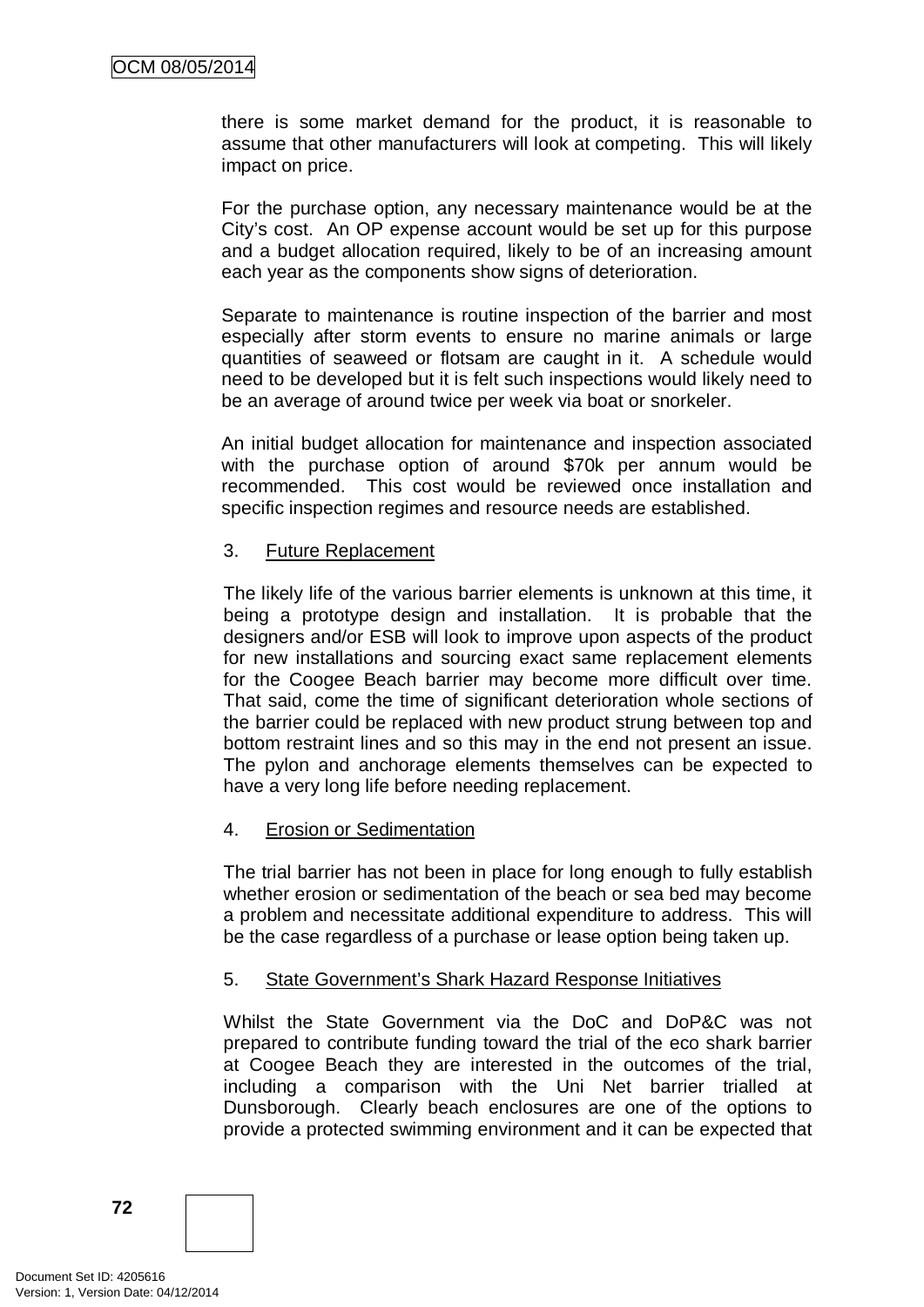there is some market demand for the product, it is reasonable to assume that other manufacturers will look at competing. This will likely impact on price.

For the purchase option, any necessary maintenance would be at the City's cost. An OP expense account would be set up for this purpose and a budget allocation required, likely to be of an increasing amount each year as the components show signs of deterioration.

Separate to maintenance is routine inspection of the barrier and most especially after storm events to ensure no marine animals or large quantities of seaweed or flotsam are caught in it. A schedule would need to be developed but it is felt such inspections would likely need to be an average of around twice per week via boat or snorkeler.

An initial budget allocation for maintenance and inspection associated with the purchase option of around $70k per annum would be recommended. This cost would be reviewed once installation and specific inspection regimes and resource needs are established.

3. <u>Future Replacement</u>

The likely life of the various barrier elements is unknown at this time, it being a prototype design and installation. It is probable that the designers and/or ESB will look to improve upon aspects of the product for new installations and sourcing exact same replacement elements for the Coogee Beach barrier may become more difficult over time. That said, come the time of significant deterioration whole sections of the barrier could be replaced with new product strung between top and bottom restraint lines and so this may in the end not present an issue. The pylon and anchorage elements themselves can be expected to have a very long life before needing replacement.

4. <u>Erosion or Sedimentation</u>

The trial barrier has not been in place for long enough to fully establish whether erosion or sedimentation of the beach or sea bed may become a problem and necessitate additional expenditure to address. This will be the case regardless of a purchase or lease option being taken up.

5. <u>State Government's Shark Hazard Response Initiatives</u>

Whilst the State Government via the DoC and DoP&C was not prepared to contribute funding toward the trial of the eco shark barrier at Coogee Beach they are interested in the outcomes of the trial, including a comparison with the Uni Net barrier trialled at Dunsborough. Clearly beach enclosures are one of the options to provide a protected swimming environment and it can be expected that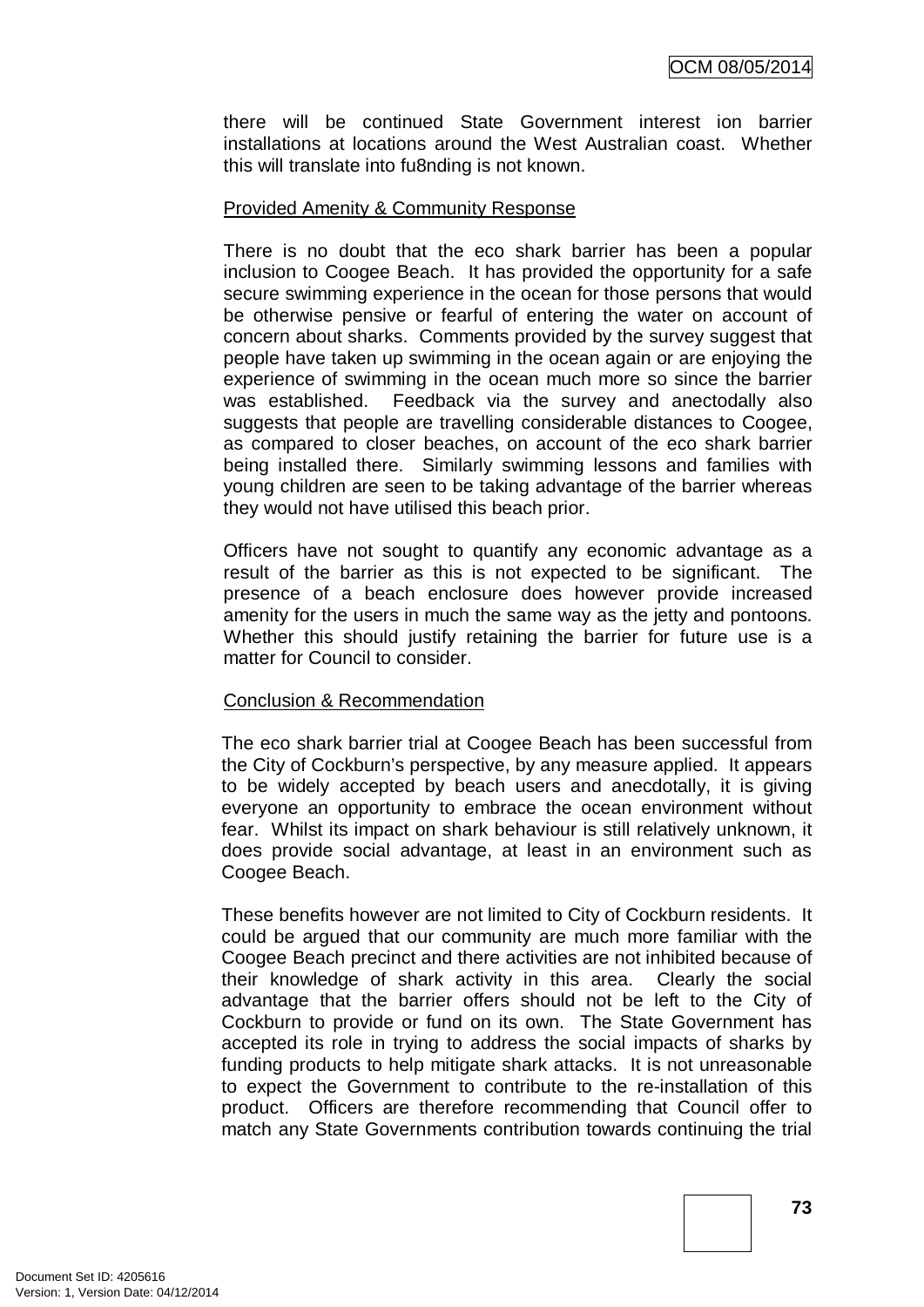there will be continued State Government interest ion barrier installations at locations around the West Australian coast. Whether this will translate into fu8nding is not known.

Provided Amenity & Community Response

There is no doubt that the eco shark barrier has been a popular inclusion to Coogee Beach. It has provided the opportunity for a safe secure swimming experience in the ocean for those persons that would be otherwise pensive or fearful of entering the water on account of concern about sharks. Comments provided by the survey suggest that people have taken up swimming in the ocean again or are enjoying the experience of swimming in the ocean much more so since the barrier was established. Feedback via the survey and anectodally also suggests that people are travelling considerable distances to Coogee, as compared to closer beaches, on account of the eco shark barrier being installed there. Similarly swimming lessons and families with young children are seen to be taking advantage of the barrier whereas they would not have utilised this beach prior.

Officers have not sought to quantify any economic advantage as a result of the barrier as this is not expected to be significant. The presence of a beach enclosure does however provide increased amenity for the users in much the same way as the jetty and pontoons. Whether this should justify retaining the barrier for future use is a matter for Council to consider.

Conclusion & Recommendation

The eco shark barrier trial at Coogee Beach has been successful from the City of Cockburn's perspective, by any measure applied. It appears to be widely accepted by beach users and anecdotally, it is giving everyone an opportunity to embrace the ocean environment without fear. Whilst its impact on shark behaviour is still relatively unknown, it does provide social advantage, at least in an environment such as Coogee Beach.

These benefits however are not limited to City of Cockburn residents. It could be argued that our community are much more familiar with the Coogee Beach precinct and there activities are not inhibited because of their knowledge of shark activity in this area. Clearly the social advantage that the barrier offers should not be left to the City of Cockburn to provide or fund on its own. The State Government has accepted its role in trying to address the social impacts of sharks by funding products to help mitigate shark attacks. It is not unreasonable to expect the Government to contribute to the re-installation of this product. Officers are therefore recommending that Council offer to match any State Governments contribution towards continuing the trial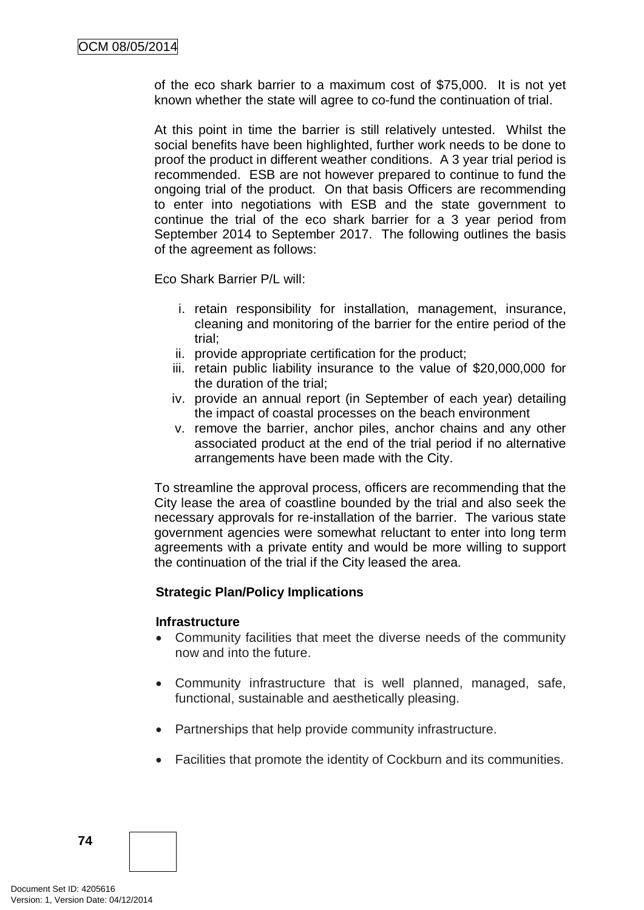of the eco shark barrier to a maximum cost of $75,000. It is not yet known whether the state will agree to co-fund the continuation of trial.

At this point in time the barrier is still relatively untested. Whilst the social benefits have been highlighted, further work needs to be done to proof the product in different weather conditions. A 3 year trial period is recommended. ESB are not however prepared to continue to fund the ongoing trial of the product. On that basis Officers are recommending to enter into negotiations with ESB and the state government to continue the trial of the eco shark barrier for a 3 year period from September 2014 to September 2017. The following outlines the basis of the agreement as follows:

Eco Shark Barrier P/L will:

i. retain responsibility for installation, management, insurance, cleaning and monitoring of the barrier for the entire period of the trial;
ii. provide appropriate certification for the product;
iii. retain public liability insurance to the value of $20,000,000 for the duration of the trial;
iv. provide an annual report (in September of each year) detailing the impact of coastal processes on the beach environment
v. remove the barrier, anchor piles, anchor chains and any other associated product at the end of the trial period if no alternative arrangements have been made with the City.

To streamline the approval process, officers are recommending that the City lease the area of coastline bounded by the trial and also seek the necessary approvals for re-installation of the barrier. The various state government agencies were somewhat reluctant to enter into long term agreements with a private entity and would be more willing to support the continuation of the trial if the City leased the area.

**Strategic Plan/Policy Implications**

**Infrastructure**

- Community facilities that meet the diverse needs of the community now and into the future.
- Community infrastructure that is well planned, managed, safe, functional, sustainable and aesthetically pleasing.
- Partnerships that help provide community infrastructure.
- Facilities that promote the identity of Cockburn and its communities.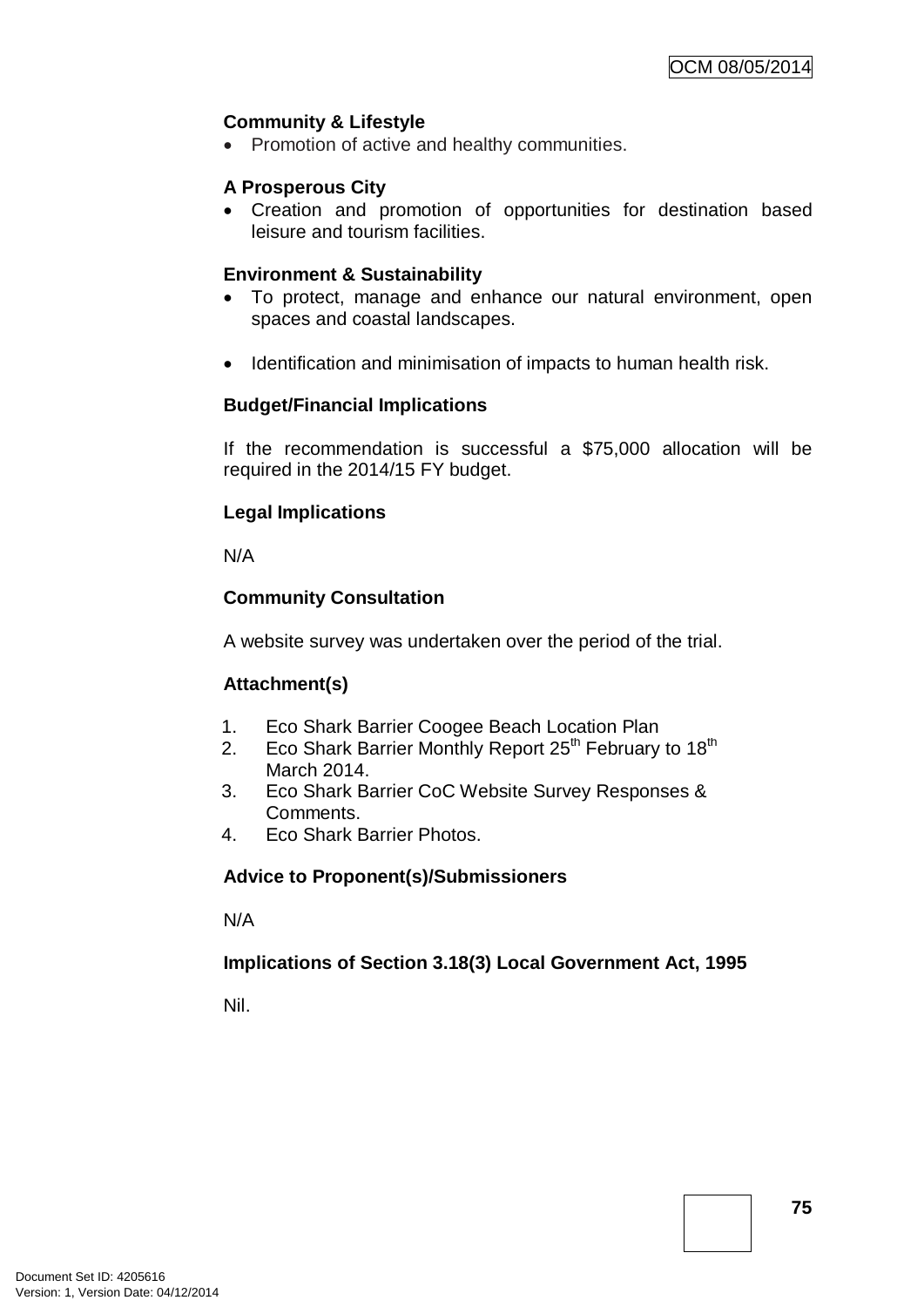**Community & Lifestyle**

- Promotion of active and healthy communities.

**A Prosperous City**

- Creation and promotion of opportunities for destination based leisure and tourism facilities.

**Environment & Sustainability**

- To protect, manage and enhance our natural environment, open spaces and coastal landscapes.

- Identification and minimisation of impacts to human health risk.

**Budget/Financial Implications**

If the recommendation is successful a $75,000 allocation will be required in the 2014/15 FY budget.

**Legal Implications**

N/A

**Community Consultation**

A website survey was undertaken over the period of the trial.

**Attachment(s)**

1. Eco Shark Barrier Coogee Beach Location Plan
2. Eco Shark Barrier Monthly Report 25th February to 18th March 2014.
3. Eco Shark Barrier CoC Website Survey Responses & Comments.
4. Eco Shark Barrier Photos.

**Advice to Proponent(s)/Submissioners**

N/A

**Implications of Section 3.18(3) Local Government Act, 1995**

Nil.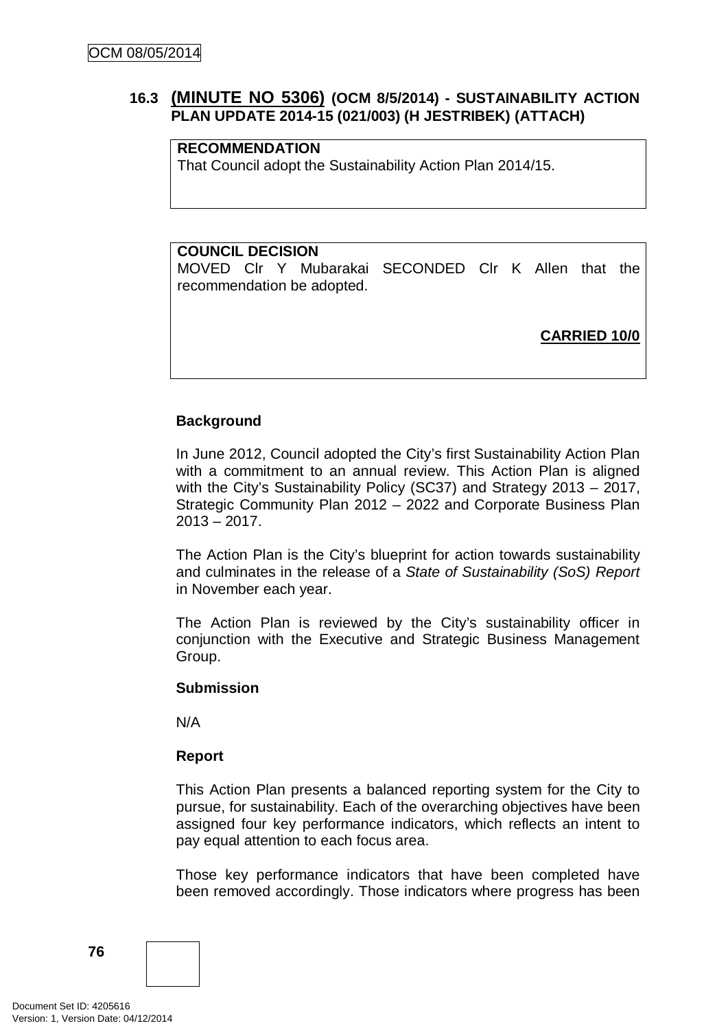### 16.3 (MINUTE NO 5306) (OCM 8/5/2014) - SUSTAINABILITY ACTION PLAN UPDATE 2014-15 (021/003) (H JESTRIBEK) (ATTACH)

**RECOMMENDATION**
That Council adopt the Sustainability Action Plan 2014/15.

**COUNCIL DECISION**
MOVED Clr Y Mubarakai SECONDED Clr K Allen that the recommendation be adopted.

**CARRIED 10/0**

**Background**

In June 2012, Council adopted the City's first Sustainability Action Plan with a commitment to an annual review. This Action Plan is aligned with the City's Sustainability Policy (SC37) and Strategy 2013 – 2017, Strategic Community Plan 2012 – 2022 and Corporate Business Plan 2013 – 2017.

The Action Plan is the City's blueprint for action towards sustainability and culminates in the release of a *State of Sustainability (SoS) Report* in November each year.

The Action Plan is reviewed by the City's sustainability officer in conjunction with the Executive and Strategic Business Management Group.

**Submission**

N/A

**Report**

This Action Plan presents a balanced reporting system for the City to pursue, for sustainability. Each of the overarching objectives have been assigned four key performance indicators, which reflects an intent to pay equal attention to each focus area.

Those key performance indicators that have been completed have been removed accordingly. Those indicators where progress has been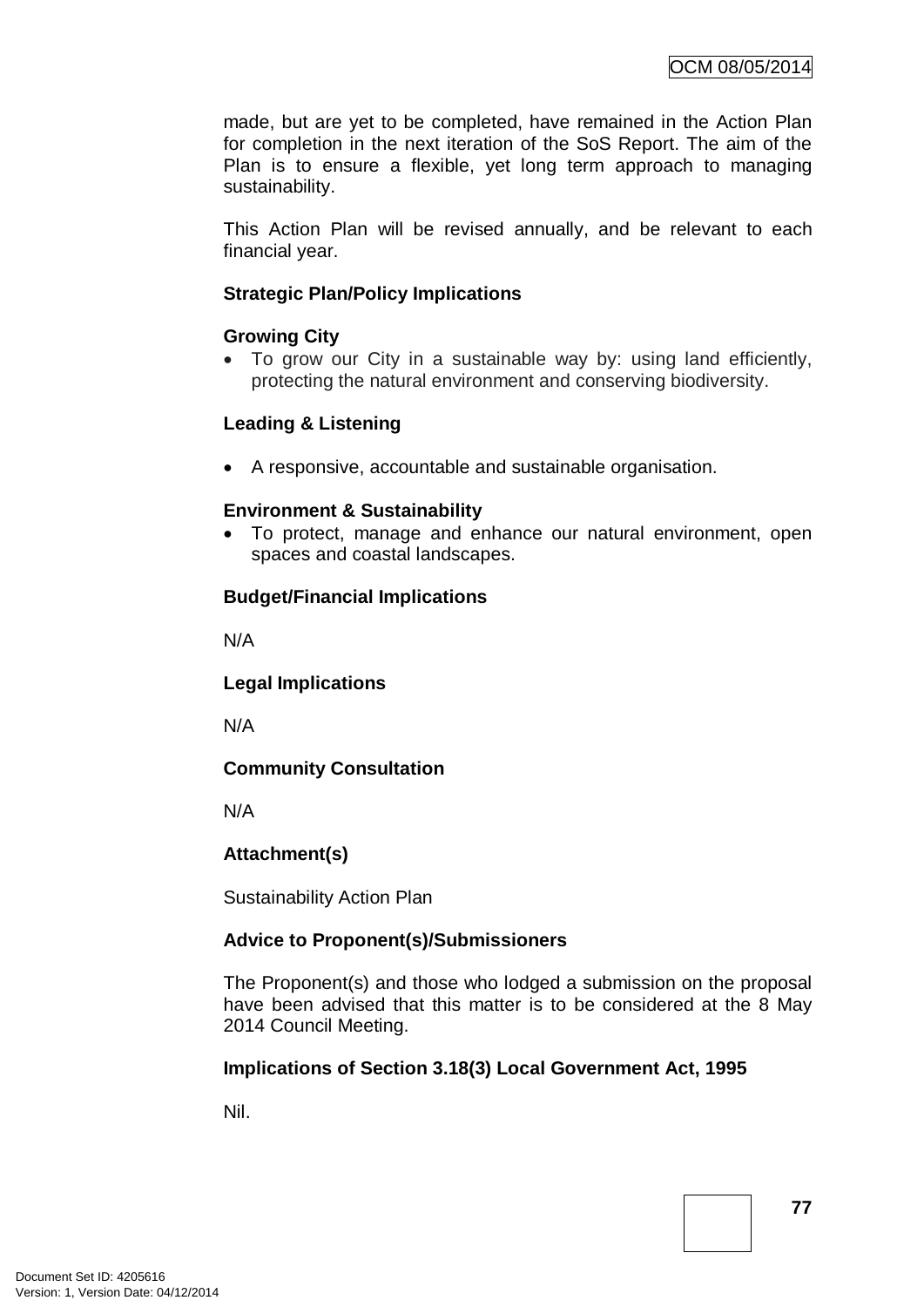made, but are yet to be completed, have remained in the Action Plan for completion in the next iteration of the SoS Report. The aim of the Plan is to ensure a flexible, yet long term approach to managing sustainability.

This Action Plan will be revised annually, and be relevant to each financial year.

**Strategic Plan/Policy Implications**

**Growing City**

- To grow our City in a sustainable way by: using land efficiently, protecting the natural environment and conserving biodiversity.

**Leading & Listening**

- A responsive, accountable and sustainable organisation.

**Environment & Sustainability**

- To protect, manage and enhance our natural environment, open spaces and coastal landscapes.

**Budget/Financial Implications**

N/A

**Legal Implications**

N/A

**Community Consultation**

N/A

**Attachment(s)**

Sustainability Action Plan

**Advice to Proponent(s)/Submissioners**

The Proponent(s) and those who lodged a submission on the proposal have been advised that this matter is to be considered at the 8 May 2014 Council Meeting.

**Implications of Section 3.18(3) Local Government Act, 1995**

Nil.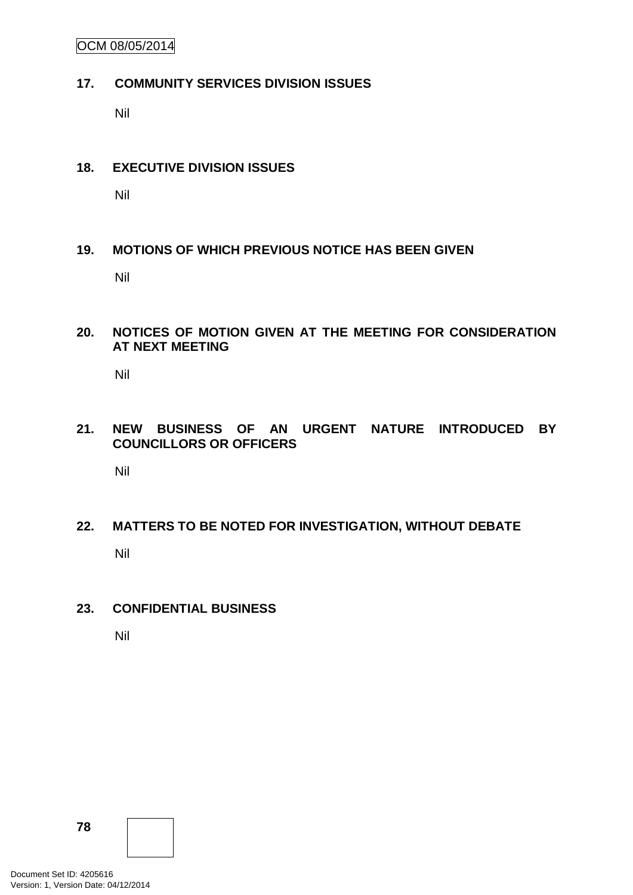## 17. COMMUNITY SERVICES DIVISION ISSUES

Nil

## 18. EXECUTIVE DIVISION ISSUES

Nil

## 19. MOTIONS OF WHICH PREVIOUS NOTICE HAS BEEN GIVEN

Nil

## 20. NOTICES OF MOTION GIVEN AT THE MEETING FOR CONSIDERATION AT NEXT MEETING

Nil

## 21. NEW BUSINESS OF AN URGENT NATURE INTRODUCED BY COUNCILLORS OR OFFICERS

Nil

## 22. MATTERS TO BE NOTED FOR INVESTIGATION, WITHOUT DEBATE

Nil

## 23. CONFIDENTIAL BUSINESS

Nil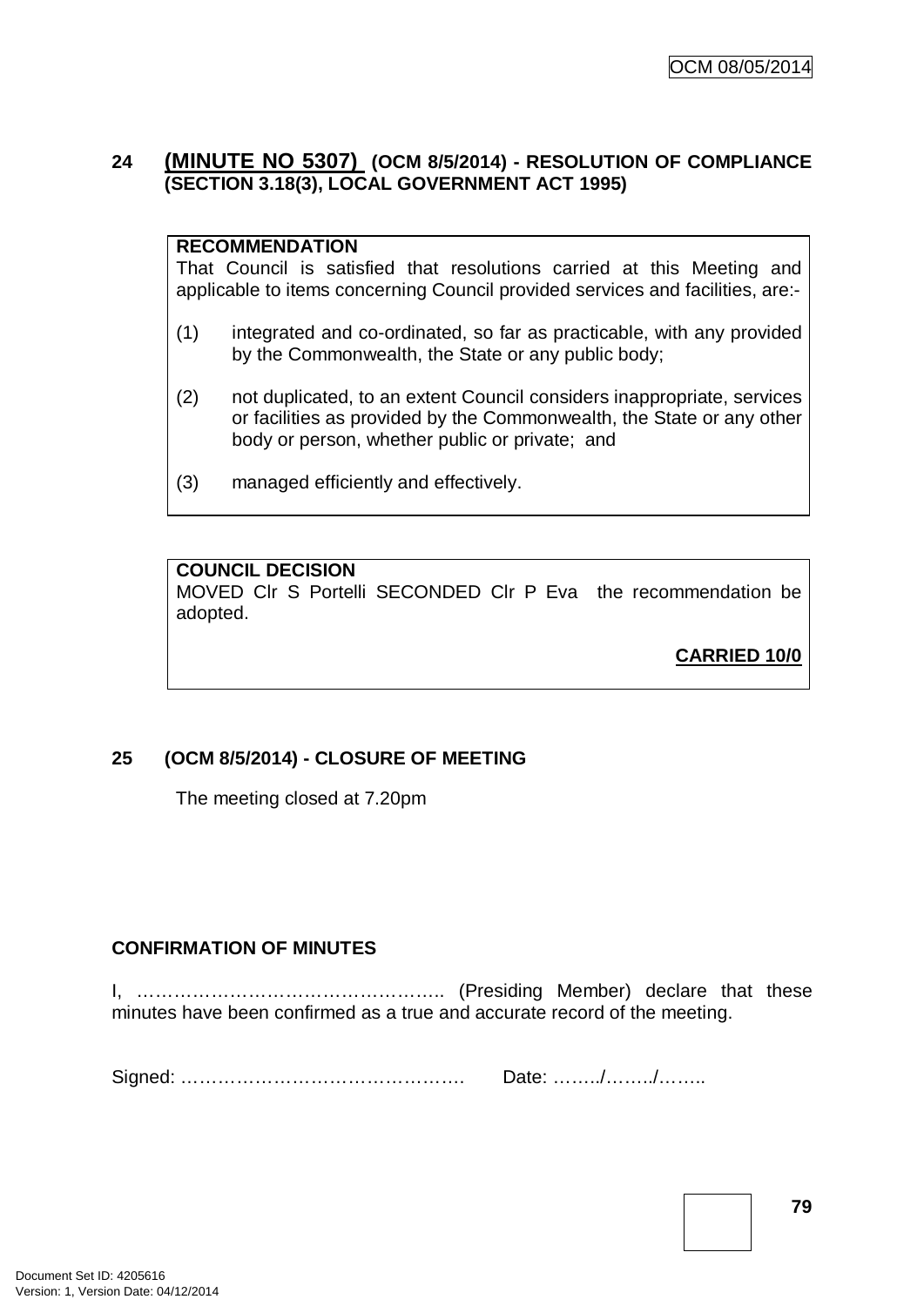## 24 (MINUTE NO 5307) (OCM 8/5/2014) - RESOLUTION OF COMPLIANCE (SECTION 3.18(3), LOCAL GOVERNMENT ACT 1995)

**RECOMMENDATION**

That Council is satisfied that resolutions carried at this Meeting and applicable to items concerning Council provided services and facilities, are:-

(1) integrated and co-ordinated, so far as practicable, with any provided by the Commonwealth, the State or any public body;

(2) not duplicated, to an extent Council considers inappropriate, services or facilities as provided by the Commonwealth, the State or any other body or person, whether public or private; and

(3) managed efficiently and effectively.

**COUNCIL DECISION**

MOVED Clr S Portelli SECONDED Clr P Eva the recommendation be adopted.

**CARRIED 10/0**

## 25 (OCM 8/5/2014) - CLOSURE OF MEETING

The meeting closed at 7.20pm

**CONFIRMATION OF MINUTES**

I, ………………………………………….. (Presiding Member) declare that these minutes have been confirmed as a true and accurate record of the meeting.

Signed: ……………………………………….     Date: ……../……../……..